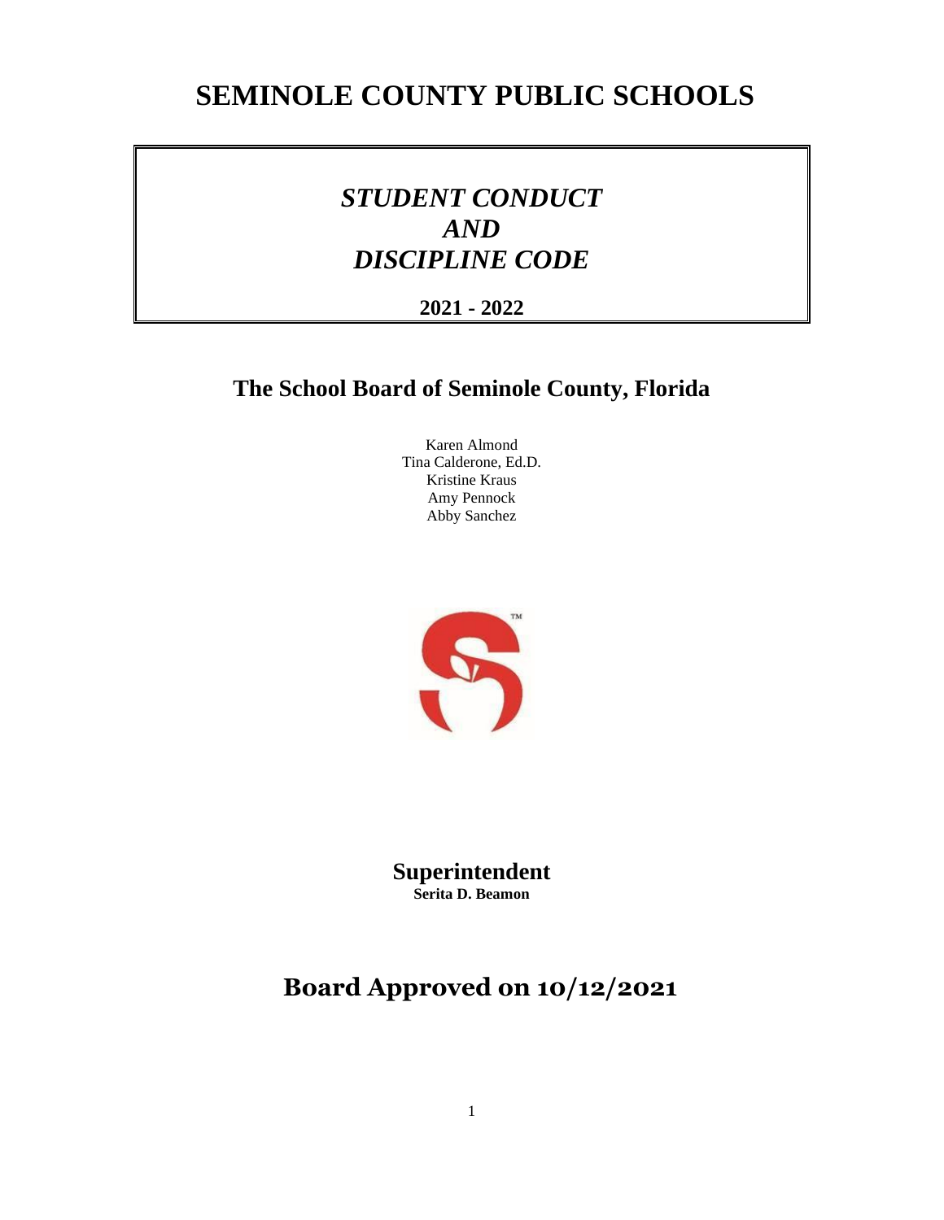# SEMINOLE COUNTY PUBLIC SCHOOLS

## *STUDENT CONDUCT AND DISCIPLINE CODE*

**2021 - 2022**

## The School Board of Seminole County, Florida

Karen Almond
Tina Calderone, Ed.D.
Kristine Kraus
Amy Pennock
Abby Sanchez

**Superintendent**
**Serita D. Beamon**

## Board Approved on 10/12/2021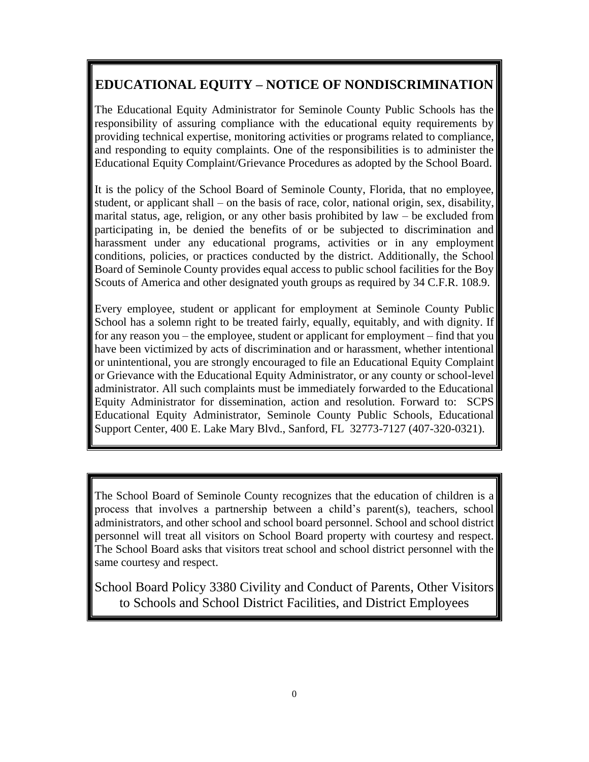## EDUCATIONAL EQUITY – NOTICE OF NONDISCRIMINATION

The Educational Equity Administrator for Seminole County Public Schools has the responsibility of assuring compliance with the educational equity requirements by providing technical expertise, monitoring activities or programs related to compliance, and responding to equity complaints. One of the responsibilities is to administer the Educational Equity Complaint/Grievance Procedures as adopted by the School Board.

It is the policy of the School Board of Seminole County, Florida, that no employee, student, or applicant shall – on the basis of race, color, national origin, sex, disability, marital status, age, religion, or any other basis prohibited by law – be excluded from participating in, be denied the benefits of or be subjected to discrimination and harassment under any educational programs, activities or in any employment conditions, policies, or practices conducted by the district. Additionally, the School Board of Seminole County provides equal access to public school facilities for the Boy Scouts of America and other designated youth groups as required by 34 C.F.R. 108.9.

Every employee, student or applicant for employment at Seminole County Public School has a solemn right to be treated fairly, equally, equitably, and with dignity. If for any reason you – the employee, student or applicant for employment – find that you have been victimized by acts of discrimination and or harassment, whether intentional or unintentional, you are strongly encouraged to file an Educational Equity Complaint or Grievance with the Educational Equity Administrator, or any county or school-level administrator. All such complaints must be immediately forwarded to the Educational Equity Administrator for dissemination, action and resolution. Forward to: SCPS Educational Equity Administrator, Seminole County Public Schools, Educational Support Center, 400 E. Lake Mary Blvd., Sanford, FL 32773-7127 (407-320-0321).

---

The School Board of Seminole County recognizes that the education of children is a process that involves a partnership between a child's parent(s), teachers, school administrators, and other school and school board personnel. School and school district personnel will treat all visitors on School Board property with courtesy and respect. The School Board asks that visitors treat school and school district personnel with the same courtesy and respect.

School Board Policy 3380 Civility and Conduct of Parents, Other Visitors to Schools and School District Facilities, and District Employees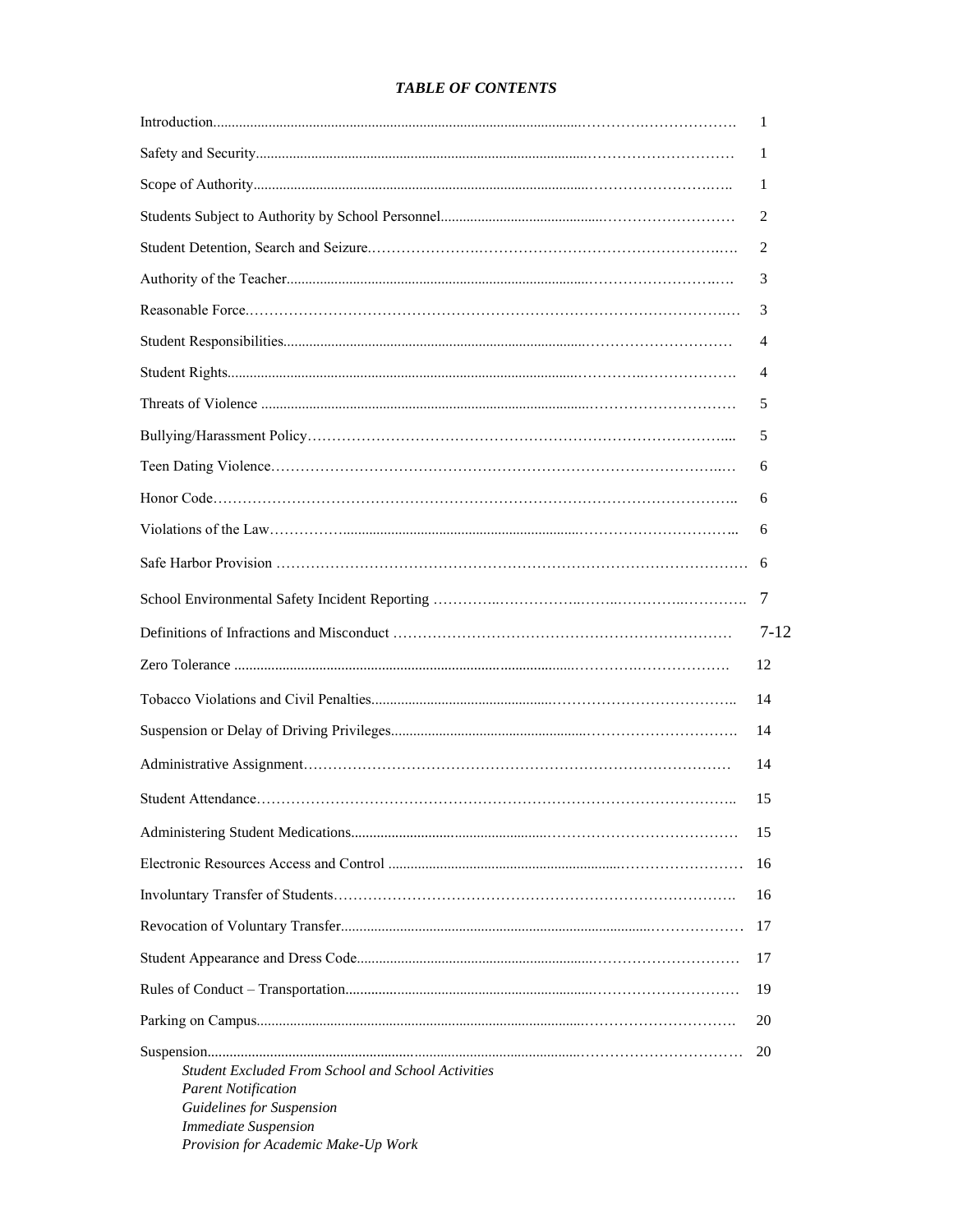***TABLE OF CONTENTS***

| | |
|---|---|
| Introduction | 1 |
| Safety and Security | 1 |
| Scope of Authority | 1 |
| Students Subject to Authority by School Personnel | 2 |
| Student Detention, Search and Seizure | 2 |
| Authority of the Teacher | 3 |
| Reasonable Force | 3 |
| Student Responsibilities | 4 |
| Student Rights | 4 |
| Threats of Violence | 5 |
| Bullying/Harassment Policy | 5 |
| Teen Dating Violence | 6 |
| Honor Code | 6 |
| Violations of the Law | 6 |
| Safe Harbor Provision | 6 |
| School Environmental Safety Incident Reporting | 7 |
| Definitions of Infractions and Misconduct | 7-12 |
| Zero Tolerance | 12 |
| Tobacco Violations and Civil Penalties | 14 |
| Suspension or Delay of Driving Privileges | 14 |
| Administrative Assignment | 14 |
| Student Attendance | 15 |
| Administering Student Medications | 15 |
| Electronic Resources Access and Control | 16 |
| Involuntary Transfer of Students | 16 |
| Revocation of Voluntary Transfer | 17 |
| Student Appearance and Dress Code | 17 |
| Rules of Conduct – Transportation | 19 |
| Parking on Campus | 20 |
| Suspension | 20 |

*Student Excluded From School and School Activities*
*Parent Notification*
*Guidelines for Suspension*
*Immediate Suspension*
*Provision for Academic Make-Up Work*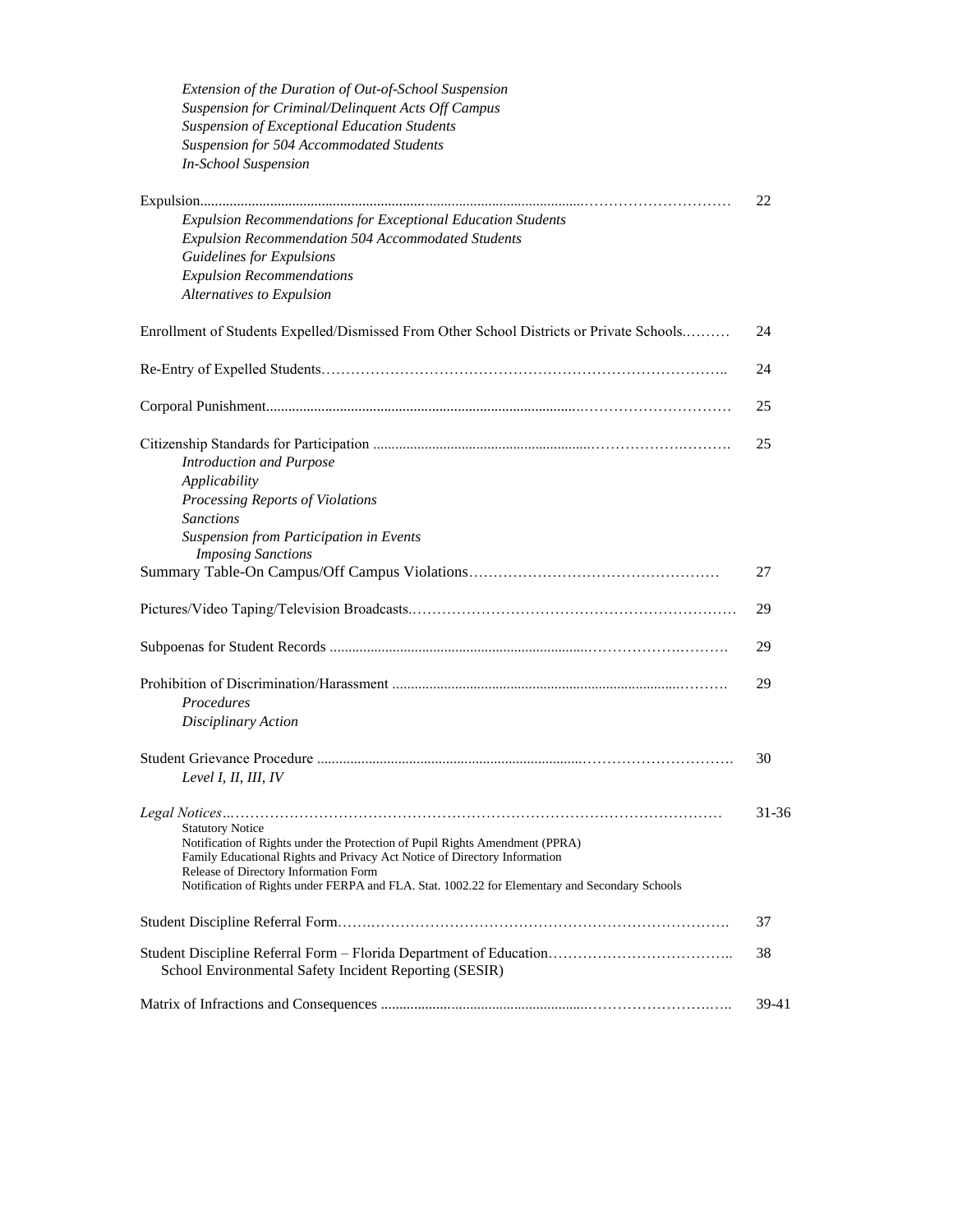*Extension of the Duration of Out-of-School Suspension*
*Suspension for Criminal/Delinquent Acts Off Campus*
*Suspension of Exceptional Education Students*
*Suspension for 504 Accommodated Students*
*In-School Suspension*

Expulsion........................................................................................................................ 22
*Expulsion Recommendations for Exceptional Education Students*
*Expulsion Recommendation 504 Accommodated Students*
*Guidelines for Expulsions*
*Expulsion Recommendations*
*Alternatives to Expulsion*

Enrollment of Students Expelled/Dismissed From Other School Districts or Private Schools.......... 24

Re-Entry of Expelled Students........................................................................................ 24

Corporal Punishment...................................................................................................... 25

Citizenship Standards for Participation ........................................................................... 25
*Introduction and Purpose*
*Applicability*
*Processing Reports of Violations*
*Sanctions*
*Suspension from Participation in Events*
*Imposing Sanctions*

Summary Table-On Campus/Off Campus Violations..................................................... 27

Pictures/Video Taping/Television Broadcasts................................................................. 29

Subpoenas for Student Records ..................................................................................... 29

Prohibition of Discrimination/Harassment ..................................................................... 29
*Procedures*
*Disciplinary Action*

Student Grievance Procedure ........................................................................................ 30
*Level I, II, III, IV*

*Legal Notices*................................................................................................................ 31-36
Statutory Notice
Notification of Rights under the Protection of Pupil Rights Amendment (PPRA)
Family Educational Rights and Privacy Act Notice of Directory Information
Release of Directory Information Form
Notification of Rights under FERPA and FLA. Stat. 1002.22 for Elementary and Secondary Schools

Student Discipline Referral Form.................................................................................... 37

Student Discipline Referral Form – Florida Department of Education.............................. 38
School Environmental Safety Incident Reporting (SESIR)

Matrix of Infractions and Consequences ........................................................................ 39-41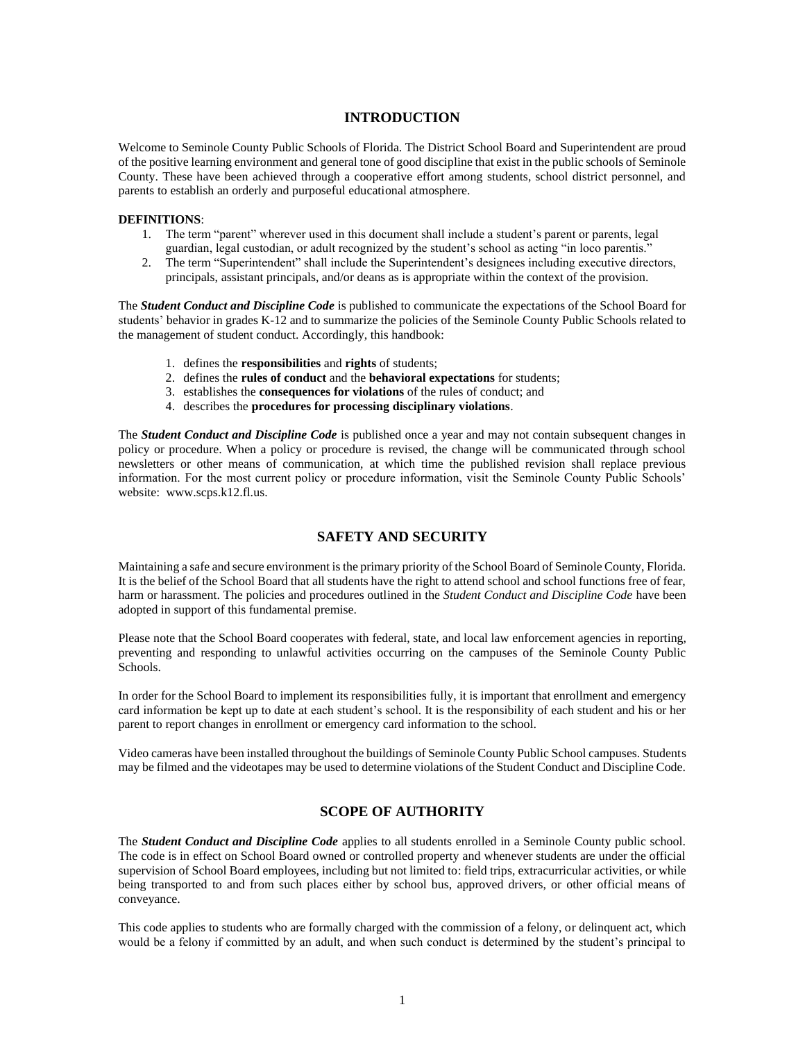## INTRODUCTION

Welcome to Seminole County Public Schools of Florida. The District School Board and Superintendent are proud of the positive learning environment and general tone of good discipline that exist in the public schools of Seminole County. These have been achieved through a cooperative effort among students, school district personnel, and parents to establish an orderly and purposeful educational atmosphere.

**DEFINITIONS**:

1. The term "parent" wherever used in this document shall include a student's parent or parents, legal guardian, legal custodian, or adult recognized by the student's school as acting "in loco parentis."
2. The term "Superintendent" shall include the Superintendent's designees including executive directors, principals, assistant principals, and/or deans as is appropriate within the context of the provision.

The ***Student Conduct and Discipline Code*** is published to communicate the expectations of the School Board for students' behavior in grades K-12 and to summarize the policies of the Seminole County Public Schools related to the management of student conduct. Accordingly, this handbook:

1. defines the **responsibilities** and **rights** of students;
2. defines the **rules of conduct** and the **behavioral expectations** for students;
3. establishes the **consequences for violations** of the rules of conduct; and
4. describes the **procedures for processing disciplinary violations**.

The ***Student Conduct and Discipline Code*** is published once a year and may not contain subsequent changes in policy or procedure. When a policy or procedure is revised, the change will be communicated through school newsletters or other means of communication, at which time the published revision shall replace previous information. For the most current policy or procedure information, visit the Seminole County Public Schools' website: www.scps.k12.fl.us.

## SAFETY AND SECURITY

Maintaining a safe and secure environment is the primary priority of the School Board of Seminole County, Florida. It is the belief of the School Board that all students have the right to attend school and school functions free of fear, harm or harassment. The policies and procedures outlined in the *Student Conduct and Discipline Code* have been adopted in support of this fundamental premise.

Please note that the School Board cooperates with federal, state, and local law enforcement agencies in reporting, preventing and responding to unlawful activities occurring on the campuses of the Seminole County Public Schools.

In order for the School Board to implement its responsibilities fully, it is important that enrollment and emergency card information be kept up to date at each student's school. It is the responsibility of each student and his or her parent to report changes in enrollment or emergency card information to the school.

Video cameras have been installed throughout the buildings of Seminole County Public School campuses. Students may be filmed and the videotapes may be used to determine violations of the Student Conduct and Discipline Code.

## SCOPE OF AUTHORITY

The ***Student Conduct and Discipline Code*** applies to all students enrolled in a Seminole County public school. The code is in effect on School Board owned or controlled property and whenever students are under the official supervision of School Board employees, including but not limited to: field trips, extracurricular activities, or while being transported to and from such places either by school bus, approved drivers, or other official means of conveyance.

This code applies to students who are formally charged with the commission of a felony, or delinquent act, which would be a felony if committed by an adult, and when such conduct is determined by the student's principal to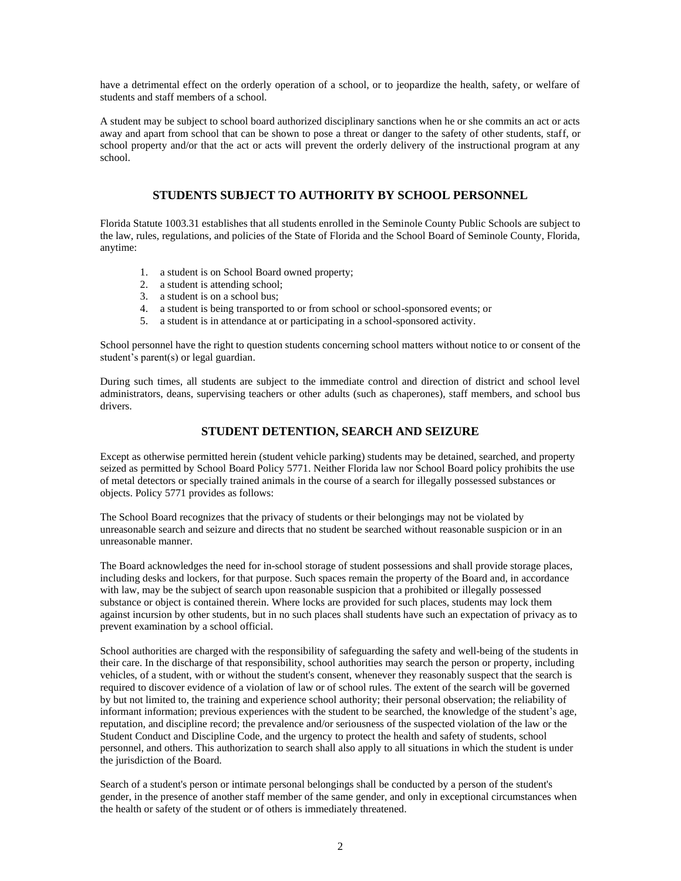have a detrimental effect on the orderly operation of a school, or to jeopardize the health, safety, or welfare of students and staff members of a school.

A student may be subject to school board authorized disciplinary sanctions when he or she commits an act or acts away and apart from school that can be shown to pose a threat or danger to the safety of other students, staff, or school property and/or that the act or acts will prevent the orderly delivery of the instructional program at any school.

## STUDENTS SUBJECT TO AUTHORITY BY SCHOOL PERSONNEL

Florida Statute 1003.31 establishes that all students enrolled in the Seminole County Public Schools are subject to the law, rules, regulations, and policies of the State of Florida and the School Board of Seminole County, Florida, anytime:

1. a student is on School Board owned property;
2. a student is attending school;
3. a student is on a school bus;
4. a student is being transported to or from school or school-sponsored events; or
5. a student is in attendance at or participating in a school-sponsored activity.

School personnel have the right to question students concerning school matters without notice to or consent of the student's parent(s) or legal guardian.

During such times, all students are subject to the immediate control and direction of district and school level administrators, deans, supervising teachers or other adults (such as chaperones), staff members, and school bus drivers.

## STUDENT DETENTION, SEARCH AND SEIZURE

Except as otherwise permitted herein (student vehicle parking) students may be detained, searched, and property seized as permitted by School Board Policy 5771. Neither Florida law nor School Board policy prohibits the use of metal detectors or specially trained animals in the course of a search for illegally possessed substances or objects. Policy 5771 provides as follows:

The School Board recognizes that the privacy of students or their belongings may not be violated by unreasonable search and seizure and directs that no student be searched without reasonable suspicion or in an unreasonable manner.

The Board acknowledges the need for in-school storage of student possessions and shall provide storage places, including desks and lockers, for that purpose. Such spaces remain the property of the Board and, in accordance with law, may be the subject of search upon reasonable suspicion that a prohibited or illegally possessed substance or object is contained therein. Where locks are provided for such places, students may lock them against incursion by other students, but in no such places shall students have such an expectation of privacy as to prevent examination by a school official.

School authorities are charged with the responsibility of safeguarding the safety and well-being of the students in their care. In the discharge of that responsibility, school authorities may search the person or property, including vehicles, of a student, with or without the student's consent, whenever they reasonably suspect that the search is required to discover evidence of a violation of law or of school rules. The extent of the search will be governed by but not limited to, the training and experience school authority; their personal observation; the reliability of informant information; previous experiences with the student to be searched, the knowledge of the student's age, reputation, and discipline record; the prevalence and/or seriousness of the suspected violation of the law or the Student Conduct and Discipline Code, and the urgency to protect the health and safety of students, school personnel, and others. This authorization to search shall also apply to all situations in which the student is under the jurisdiction of the Board.

Search of a student's person or intimate personal belongings shall be conducted by a person of the student's gender, in the presence of another staff member of the same gender, and only in exceptional circumstances when the health or safety of the student or of others is immediately threatened.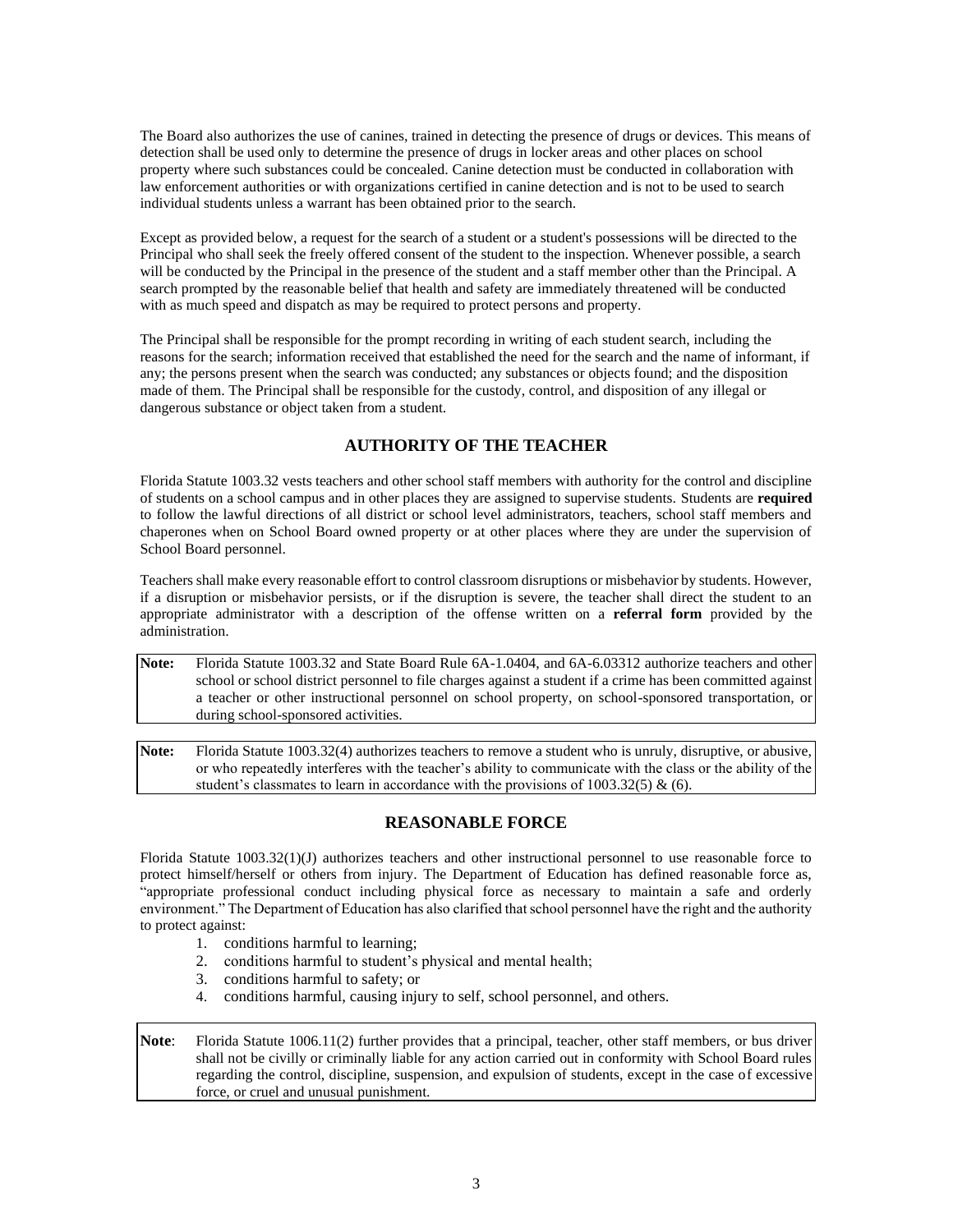The Board also authorizes the use of canines, trained in detecting the presence of drugs or devices. This means of detection shall be used only to determine the presence of drugs in locker areas and other places on school property where such substances could be concealed. Canine detection must be conducted in collaboration with law enforcement authorities or with organizations certified in canine detection and is not to be used to search individual students unless a warrant has been obtained prior to the search.

Except as provided below, a request for the search of a student or a student's possessions will be directed to the Principal who shall seek the freely offered consent of the student to the inspection. Whenever possible, a search will be conducted by the Principal in the presence of the student and a staff member other than the Principal. A search prompted by the reasonable belief that health and safety are immediately threatened will be conducted with as much speed and dispatch as may be required to protect persons and property.

The Principal shall be responsible for the prompt recording in writing of each student search, including the reasons for the search; information received that established the need for the search and the name of informant, if any; the persons present when the search was conducted; any substances or objects found; and the disposition made of them. The Principal shall be responsible for the custody, control, and disposition of any illegal or dangerous substance or object taken from a student.

## AUTHORITY OF THE TEACHER

Florida Statute 1003.32 vests teachers and other school staff members with authority for the control and discipline of students on a school campus and in other places they are assigned to supervise students. Students are **required** to follow the lawful directions of all district or school level administrators, teachers, school staff members and chaperones when on School Board owned property or at other places where they are under the supervision of School Board personnel.

Teachers shall make every reasonable effort to control classroom disruptions or misbehavior by students. However, if a disruption or misbehavior persists, or if the disruption is severe, the teacher shall direct the student to an appropriate administrator with a description of the offense written on a **referral form** provided by the administration.

**Note:** Florida Statute 1003.32 and State Board Rule 6A-1.0404, and 6A-6.03312 authorize teachers and other school or school district personnel to file charges against a student if a crime has been committed against a teacher or other instructional personnel on school property, on school-sponsored transportation, or during school-sponsored activities.

**Note:** Florida Statute 1003.32(4) authorizes teachers to remove a student who is unruly, disruptive, or abusive, or who repeatedly interferes with the teacher's ability to communicate with the class or the ability of the student's classmates to learn in accordance with the provisions of 1003.32(5) & (6).

## REASONABLE FORCE

Florida Statute 1003.32(1)(J) authorizes teachers and other instructional personnel to use reasonable force to protect himself/herself or others from injury. The Department of Education has defined reasonable force as, "appropriate professional conduct including physical force as necessary to maintain a safe and orderly environment." The Department of Education has also clarified that school personnel have the right and the authority to protect against:

1. conditions harmful to learning;
2. conditions harmful to student's physical and mental health;
3. conditions harmful to safety; or
4. conditions harmful, causing injury to self, school personnel, and others.

**Note**: Florida Statute 1006.11(2) further provides that a principal, teacher, other staff members, or bus driver shall not be civilly or criminally liable for any action carried out in conformity with School Board rules regarding the control, discipline, suspension, and expulsion of students, except in the case of excessive force, or cruel and unusual punishment.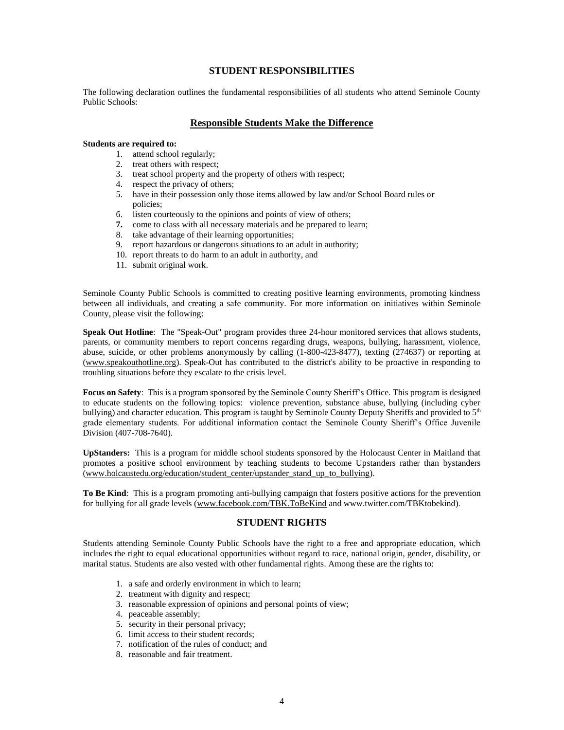## STUDENT RESPONSIBILITIES

The following declaration outlines the fundamental responsibilities of all students who attend Seminole County Public Schools:

### Responsible Students Make the Difference

**Students are required to:**

1. attend school regularly;
2. treat others with respect;
3. treat school property and the property of others with respect;
4. respect the privacy of others;
5. have in their possession only those items allowed by law and/or School Board rules or policies;
6. listen courteously to the opinions and points of view of others;
7. come to class with all necessary materials and be prepared to learn;
8. take advantage of their learning opportunities;
9. report hazardous or dangerous situations to an adult in authority;
10. report threats to do harm to an adult in authority, and
11. submit original work.

Seminole County Public Schools is committed to creating positive learning environments, promoting kindness between all individuals, and creating a safe community. For more information on initiatives within Seminole County, please visit the following:

**Speak Out Hotline**: The "Speak-Out" program provides three 24-hour monitored services that allows students, parents, or community members to report concerns regarding drugs, weapons, bullying, harassment, violence, abuse, suicide, or other problems anonymously by calling (1-800-423-8477), texting (274637) or reporting at (www.speakouthotline.org). Speak-Out has contributed to the district's ability to be proactive in responding to troubling situations before they escalate to the crisis level.

**Focus on Safety**: This is a program sponsored by the Seminole County Sheriff's Office. This program is designed to educate students on the following topics: violence prevention, substance abuse, bullying (including cyber bullying) and character education. This program is taught by Seminole County Deputy Sheriffs and provided to 5th grade elementary students. For additional information contact the Seminole County Sheriff's Office Juvenile Division (407-708-7640).

**UpStanders:** This is a program for middle school students sponsored by the Holocaust Center in Maitland that promotes a positive school environment by teaching students to become Upstanders rather than bystanders (www.holcaustedu.org/education/student_center/upstander_stand_up_to_bullying).

**To Be Kind**: This is a program promoting anti-bullying campaign that fosters positive actions for the prevention for bullying for all grade levels (www.facebook.com/TBK.ToBeKind and www.twitter.com/TBKtobekind).

## STUDENT RIGHTS

Students attending Seminole County Public Schools have the right to a free and appropriate education, which includes the right to equal educational opportunities without regard to race, national origin, gender, disability, or marital status. Students are also vested with other fundamental rights. Among these are the rights to:

1. a safe and orderly environment in which to learn;
2. treatment with dignity and respect;
3. reasonable expression of opinions and personal points of view;
4. peaceable assembly;
5. security in their personal privacy;
6. limit access to their student records;
7. notification of the rules of conduct; and
8. reasonable and fair treatment.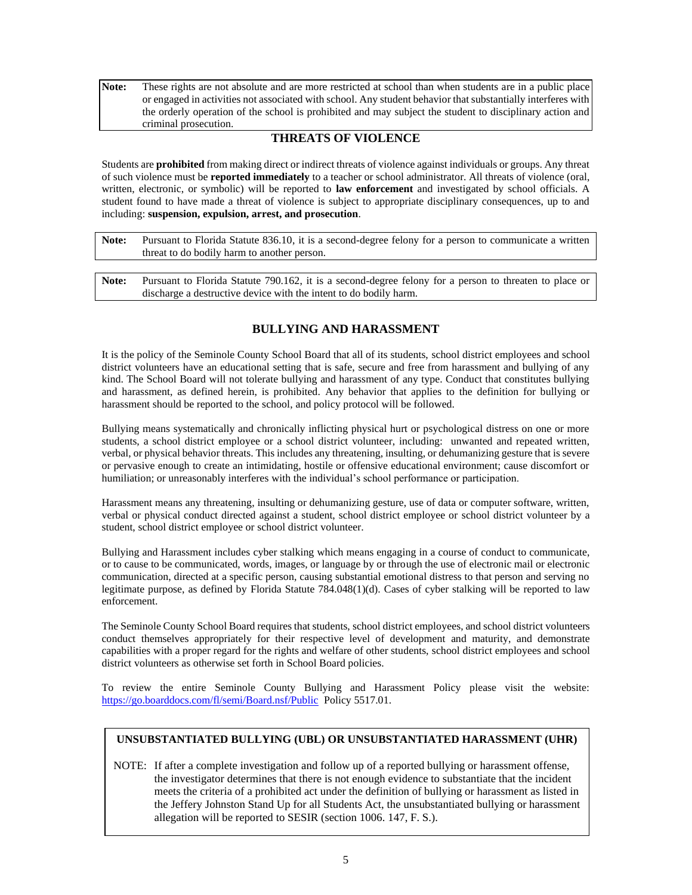**Note:** These rights are not absolute and are more restricted at school than when students are in a public place or engaged in activities not associated with school. Any student behavior that substantially interferes with the orderly operation of the school is prohibited and may subject the student to disciplinary action and criminal prosecution.

## THREATS OF VIOLENCE

Students are **prohibited** from making direct or indirect threats of violence against individuals or groups. Any threat of such violence must be **reported immediately** to a teacher or school administrator. All threats of violence (oral, written, electronic, or symbolic) will be reported to **law enforcement** and investigated by school officials. A student found to have made a threat of violence is subject to appropriate disciplinary consequences, up to and including: **suspension, expulsion, arrest, and prosecution**.

**Note:** Pursuant to Florida Statute 836.10, it is a second-degree felony for a person to communicate a written threat to do bodily harm to another person.

**Note:** Pursuant to Florida Statute 790.162, it is a second-degree felony for a person to threaten to place or discharge a destructive device with the intent to do bodily harm.

## BULLYING AND HARASSMENT

It is the policy of the Seminole County School Board that all of its students, school district employees and school district volunteers have an educational setting that is safe, secure and free from harassment and bullying of any kind. The School Board will not tolerate bullying and harassment of any type. Conduct that constitutes bullying and harassment, as defined herein, is prohibited. Any behavior that applies to the definition for bullying or harassment should be reported to the school, and policy protocol will be followed.

Bullying means systematically and chronically inflicting physical hurt or psychological distress on one or more students, a school district employee or a school district volunteer, including: unwanted and repeated written, verbal, or physical behavior threats. This includes any threatening, insulting, or dehumanizing gesture that is severe or pervasive enough to create an intimidating, hostile or offensive educational environment; cause discomfort or humiliation; or unreasonably interferes with the individual's school performance or participation.

Harassment means any threatening, insulting or dehumanizing gesture, use of data or computer software, written, verbal or physical conduct directed against a student, school district employee or school district volunteer by a student, school district employee or school district volunteer.

Bullying and Harassment includes cyber stalking which means engaging in a course of conduct to communicate, or to cause to be communicated, words, images, or language by or through the use of electronic mail or electronic communication, directed at a specific person, causing substantial emotional distress to that person and serving no legitimate purpose, as defined by Florida Statute 784.048(1)(d). Cases of cyber stalking will be reported to law enforcement.

The Seminole County School Board requires that students, school district employees, and school district volunteers conduct themselves appropriately for their respective level of development and maturity, and demonstrate capabilities with a proper regard for the rights and welfare of other students, school district employees and school district volunteers as otherwise set forth in School Board policies.

To review the entire Seminole County Bullying and Harassment Policy please visit the website: https://go.boarddocs.com/fl/semi/Board.nsf/Public Policy 5517.01.

**UNSUBSTANTIATED BULLYING (UBL) OR UNSUBSTANTIATED HARASSMENT (UHR)**

NOTE: If after a complete investigation and follow up of a reported bullying or harassment offense, the investigator determines that there is not enough evidence to substantiate that the incident meets the criteria of a prohibited act under the definition of bullying or harassment as listed in the Jeffery Johnston Stand Up for all Students Act, the unsubstantiated bullying or harassment allegation will be reported to SESIR (section 1006. 147, F. S.).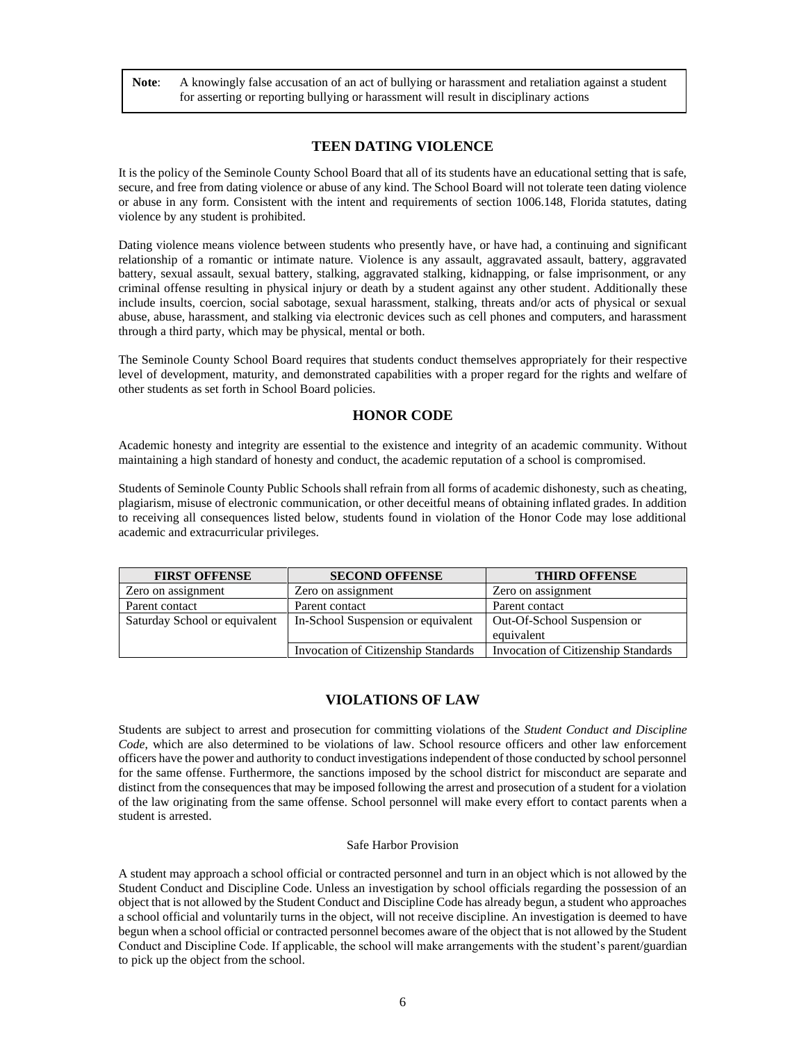> **Note**: A knowingly false accusation of an act of bullying or harassment and retaliation against a student for asserting or reporting bullying or harassment will result in disciplinary actions

## TEEN DATING VIOLENCE

It is the policy of the Seminole County School Board that all of its students have an educational setting that is safe, secure, and free from dating violence or abuse of any kind. The School Board will not tolerate teen dating violence or abuse in any form. Consistent with the intent and requirements of section 1006.148, Florida statutes, dating violence by any student is prohibited.

Dating violence means violence between students who presently have, or have had, a continuing and significant relationship of a romantic or intimate nature. Violence is any assault, aggravated assault, battery, aggravated battery, sexual assault, sexual battery, stalking, aggravated stalking, kidnapping, or false imprisonment, or any criminal offense resulting in physical injury or death by a student against any other student. Additionally these include insults, coercion, social sabotage, sexual harassment, stalking, threats and/or acts of physical or sexual abuse, abuse, harassment, and stalking via electronic devices such as cell phones and computers, and harassment through a third party, which may be physical, mental or both.

The Seminole County School Board requires that students conduct themselves appropriately for their respective level of development, maturity, and demonstrated capabilities with a proper regard for the rights and welfare of other students as set forth in School Board policies.

## HONOR CODE

Academic honesty and integrity are essential to the existence and integrity of an academic community. Without maintaining a high standard of honesty and conduct, the academic reputation of a school is compromised.

Students of Seminole County Public Schools shall refrain from all forms of academic dishonesty, such as cheating, plagiarism, misuse of electronic communication, or other deceitful means of obtaining inflated grades. In addition to receiving all consequences listed below, students found in violation of the Honor Code may lose additional academic and extracurricular privileges.

| FIRST OFFENSE | SECOND OFFENSE | THIRD OFFENSE |
|---|---|---|
| Zero on assignment | Zero on assignment | Zero on assignment |
| Parent contact | Parent contact | Parent contact |
| Saturday School or equivalent | In-School Suspension or equivalent | Out-Of-School Suspension or equivalent |
| | Invocation of Citizenship Standards | Invocation of Citizenship Standards |

## VIOLATIONS OF LAW

Students are subject to arrest and prosecution for committing violations of the *Student Conduct and Discipline Code*, which are also determined to be violations of law. School resource officers and other law enforcement officers have the power and authority to conduct investigations independent of those conducted by school personnel for the same offense. Furthermore, the sanctions imposed by the school district for misconduct are separate and distinct from the consequences that may be imposed following the arrest and prosecution of a student for a violation of the law originating from the same offense. School personnel will make every effort to contact parents when a student is arrested.

### Safe Harbor Provision

A student may approach a school official or contracted personnel and turn in an object which is not allowed by the Student Conduct and Discipline Code. Unless an investigation by school officials regarding the possession of an object that is not allowed by the Student Conduct and Discipline Code has already begun, a student who approaches a school official and voluntarily turns in the object, will not receive discipline. An investigation is deemed to have begun when a school official or contracted personnel becomes aware of the object that is not allowed by the Student Conduct and Discipline Code. If applicable, the school will make arrangements with the student's parent/guardian to pick up the object from the school.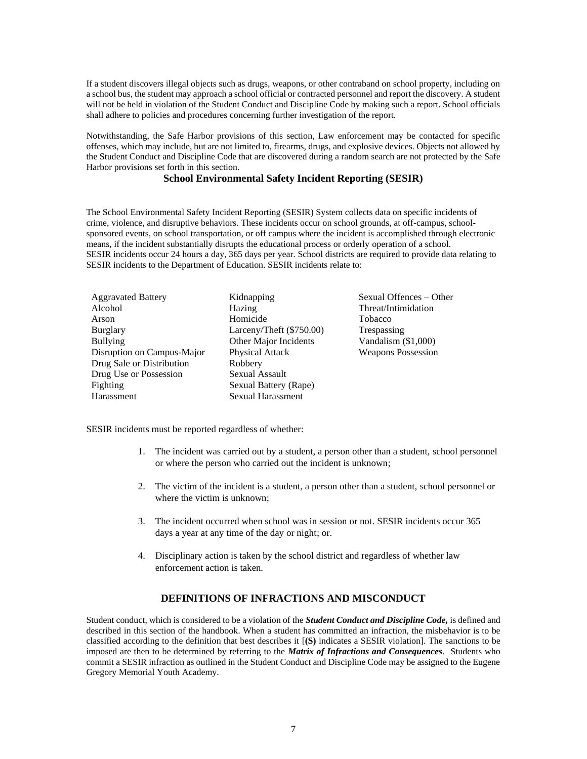If a student discovers illegal objects such as drugs, weapons, or other contraband on school property, including on a school bus, the student may approach a school official or contracted personnel and report the discovery. A student will not be held in violation of the Student Conduct and Discipline Code by making such a report. School officials shall adhere to policies and procedures concerning further investigation of the report.

Notwithstanding, the Safe Harbor provisions of this section, Law enforcement may be contacted for specific offenses, which may include, but are not limited to, firearms, drugs, and explosive devices. Objects not allowed by the Student Conduct and Discipline Code that are discovered during a random search are not protected by the Safe Harbor provisions set forth in this section.

## School Environmental Safety Incident Reporting (SESIR)

The School Environmental Safety Incident Reporting (SESIR) System collects data on specific incidents of crime, violence, and disruptive behaviors. These incidents occur on school grounds, at off-campus, school-sponsored events, on school transportation, or off campus where the incident is accomplished through electronic means, if the incident substantially disrupts the educational process or orderly operation of a school.
SESIR incidents occur 24 hours a day, 365 days per year. School districts are required to provide data relating to SESIR incidents to the Department of Education. SESIR incidents relate to:

- Aggravated Battery
- Alcohol
- Arson
- Burglary
- Bullying
- Disruption on Campus-Major
- Drug Sale or Distribution
- Drug Use or Possession
- Fighting
- Harassment
- Kidnapping
- Hazing
- Homicide
- Larceny/Theft ($750.00)
- Other Major Incidents
- Physical Attack
- Robbery
- Sexual Assault
- Sexual Battery (Rape)
- Sexual Harassment
- Sexual Offences – Other
- Threat/Intimidation
- Tobacco
- Trespassing
- Vandalism ($1,000)
- Weapons Possession

SESIR incidents must be reported regardless of whether:

1. The incident was carried out by a student, a person other than a student, school personnel or where the person who carried out the incident is unknown;
2. The victim of the incident is a student, a person other than a student, school personnel or where the victim is unknown;
3. The incident occurred when school was in session or not. SESIR incidents occur 365 days a year at any time of the day or night; or.
4. Disciplinary action is taken by the school district and regardless of whether law enforcement action is taken.

## DEFINITIONS OF INFRACTIONS AND MISCONDUCT

Student conduct, which is considered to be a violation of the ***Student Conduct and Discipline Code,*** is defined and described in this section of the handbook. When a student has committed an infraction, the misbehavior is to be classified according to the definition that best describes it [**(S)** indicates a SESIR violation]. The sanctions to be imposed are then to be determined by referring to the ***Matrix of Infractions and Consequences***. Students who commit a SESIR infraction as outlined in the Student Conduct and Discipline Code may be assigned to the Eugene Gregory Memorial Youth Academy.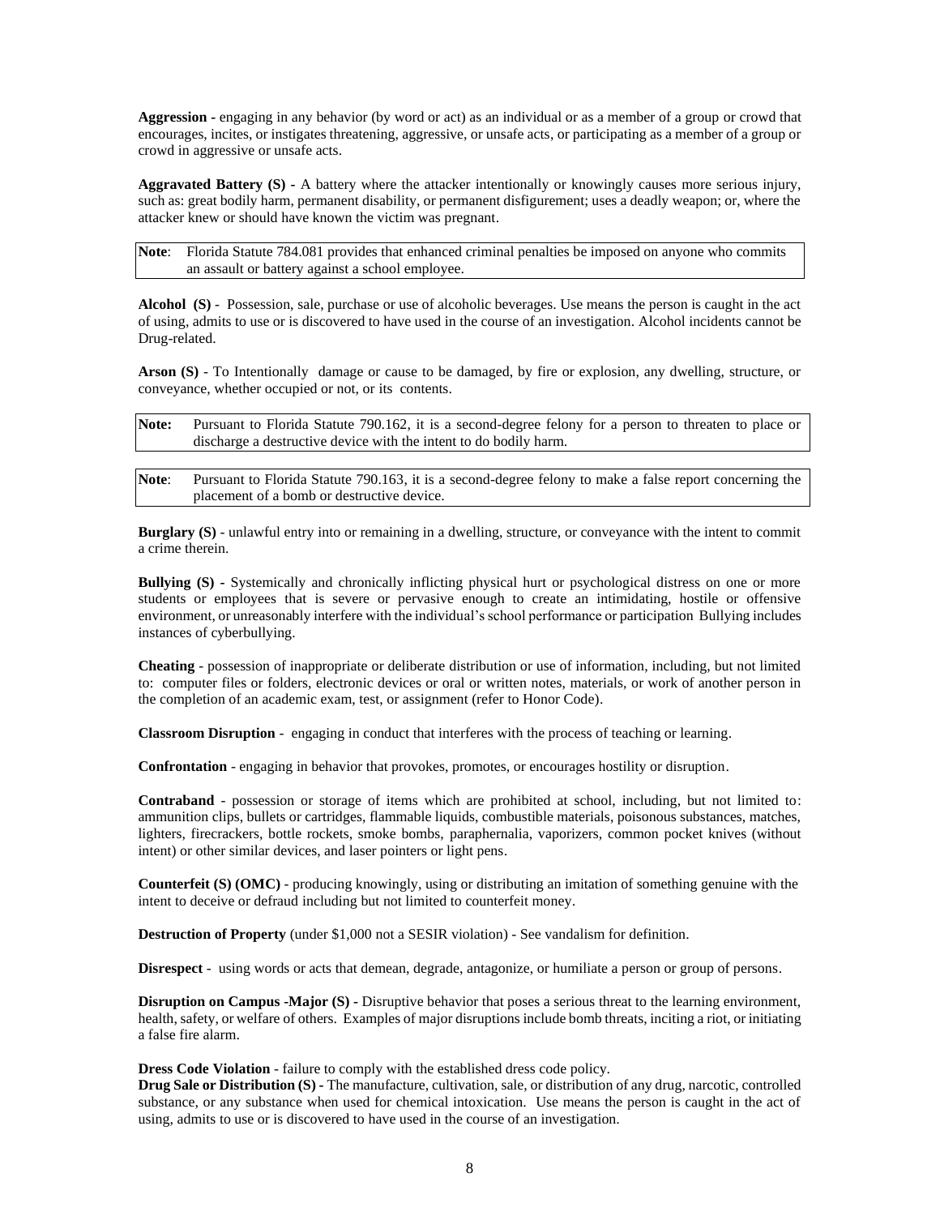**Aggression -** engaging in any behavior (by word or act) as an individual or as a member of a group or crowd that encourages, incites, or instigates threatening, aggressive, or unsafe acts, or participating as a member of a group or crowd in aggressive or unsafe acts.

**Aggravated Battery (S) -** A battery where the attacker intentionally or knowingly causes more serious injury, such as: great bodily harm, permanent disability, or permanent disfigurement; uses a deadly weapon; or, where the attacker knew or should have known the victim was pregnant.

| **Note**: Florida Statute 784.081 provides that enhanced criminal penalties be imposed on anyone who commits an assault or battery against a school employee. |
|---|

**Alcohol (S)** - Possession, sale, purchase or use of alcoholic beverages. Use means the person is caught in the act of using, admits to use or is discovered to have used in the course of an investigation. Alcohol incidents cannot be Drug-related.

**Arson (S)** - To Intentionally damage or cause to be damaged, by fire or explosion, any dwelling, structure, or conveyance, whether occupied or not, or its contents.

| **Note:** Pursuant to Florida Statute 790.162, it is a second-degree felony for a person to threaten to place or discharge a destructive device with the intent to do bodily harm. |
|---|

| **Note**: Pursuant to Florida Statute 790.163, it is a second-degree felony to make a false report concerning the placement of a bomb or destructive device. |
|---|

**Burglary (S)** - unlawful entry into or remaining in a dwelling, structure, or conveyance with the intent to commit a crime therein.

**Bullying (S) -** Systemically and chronically inflicting physical hurt or psychological distress on one or more students or employees that is severe or pervasive enough to create an intimidating, hostile or offensive environment, or unreasonably interfere with the individual's school performance or participation Bullying includes instances of cyberbullying.

**Cheating** - possession of inappropriate or deliberate distribution or use of information, including, but not limited to: computer files or folders, electronic devices or oral or written notes, materials, or work of another person in the completion of an academic exam, test, or assignment (refer to Honor Code).

**Classroom Disruption** - engaging in conduct that interferes with the process of teaching or learning.

**Confrontation** - engaging in behavior that provokes, promotes, or encourages hostility or disruption.

**Contraband** - possession or storage of items which are prohibited at school, including, but not limited to: ammunition clips, bullets or cartridges, flammable liquids, combustible materials, poisonous substances, matches, lighters, firecrackers, bottle rockets, smoke bombs, paraphernalia, vaporizers, common pocket knives (without intent) or other similar devices, and laser pointers or light pens.

**Counterfeit (S) (OMC)** - producing knowingly, using or distributing an imitation of something genuine with the intent to deceive or defraud including but not limited to counterfeit money.

**Destruction of Property** (under $1,000 not a SESIR violation) - See vandalism for definition.

**Disrespect** - using words or acts that demean, degrade, antagonize, or humiliate a person or group of persons.

**Disruption on Campus -Major (S) -** Disruptive behavior that poses a serious threat to the learning environment, health, safety, or welfare of others. Examples of major disruptions include bomb threats, inciting a riot, or initiating a false fire alarm.

**Dress Code Violation** - failure to comply with the established dress code policy.

**Drug Sale or Distribution (S) -** The manufacture, cultivation, sale, or distribution of any drug, narcotic, controlled substance, or any substance when used for chemical intoxication. Use means the person is caught in the act of using, admits to use or is discovered to have used in the course of an investigation.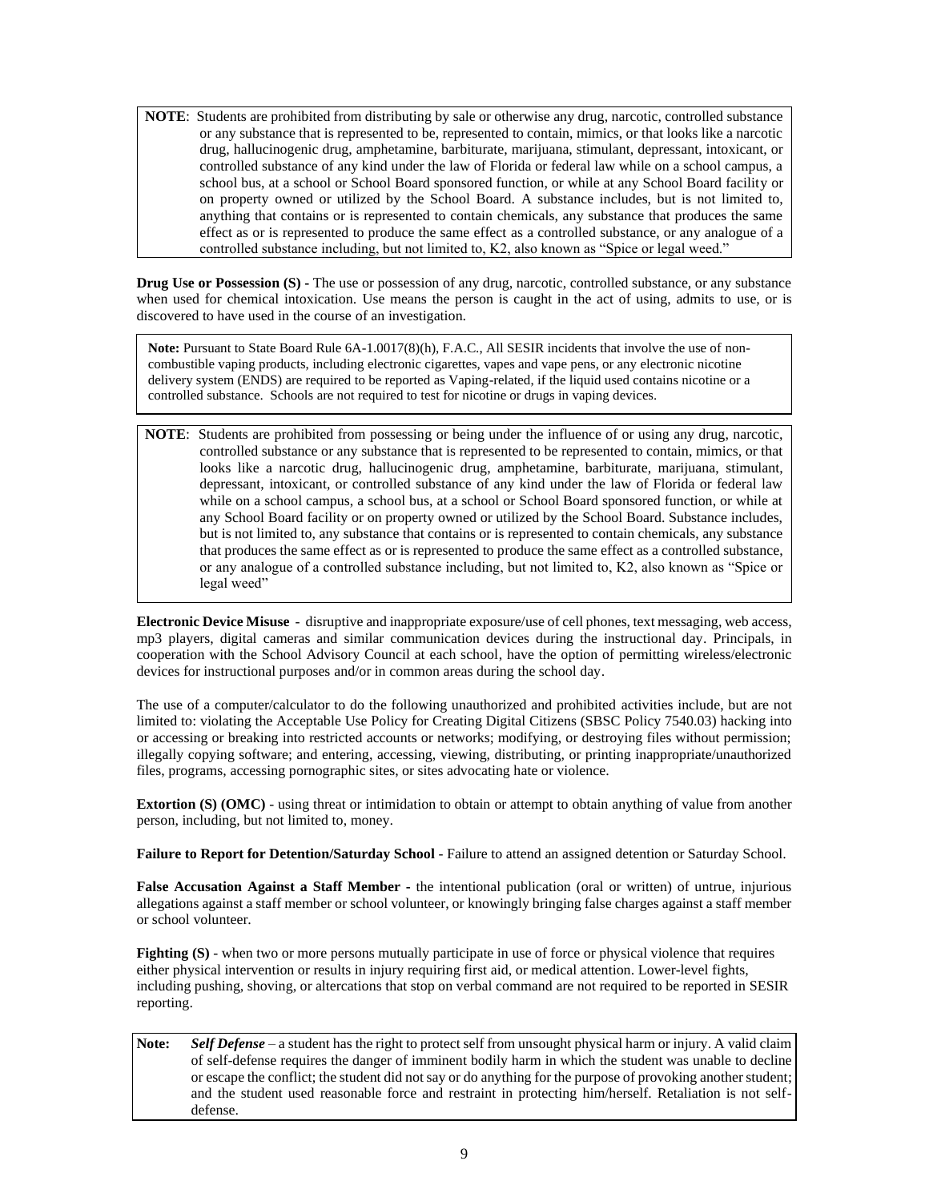> **NOTE**: Students are prohibited from distributing by sale or otherwise any drug, narcotic, controlled substance or any substance that is represented to be, represented to contain, mimics, or that looks like a narcotic drug, hallucinogenic drug, amphetamine, barbiturate, marijuana, stimulant, depressant, intoxicant, or controlled substance of any kind under the law of Florida or federal law while on a school campus, a school bus, at a school or School Board sponsored function, or while at any School Board facility or on property owned or utilized by the School Board. A substance includes, but is not limited to, anything that contains or is represented to contain chemicals, any substance that produces the same effect as or is represented to produce the same effect as a controlled substance, or any analogue of a controlled substance including, but not limited to, K2, also known as "Spice or legal weed."

**Drug Use or Possession (S) -** The use or possession of any drug, narcotic, controlled substance, or any substance when used for chemical intoxication. Use means the person is caught in the act of using, admits to use, or is discovered to have used in the course of an investigation.

> **Note:** Pursuant to State Board Rule 6A-1.0017(8)(h), F.A.C., All SESIR incidents that involve the use of non-combustible vaping products, including electronic cigarettes, vapes and vape pens, or any electronic nicotine delivery system (ENDS) are required to be reported as Vaping-related, if the liquid used contains nicotine or a controlled substance. Schools are not required to test for nicotine or drugs in vaping devices.

> **NOTE**: Students are prohibited from possessing or being under the influence of or using any drug, narcotic, controlled substance or any substance that is represented to be represented to contain, mimics, or that looks like a narcotic drug, hallucinogenic drug, amphetamine, barbiturate, marijuana, stimulant, depressant, intoxicant, or controlled substance of any kind under the law of Florida or federal law while on a school campus, a school bus, at a school or School Board sponsored function, or while at any School Board facility or on property owned or utilized by the School Board. Substance includes, but is not limited to, any substance that contains or is represented to contain chemicals, any substance that produces the same effect as or is represented to produce the same effect as a controlled substance, or any analogue of a controlled substance including, but not limited to, K2, also known as "Spice or legal weed"

**Electronic Device Misuse** - disruptive and inappropriate exposure/use of cell phones, text messaging, web access, mp3 players, digital cameras and similar communication devices during the instructional day. Principals, in cooperation with the School Advisory Council at each school, have the option of permitting wireless/electronic devices for instructional purposes and/or in common areas during the school day.

The use of a computer/calculator to do the following unauthorized and prohibited activities include, but are not limited to: violating the Acceptable Use Policy for Creating Digital Citizens (SBSC Policy 7540.03) hacking into or accessing or breaking into restricted accounts or networks; modifying, or destroying files without permission; illegally copying software; and entering, accessing, viewing, distributing, or printing inappropriate/unauthorized files, programs, accessing pornographic sites, or sites advocating hate or violence.

**Extortion (S) (OMC)** - using threat or intimidation to obtain or attempt to obtain anything of value from another person, including, but not limited to, money.

**Failure to Report for Detention/Saturday School** - Failure to attend an assigned detention or Saturday School.

**False Accusation Against a Staff Member** - the intentional publication (oral or written) of untrue, injurious allegations against a staff member or school volunteer, or knowingly bringing false charges against a staff member or school volunteer.

**Fighting (S)** - when two or more persons mutually participate in use of force or physical violence that requires either physical intervention or results in injury requiring first aid, or medical attention. Lower-level fights, including pushing, shoving, or altercations that stop on verbal command are not required to be reported in SESIR reporting.

> **Note:** ***Self Defense*** – a student has the right to protect self from unsought physical harm or injury. A valid claim of self-defense requires the danger of imminent bodily harm in which the student was unable to decline or escape the conflict; the student did not say or do anything for the purpose of provoking another student; and the student used reasonable force and restraint in protecting him/herself. Retaliation is not self-defense.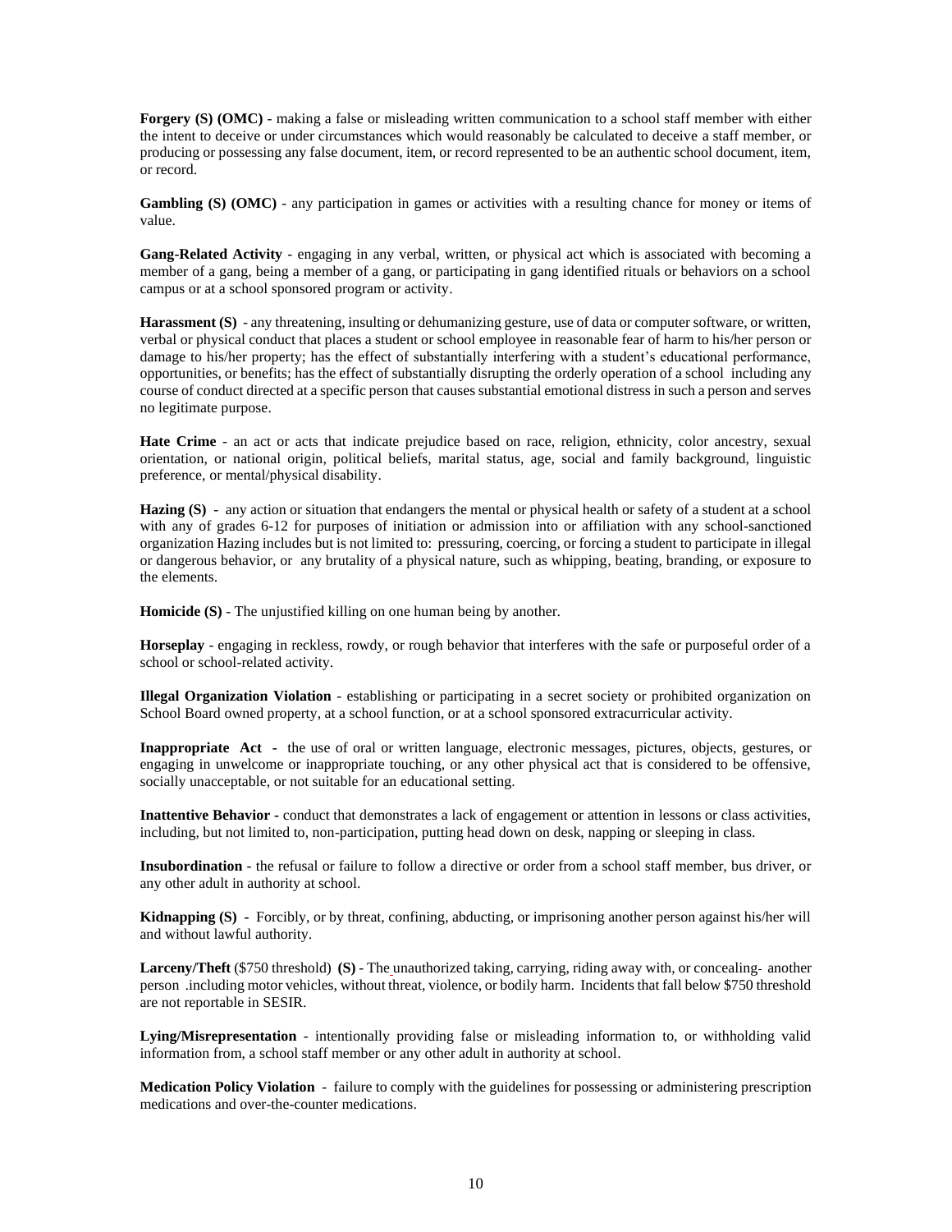**Forgery (S) (OMC)** - making a false or misleading written communication to a school staff member with either the intent to deceive or under circumstances which would reasonably be calculated to deceive a staff member, or producing or possessing any false document, item, or record represented to be an authentic school document, item, or record.

**Gambling (S) (OMC)** - any participation in games or activities with a resulting chance for money or items of value.

**Gang-Related Activity** - engaging in any verbal, written, or physical act which is associated with becoming a member of a gang, being a member of a gang, or participating in gang identified rituals or behaviors on a school campus or at a school sponsored program or activity.

**Harassment (S)** - any threatening, insulting or dehumanizing gesture, use of data or computer software, or written, verbal or physical conduct that places a student or school employee in reasonable fear of harm to his/her person or damage to his/her property; has the effect of substantially interfering with a student's educational performance, opportunities, or benefits; has the effect of substantially disrupting the orderly operation of a school including any course of conduct directed at a specific person that causes substantial emotional distress in such a person and serves no legitimate purpose.

**Hate Crime** - an act or acts that indicate prejudice based on race, religion, ethnicity, color ancestry, sexual orientation, or national origin, political beliefs, marital status, age, social and family background, linguistic preference, or mental/physical disability.

**Hazing (S)** - any action or situation that endangers the mental or physical health or safety of a student at a school with any of grades 6-12 for purposes of initiation or admission into or affiliation with any school-sanctioned organization Hazing includes but is not limited to: pressuring, coercing, or forcing a student to participate in illegal or dangerous behavior, or any brutality of a physical nature, such as whipping, beating, branding, or exposure to the elements.

**Homicide (S)** - The unjustified killing on one human being by another.

**Horseplay** - engaging in reckless, rowdy, or rough behavior that interferes with the safe or purposeful order of a school or school-related activity.

**Illegal Organization Violation** - establishing or participating in a secret society or prohibited organization on School Board owned property, at a school function, or at a school sponsored extracurricular activity.

**Inappropriate Act** - the use of oral or written language, electronic messages, pictures, objects, gestures, or engaging in unwelcome or inappropriate touching, or any other physical act that is considered to be offensive, socially unacceptable, or not suitable for an educational setting.

**Inattentive Behavior** - conduct that demonstrates a lack of engagement or attention in lessons or class activities, including, but not limited to, non-participation, putting head down on desk, napping or sleeping in class.

**Insubordination** - the refusal or failure to follow a directive or order from a school staff member, bus driver, or any other adult in authority at school.

**Kidnapping (S)** - Forcibly, or by threat, confining, abducting, or imprisoning another person against his/her will and without lawful authority.

**Larceny/Theft** ($750 threshold) **(S)** - The unauthorized taking, carrying, riding away with, or concealing another person .including motor vehicles, without threat, violence, or bodily harm. Incidents that fall below $750 threshold are not reportable in SESIR.

**Lying/Misrepresentation** - intentionally providing false or misleading information to, or withholding valid information from, a school staff member or any other adult in authority at school.

**Medication Policy Violation** - failure to comply with the guidelines for possessing or administering prescription medications and over-the-counter medications.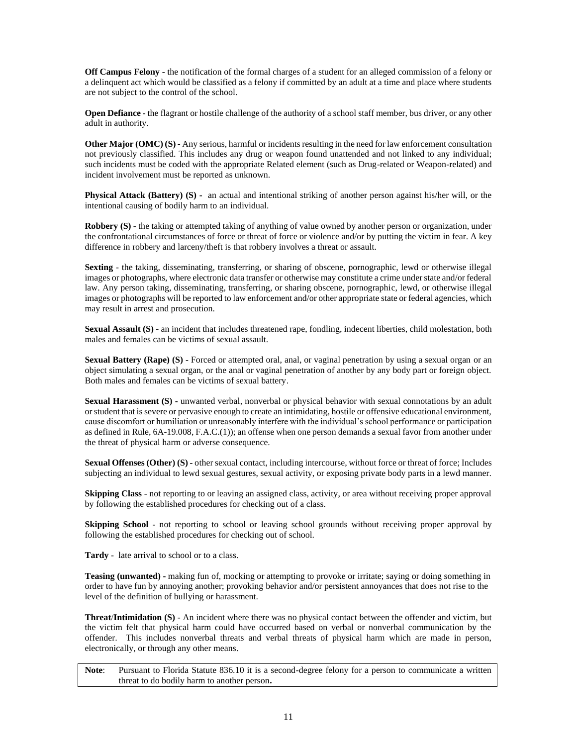**Off Campus Felony** - the notification of the formal charges of a student for an alleged commission of a felony or a delinquent act which would be classified as a felony if committed by an adult at a time and place where students are not subject to the control of the school.

**Open Defiance** - the flagrant or hostile challenge of the authority of a school staff member, bus driver, or any other adult in authority.

**Other Major (OMC) (S) -** Any serious, harmful or incidents resulting in the need for law enforcement consultation not previously classified. This includes any drug or weapon found unattended and not linked to any individual; such incidents must be coded with the appropriate Related element (such as Drug-related or Weapon-related) and incident involvement must be reported as unknown.

**Physical Attack (Battery) (S) -** an actual and intentional striking of another person against his/her will, or the intentional causing of bodily harm to an individual.

**Robbery (S)** - the taking or attempted taking of anything of value owned by another person or organization, under the confrontational circumstances of force or threat of force or violence and/or by putting the victim in fear. A key difference in robbery and larceny/theft is that robbery involves a threat or assault.

**Sexting** - the taking, disseminating, transferring, or sharing of obscene, pornographic, lewd or otherwise illegal images or photographs, where electronic data transfer or otherwise may constitute a crime under state and/or federal law. Any person taking, disseminating, transferring, or sharing obscene, pornographic, lewd, or otherwise illegal images or photographs will be reported to law enforcement and/or other appropriate state or federal agencies, which may result in arrest and prosecution.

**Sexual Assault (S)** - an incident that includes threatened rape, fondling, indecent liberties, child molestation, both males and females can be victims of sexual assault.

**Sexual Battery (Rape) (S)** - Forced or attempted oral, anal, or vaginal penetration by using a sexual organ or an object simulating a sexual organ, or the anal or vaginal penetration of another by any body part or foreign object. Both males and females can be victims of sexual battery.

**Sexual Harassment (S) -** unwanted verbal, nonverbal or physical behavior with sexual connotations by an adult or student that is severe or pervasive enough to create an intimidating, hostile or offensive educational environment, cause discomfort or humiliation or unreasonably interfere with the individual's school performance or participation as defined in Rule, 6A-19.008, F.A.C.(1)); an offense when one person demands a sexual favor from another under the threat of physical harm or adverse consequence.

**Sexual Offenses (Other) (S) -** other sexual contact, including intercourse, without force or threat of force; Includes subjecting an individual to lewd sexual gestures, sexual activity, or exposing private body parts in a lewd manner.

**Skipping Class** - not reporting to or leaving an assigned class, activity, or area without receiving proper approval by following the established procedures for checking out of a class.

**Skipping School** - not reporting to school or leaving school grounds without receiving proper approval by following the established procedures for checking out of school.

**Tardy** - late arrival to school or to a class.

**Teasing (unwanted) -** making fun of, mocking or attempting to provoke or irritate; saying or doing something in order to have fun by annoying another; provoking behavior and/or persistent annoyances that does not rise to the level of the definition of bullying or harassment.

**Threat/Intimidation (S)** - An incident where there was no physical contact between the offender and victim, but the victim felt that physical harm could have occurred based on verbal or nonverbal communication by the offender. This includes nonverbal threats and verbal threats of physical harm which are made in person, electronically, or through any other means.

**Note**: Pursuant to Florida Statute 836.10 it is a second-degree felony for a person to communicate a written threat to do bodily harm to another person**.**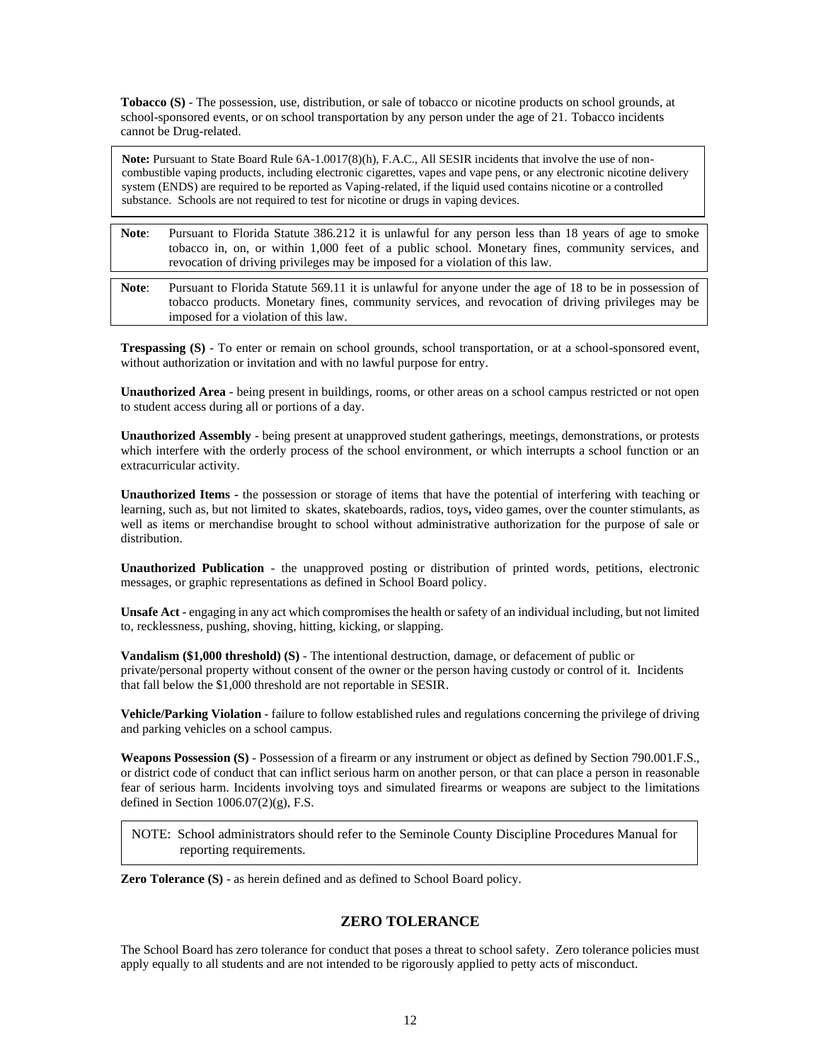**Tobacco (S)** - The possession, use, distribution, or sale of tobacco or nicotine products on school grounds, at school-sponsored events, or on school transportation by any person under the age of 21. Tobacco incidents cannot be Drug-related.

> **Note:** Pursuant to State Board Rule 6A-1.0017(8)(h), F.A.C., All SESIR incidents that involve the use of non-combustible vaping products, including electronic cigarettes, vapes and vape pens, or any electronic nicotine delivery system (ENDS) are required to be reported as Vaping-related, if the liquid used contains nicotine or a controlled substance. Schools are not required to test for nicotine or drugs in vaping devices.

> **Note**: Pursuant to Florida Statute 386.212 it is unlawful for any person less than 18 years of age to smoke tobacco in, on, or within 1,000 feet of a public school. Monetary fines, community services, and revocation of driving privileges may be imposed for a violation of this law.

> **Note**: Pursuant to Florida Statute 569.11 it is unlawful for anyone under the age of 18 to be in possession of tobacco products. Monetary fines, community services, and revocation of driving privileges may be imposed for a violation of this law.

**Trespassing (S)** - To enter or remain on school grounds, school transportation, or at a school-sponsored event, without authorization or invitation and with no lawful purpose for entry.

**Unauthorized Area** - being present in buildings, rooms, or other areas on a school campus restricted or not open to student access during all or portions of a day.

**Unauthorized Assembly** - being present at unapproved student gatherings, meetings, demonstrations, or protests which interfere with the orderly process of the school environment, or which interrupts a school function or an extracurricular activity.

**Unauthorized Items -** the possession or storage of items that have the potential of interfering with teaching or learning, such as, but not limited to skates, skateboards, radios, toys**,** video games, over the counter stimulants, as well as items or merchandise brought to school without administrative authorization for the purpose of sale or distribution.

**Unauthorized Publication** - the unapproved posting or distribution of printed words, petitions, electronic messages, or graphic representations as defined in School Board policy.

**Unsafe Act** - engaging in any act which compromises the health or safety of an individual including, but not limited to, recklessness, pushing, shoving, hitting, kicking, or slapping.

**Vandalism ($1,000 threshold) (S)** - The intentional destruction, damage, or defacement of public or private/personal property without consent of the owner or the person having custody or control of it. Incidents that fall below the $1,000 threshold are not reportable in SESIR.

**Vehicle/Parking Violation** - failure to follow established rules and regulations concerning the privilege of driving and parking vehicles on a school campus.

**Weapons Possession (S)** - Possession of a firearm or any instrument or object as defined by Section 790.001.F.S., or district code of conduct that can inflict serious harm on another person, or that can place a person in reasonable fear of serious harm. Incidents involving toys and simulated firearms or weapons are subject to the limitations defined in Section 1006.07(2)(g), F.S.

> NOTE: School administrators should refer to the Seminole County Discipline Procedures Manual for reporting requirements.

**Zero Tolerance (S)** - as herein defined and as defined to School Board policy.

## ZERO TOLERANCE

The School Board has zero tolerance for conduct that poses a threat to school safety. Zero tolerance policies must apply equally to all students and are not intended to be rigorously applied to petty acts of misconduct.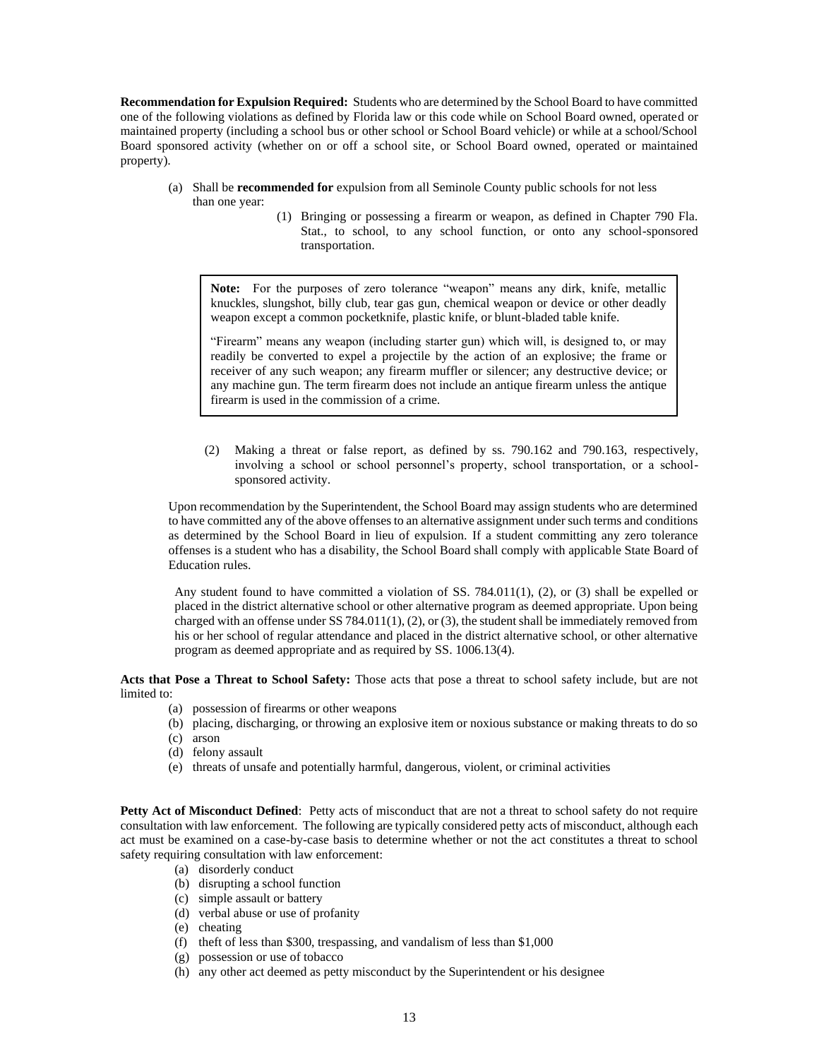**Recommendation for Expulsion Required:** Students who are determined by the School Board to have committed one of the following violations as defined by Florida law or this code while on School Board owned, operated or maintained property (including a school bus or other school or School Board vehicle) or while at a school/School Board sponsored activity (whether on or off a school site, or School Board owned, operated or maintained property).

(a) Shall be **recommended for** expulsion from all Seminole County public schools for not less than one year:

(1) Bringing or possessing a firearm or weapon, as defined in Chapter 790 Fla. Stat., to school, to any school function, or onto any school-sponsored transportation.

> **Note:** For the purposes of zero tolerance "weapon" means any dirk, knife, metallic knuckles, slungshot, billy club, tear gas gun, chemical weapon or device or other deadly weapon except a common pocketknife, plastic knife, or blunt-bladed table knife.
>
> "Firearm" means any weapon (including starter gun) which will, is designed to, or may readily be converted to expel a projectile by the action of an explosive; the frame or receiver of any such weapon; any firearm muffler or silencer; any destructive device; or any machine gun. The term firearm does not include an antique firearm unless the antique firearm is used in the commission of a crime.

(2) Making a threat or false report, as defined by ss. 790.162 and 790.163, respectively, involving a school or school personnel's property, school transportation, or a school-sponsored activity.

Upon recommendation by the Superintendent, the School Board may assign students who are determined to have committed any of the above offenses to an alternative assignment under such terms and conditions as determined by the School Board in lieu of expulsion. If a student committing any zero tolerance offenses is a student who has a disability, the School Board shall comply with applicable State Board of Education rules.

Any student found to have committed a violation of SS. 784.011(1), (2), or (3) shall be expelled or placed in the district alternative school or other alternative program as deemed appropriate. Upon being charged with an offense under SS 784.011(1), (2), or (3), the student shall be immediately removed from his or her school of regular attendance and placed in the district alternative school, or other alternative program as deemed appropriate and as required by SS. 1006.13(4).

**Acts that Pose a Threat to School Safety:** Those acts that pose a threat to school safety include, but are not limited to:

(a) possession of firearms or other weapons
(b) placing, discharging, or throwing an explosive item or noxious substance or making threats to do so
(c) arson
(d) felony assault
(e) threats of unsafe and potentially harmful, dangerous, violent, or criminal activities

**Petty Act of Misconduct Defined**: Petty acts of misconduct that are not a threat to school safety do not require consultation with law enforcement. The following are typically considered petty acts of misconduct, although each act must be examined on a case-by-case basis to determine whether or not the act constitutes a threat to school safety requiring consultation with law enforcement:

(a) disorderly conduct
(b) disrupting a school function
(c) simple assault or battery
(d) verbal abuse or use of profanity
(e) cheating
(f) theft of less than $300, trespassing, and vandalism of less than $1,000
(g) possession or use of tobacco
(h) any other act deemed as petty misconduct by the Superintendent or his designee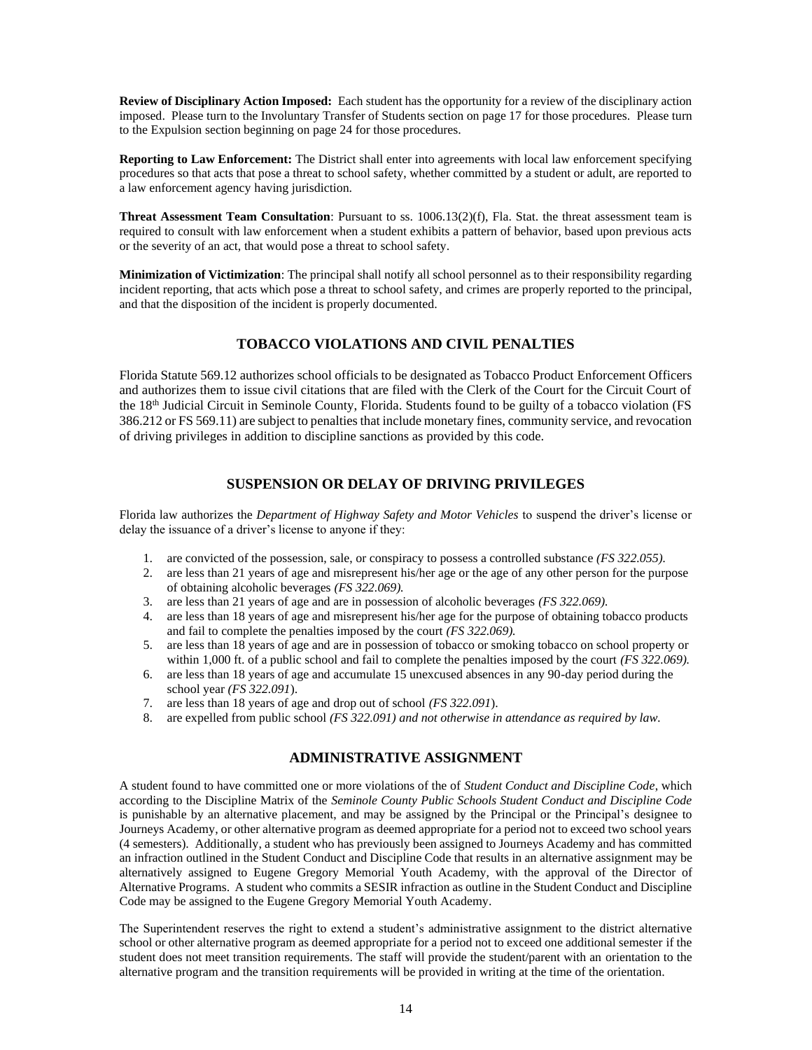**Review of Disciplinary Action Imposed:** Each student has the opportunity for a review of the disciplinary action imposed. Please turn to the Involuntary Transfer of Students section on page 17 for those procedures. Please turn to the Expulsion section beginning on page 24 for those procedures.

**Reporting to Law Enforcement:** The District shall enter into agreements with local law enforcement specifying procedures so that acts that pose a threat to school safety, whether committed by a student or adult, are reported to a law enforcement agency having jurisdiction.

**Threat Assessment Team Consultation**: Pursuant to ss. 1006.13(2)(f), Fla. Stat. the threat assessment team is required to consult with law enforcement when a student exhibits a pattern of behavior, based upon previous acts or the severity of an act, that would pose a threat to school safety.

**Minimization of Victimization**: The principal shall notify all school personnel as to their responsibility regarding incident reporting, that acts which pose a threat to school safety, and crimes are properly reported to the principal, and that the disposition of the incident is properly documented.

## TOBACCO VIOLATIONS AND CIVIL PENALTIES

Florida Statute 569.12 authorizes school officials to be designated as Tobacco Product Enforcement Officers and authorizes them to issue civil citations that are filed with the Clerk of the Court for the Circuit Court of the 18th Judicial Circuit in Seminole County, Florida. Students found to be guilty of a tobacco violation (FS 386.212 or FS 569.11) are subject to penalties that include monetary fines, community service, and revocation of driving privileges in addition to discipline sanctions as provided by this code.

## SUSPENSION OR DELAY OF DRIVING PRIVILEGES

Florida law authorizes the *Department of Highway Safety and Motor Vehicles* to suspend the driver's license or delay the issuance of a driver's license to anyone if they:

1. are convicted of the possession, sale, or conspiracy to possess a controlled substance *(FS 322.055).*
2. are less than 21 years of age and misrepresent his/her age or the age of any other person for the purpose of obtaining alcoholic beverages *(FS 322.069).*
3. are less than 21 years of age and are in possession of alcoholic beverages *(FS 322.069).*
4. are less than 18 years of age and misrepresent his/her age for the purpose of obtaining tobacco products and fail to complete the penalties imposed by the court *(FS 322.069).*
5. are less than 18 years of age and are in possession of tobacco or smoking tobacco on school property or within 1,000 ft. of a public school and fail to complete the penalties imposed by the court *(FS 322.069).*
6. are less than 18 years of age and accumulate 15 unexcused absences in any 90-day period during the school year *(FS 322.091*).
7. are less than 18 years of age and drop out of school *(FS 322.091*).
8. are expelled from public school *(FS 322.091) and not otherwise in attendance as required by law.*

## ADMINISTRATIVE ASSIGNMENT

A student found to have committed one or more violations of the of *Student Conduct and Discipline Code*, which according to the Discipline Matrix of the *Seminole County Public Schools Student Conduct and Discipline Code* is punishable by an alternative placement, and may be assigned by the Principal or the Principal's designee to Journeys Academy, or other alternative program as deemed appropriate for a period not to exceed two school years (4 semesters). Additionally, a student who has previously been assigned to Journeys Academy and has committed an infraction outlined in the Student Conduct and Discipline Code that results in an alternative assignment may be alternatively assigned to Eugene Gregory Memorial Youth Academy, with the approval of the Director of Alternative Programs. A student who commits a SESIR infraction as outline in the Student Conduct and Discipline Code may be assigned to the Eugene Gregory Memorial Youth Academy.

The Superintendent reserves the right to extend a student's administrative assignment to the district alternative school or other alternative program as deemed appropriate for a period not to exceed one additional semester if the student does not meet transition requirements. The staff will provide the student/parent with an orientation to the alternative program and the transition requirements will be provided in writing at the time of the orientation.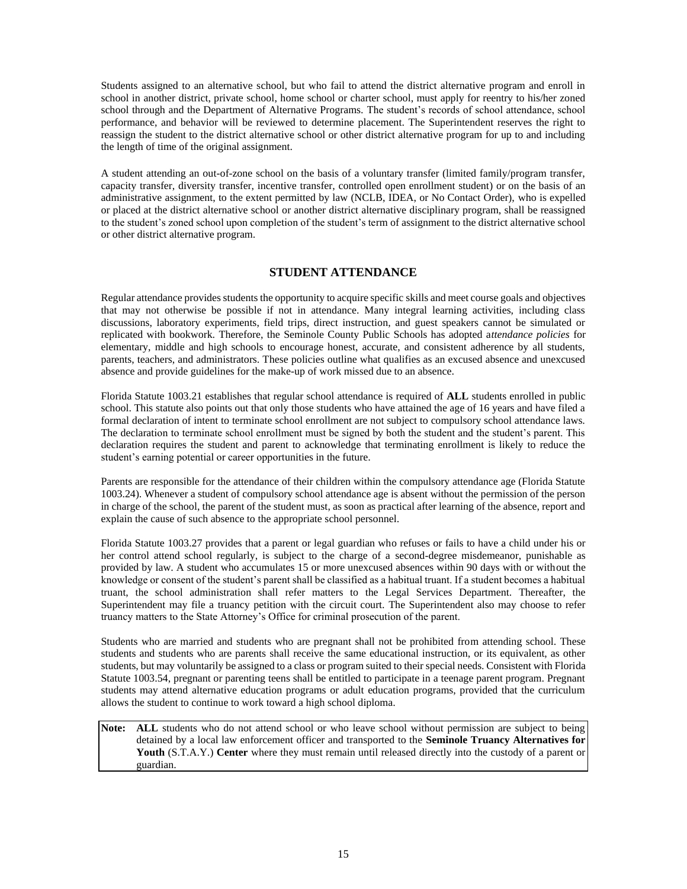Students assigned to an alternative school, but who fail to attend the district alternative program and enroll in school in another district, private school, home school or charter school, must apply for reentry to his/her zoned school through and the Department of Alternative Programs. The student's records of school attendance, school performance, and behavior will be reviewed to determine placement. The Superintendent reserves the right to reassign the student to the district alternative school or other district alternative program for up to and including the length of time of the original assignment.

A student attending an out-of-zone school on the basis of a voluntary transfer (limited family/program transfer, capacity transfer, diversity transfer, incentive transfer, controlled open enrollment student) or on the basis of an administrative assignment, to the extent permitted by law (NCLB, IDEA, or No Contact Order), who is expelled or placed at the district alternative school or another district alternative disciplinary program, shall be reassigned to the student's zoned school upon completion of the student's term of assignment to the district alternative school or other district alternative program.

## STUDENT ATTENDANCE

Regular attendance provides students the opportunity to acquire specific skills and meet course goals and objectives that may not otherwise be possible if not in attendance. Many integral learning activities, including class discussions, laboratory experiments, field trips, direct instruction, and guest speakers cannot be simulated or replicated with bookwork. Therefore, the Seminole County Public Schools has adopted a*ttendance policies* for elementary, middle and high schools to encourage honest, accurate, and consistent adherence by all students, parents, teachers, and administrators. These policies outline what qualifies as an excused absence and unexcused absence and provide guidelines for the make-up of work missed due to an absence.

Florida Statute 1003.21 establishes that regular school attendance is required of **ALL** students enrolled in public school. This statute also points out that only those students who have attained the age of 16 years and have filed a formal declaration of intent to terminate school enrollment are not subject to compulsory school attendance laws. The declaration to terminate school enrollment must be signed by both the student and the student's parent. This declaration requires the student and parent to acknowledge that terminating enrollment is likely to reduce the student's earning potential or career opportunities in the future.

Parents are responsible for the attendance of their children within the compulsory attendance age (Florida Statute 1003.24). Whenever a student of compulsory school attendance age is absent without the permission of the person in charge of the school, the parent of the student must, as soon as practical after learning of the absence, report and explain the cause of such absence to the appropriate school personnel.

Florida Statute 1003.27 provides that a parent or legal guardian who refuses or fails to have a child under his or her control attend school regularly, is subject to the charge of a second-degree misdemeanor, punishable as provided by law. A student who accumulates 15 or more unexcused absences within 90 days with or without the knowledge or consent of the student's parent shall be classified as a habitual truant. If a student becomes a habitual truant, the school administration shall refer matters to the Legal Services Department. Thereafter, the Superintendent may file a truancy petition with the circuit court. The Superintendent also may choose to refer truancy matters to the State Attorney's Office for criminal prosecution of the parent.

Students who are married and students who are pregnant shall not be prohibited from attending school. These students and students who are parents shall receive the same educational instruction, or its equivalent, as other students, but may voluntarily be assigned to a class or program suited to their special needs. Consistent with Florida Statute 1003.54, pregnant or parenting teens shall be entitled to participate in a teenage parent program. Pregnant students may attend alternative education programs or adult education programs, provided that the curriculum allows the student to continue to work toward a high school diploma.

**Note:** **ALL** students who do not attend school or who leave school without permission are subject to being detained by a local law enforcement officer and transported to the **Seminole Truancy Alternatives for Youth** (S.T.A.Y.) **Center** where they must remain until released directly into the custody of a parent or guardian.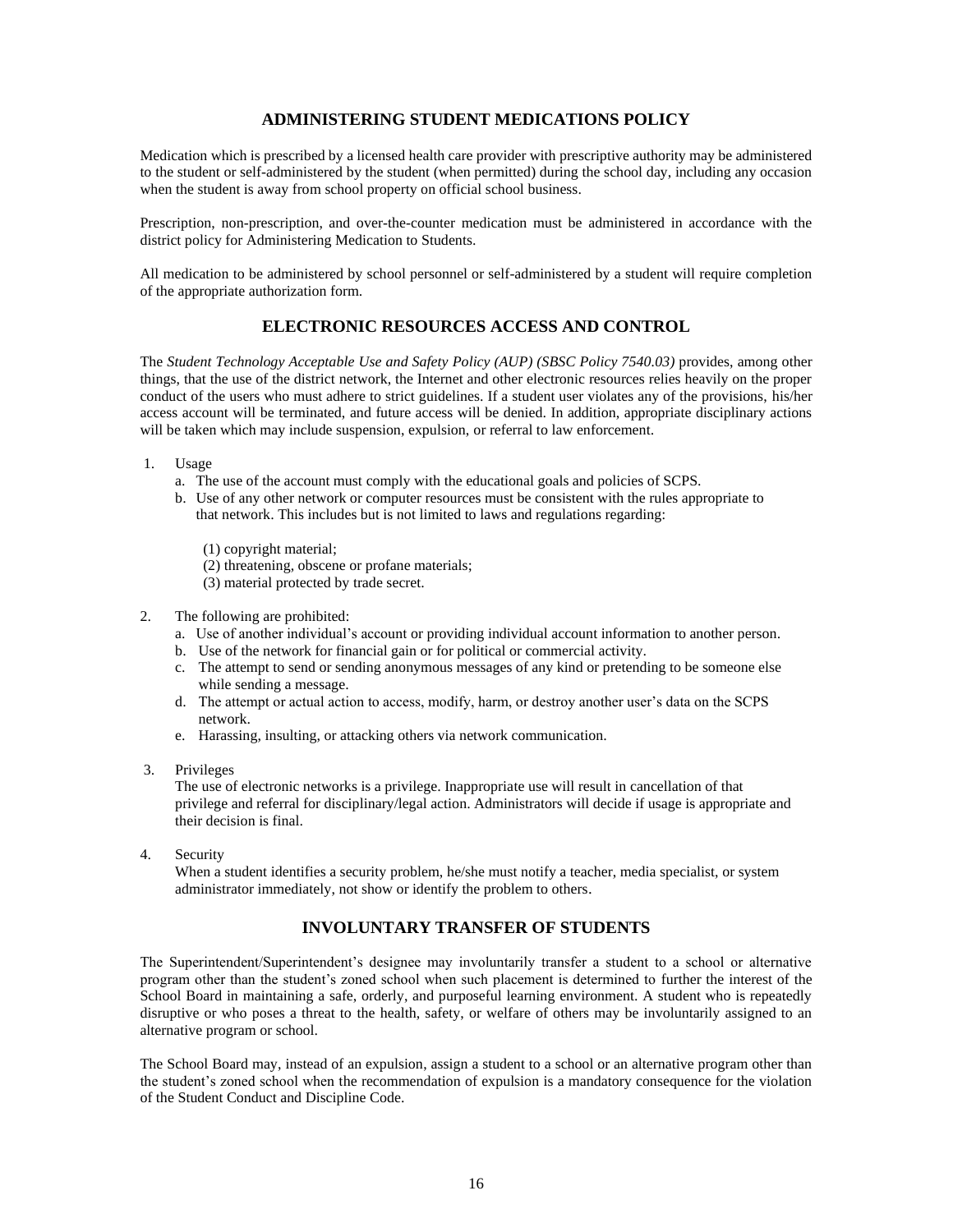## ADMINISTERING STUDENT MEDICATIONS POLICY

Medication which is prescribed by a licensed health care provider with prescriptive authority may be administered to the student or self-administered by the student (when permitted) during the school day, including any occasion when the student is away from school property on official school business.

Prescription, non-prescription, and over-the-counter medication must be administered in accordance with the district policy for Administering Medication to Students.

All medication to be administered by school personnel or self-administered by a student will require completion of the appropriate authorization form.

## ELECTRONIC RESOURCES ACCESS AND CONTROL

The *Student Technology Acceptable Use and Safety Policy (AUP) (SBSC Policy 7540.03)* provides, among other things, that the use of the district network, the Internet and other electronic resources relies heavily on the proper conduct of the users who must adhere to strict guidelines. If a student user violates any of the provisions, his/her access account will be terminated, and future access will be denied. In addition, appropriate disciplinary actions will be taken which may include suspension, expulsion, or referral to law enforcement.

1. Usage
   a. The use of the account must comply with the educational goals and policies of SCPS.
   b. Use of any other network or computer resources must be consistent with the rules appropriate to that network. This includes but is not limited to laws and regulations regarding:

      (1) copyright material;
      (2) threatening, obscene or profane materials;
      (3) material protected by trade secret.

2. The following are prohibited:
   a. Use of another individual's account or providing individual account information to another person.
   b. Use of the network for financial gain or for political or commercial activity.
   c. The attempt to send or sending anonymous messages of any kind or pretending to be someone else while sending a message.
   d. The attempt or actual action to access, modify, harm, or destroy another user's data on the SCPS network.
   e. Harassing, insulting, or attacking others via network communication.

3. Privileges
   The use of electronic networks is a privilege. Inappropriate use will result in cancellation of that privilege and referral for disciplinary/legal action. Administrators will decide if usage is appropriate and their decision is final.

4. Security
   When a student identifies a security problem, he/she must notify a teacher, media specialist, or system administrator immediately, not show or identify the problem to others.

## INVOLUNTARY TRANSFER OF STUDENTS

The Superintendent/Superintendent's designee may involuntarily transfer a student to a school or alternative program other than the student's zoned school when such placement is determined to further the interest of the School Board in maintaining a safe, orderly, and purposeful learning environment. A student who is repeatedly disruptive or who poses a threat to the health, safety, or welfare of others may be involuntarily assigned to an alternative program or school.

The School Board may, instead of an expulsion, assign a student to a school or an alternative program other than the student's zoned school when the recommendation of expulsion is a mandatory consequence for the violation of the Student Conduct and Discipline Code.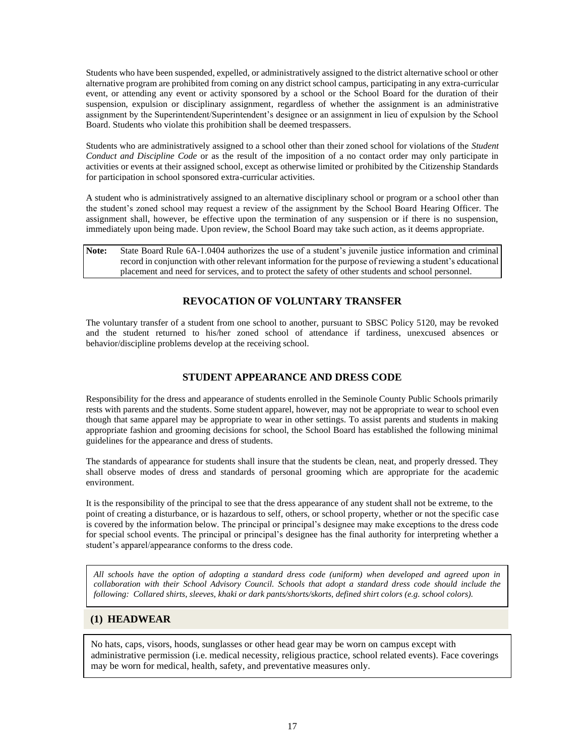Students who have been suspended, expelled, or administratively assigned to the district alternative school or other alternative program are prohibited from coming on any district school campus, participating in any extra-curricular event, or attending any event or activity sponsored by a school or the School Board for the duration of their suspension, expulsion or disciplinary assignment, regardless of whether the assignment is an administrative assignment by the Superintendent/Superintendent's designee or an assignment in lieu of expulsion by the School Board. Students who violate this prohibition shall be deemed trespassers.

Students who are administratively assigned to a school other than their zoned school for violations of the *Student Conduct and Discipline Code* or as the result of the imposition of a no contact order may only participate in activities or events at their assigned school, except as otherwise limited or prohibited by the Citizenship Standards for participation in school sponsored extra-curricular activities.

A student who is administratively assigned to an alternative disciplinary school or program or a school other than the student's zoned school may request a review of the assignment by the School Board Hearing Officer. The assignment shall, however, be effective upon the termination of any suspension or if there is no suspension, immediately upon being made. Upon review, the School Board may take such action, as it deems appropriate.

**Note:** State Board Rule 6A-1.0404 authorizes the use of a student's juvenile justice information and criminal record in conjunction with other relevant information for the purpose of reviewing a student's educational placement and need for services, and to protect the safety of other students and school personnel.

## REVOCATION OF VOLUNTARY TRANSFER

The voluntary transfer of a student from one school to another, pursuant to SBSC Policy 5120, may be revoked and the student returned to his/her zoned school of attendance if tardiness, unexcused absences or behavior/discipline problems develop at the receiving school.

## STUDENT APPEARANCE AND DRESS CODE

Responsibility for the dress and appearance of students enrolled in the Seminole County Public Schools primarily rests with parents and the students. Some student apparel, however, may not be appropriate to wear to school even though that same apparel may be appropriate to wear in other settings. To assist parents and students in making appropriate fashion and grooming decisions for school, the School Board has established the following minimal guidelines for the appearance and dress of students.

The standards of appearance for students shall insure that the students be clean, neat, and properly dressed. They shall observe modes of dress and standards of personal grooming which are appropriate for the academic environment.

It is the responsibility of the principal to see that the dress appearance of any student shall not be extreme, to the point of creating a disturbance, or is hazardous to self, others, or school property, whether or not the specific case is covered by the information below. The principal or principal's designee may make exceptions to the dress code for special school events. The principal or principal's designee has the final authority for interpreting whether a student's apparel/appearance conforms to the dress code.

*All schools have the option of adopting a standard dress code (uniform) when developed and agreed upon in collaboration with their School Advisory Council. Schools that adopt a standard dress code should include the following: Collared shirts, sleeves, khaki or dark pants/shorts/skorts, defined shirt colors (e.g. school colors).*

### (1) HEADWEAR

No hats, caps, visors, hoods, sunglasses or other head gear may be worn on campus except with administrative permission (i.e. medical necessity, religious practice, school related events). Face coverings may be worn for medical, health, safety, and preventative measures only.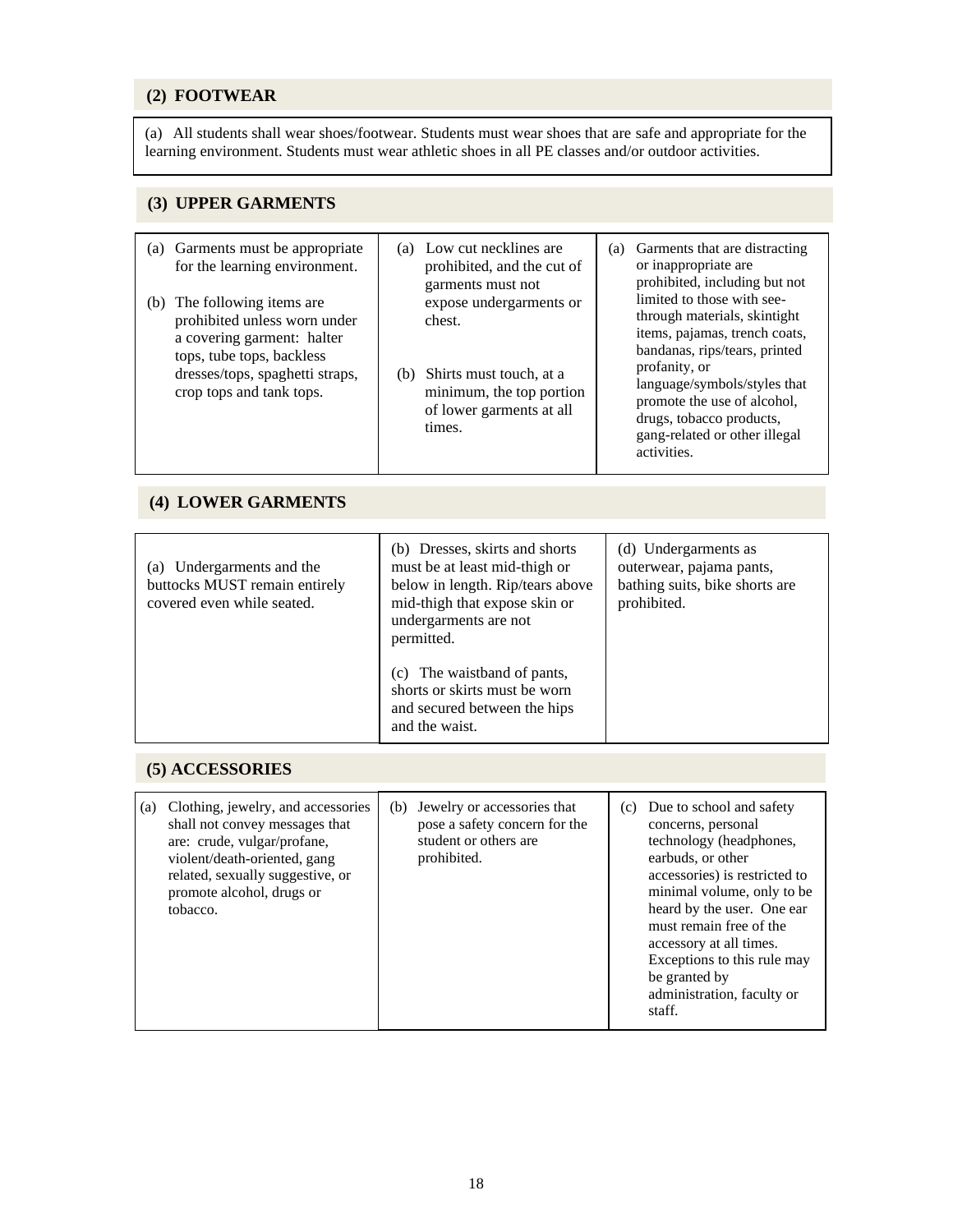## (2) FOOTWEAR

(a) All students shall wear shoes/footwear. Students must wear shoes that are safe and appropriate for the learning environment. Students must wear athletic shoes in all PE classes and/or outdoor activities.

## (3) UPPER GARMENTS

| | | |
|---|---|---|
| (a) Garments must be appropriate for the learning environment.<br><br>(b) The following items are prohibited unless worn under a covering garment: halter tops, tube tops, backless dresses/tops, spaghetti straps, crop tops and tank tops. | (a) Low cut necklines are prohibited, and the cut of garments must not expose undergarments or chest.<br><br>(b) Shirts must touch, at a minimum, the top portion of lower garments at all times. | (a) Garments that are distracting or inappropriate are prohibited, including but not limited to those with see-through materials, skintight items, pajamas, trench coats, bandanas, rips/tears, printed profanity, or language/symbols/styles that promote the use of alcohol, drugs, tobacco products, gang-related or other illegal activities. |

## (4) LOWER GARMENTS

| | | |
|---|---|---|
| (a) Undergarments and the buttocks MUST remain entirely covered even while seated. | (b) Dresses, skirts and shorts must be at least mid-thigh or below in length. Rip/tears above mid-thigh that expose skin or undergarments are not permitted.<br><br>(c) The waistband of pants, shorts or skirts must be worn and secured between the hips and the waist. | (d) Undergarments as outerwear, pajama pants, bathing suits, bike shorts are prohibited. |

## (5) ACCESSORIES

| | | |
|---|---|---|
| (a) Clothing, jewelry, and accessories shall not convey messages that are: crude, vulgar/profane, violent/death-oriented, gang related, sexually suggestive, or promote alcohol, drugs or tobacco. | (b) Jewelry or accessories that pose a safety concern for the student or others are prohibited. | (c) Due to school and safety concerns, personal technology (headphones, earbuds, or other accessories) is restricted to minimal volume, only to be heard by the user. One ear must remain free of the accessory at all times. Exceptions to this rule may be granted by administration, faculty or staff. |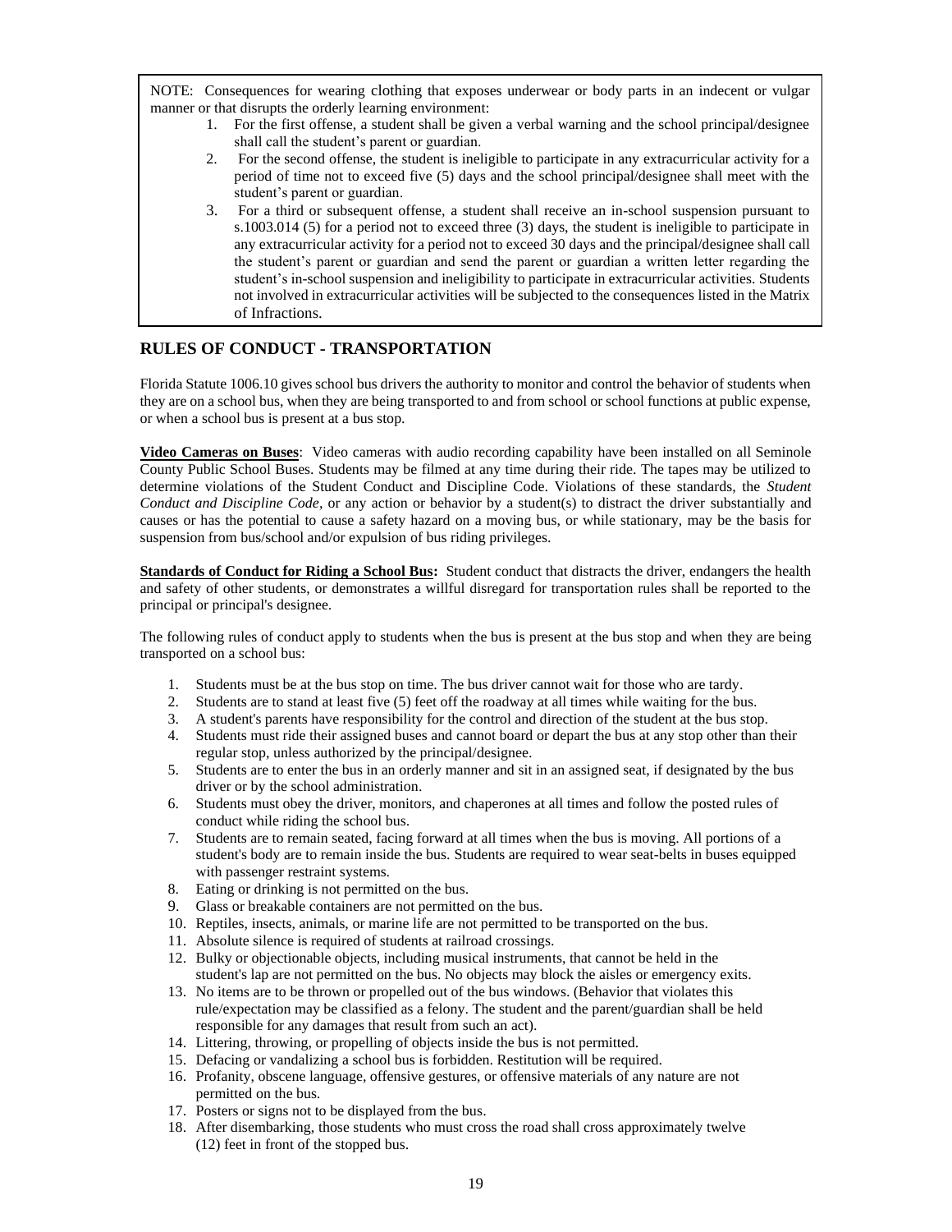NOTE: Consequences for wearing clothing that exposes underwear or body parts in an indecent or vulgar manner or that disrupts the orderly learning environment:

1. For the first offense, a student shall be given a verbal warning and the school principal/designee shall call the student's parent or guardian.
2. For the second offense, the student is ineligible to participate in any extracurricular activity for a period of time not to exceed five (5) days and the school principal/designee shall meet with the student's parent or guardian.
3. For a third or subsequent offense, a student shall receive an in-school suspension pursuant to s.1003.014 (5) for a period not to exceed three (3) days, the student is ineligible to participate in any extracurricular activity for a period not to exceed 30 days and the principal/designee shall call the student's parent or guardian and send the parent or guardian a written letter regarding the student's in-school suspension and ineligibility to participate in extracurricular activities. Students not involved in extracurricular activities will be subjected to the consequences listed in the Matrix of Infractions.

## RULES OF CONDUCT - TRANSPORTATION

Florida Statute 1006.10 gives school bus drivers the authority to monitor and control the behavior of students when they are on a school bus, when they are being transported to and from school or school functions at public expense, or when a school bus is present at a bus stop.

**Video Cameras on Buses**: Video cameras with audio recording capability have been installed on all Seminole County Public School Buses. Students may be filmed at any time during their ride. The tapes may be utilized to determine violations of the Student Conduct and Discipline Code. Violations of these standards, the *Student Conduct and Discipline Code*, or any action or behavior by a student(s) to distract the driver substantially and causes or has the potential to cause a safety hazard on a moving bus, or while stationary, may be the basis for suspension from bus/school and/or expulsion of bus riding privileges.

**Standards of Conduct for Riding a School Bus:** Student conduct that distracts the driver, endangers the health and safety of other students, or demonstrates a willful disregard for transportation rules shall be reported to the principal or principal's designee.

The following rules of conduct apply to students when the bus is present at the bus stop and when they are being transported on a school bus:

1. Students must be at the bus stop on time. The bus driver cannot wait for those who are tardy.
2. Students are to stand at least five (5) feet off the roadway at all times while waiting for the bus.
3. A student's parents have responsibility for the control and direction of the student at the bus stop.
4. Students must ride their assigned buses and cannot board or depart the bus at any stop other than their regular stop, unless authorized by the principal/designee.
5. Students are to enter the bus in an orderly manner and sit in an assigned seat, if designated by the bus driver or by the school administration.
6. Students must obey the driver, monitors, and chaperones at all times and follow the posted rules of conduct while riding the school bus.
7. Students are to remain seated, facing forward at all times when the bus is moving. All portions of a student's body are to remain inside the bus. Students are required to wear seat-belts in buses equipped with passenger restraint systems.
8. Eating or drinking is not permitted on the bus.
9. Glass or breakable containers are not permitted on the bus.
10. Reptiles, insects, animals, or marine life are not permitted to be transported on the bus.
11. Absolute silence is required of students at railroad crossings.
12. Bulky or objectionable objects, including musical instruments, that cannot be held in the student's lap are not permitted on the bus. No objects may block the aisles or emergency exits.
13. No items are to be thrown or propelled out of the bus windows. (Behavior that violates this rule/expectation may be classified as a felony. The student and the parent/guardian shall be held responsible for any damages that result from such an act).
14. Littering, throwing, or propelling of objects inside the bus is not permitted.
15. Defacing or vandalizing a school bus is forbidden. Restitution will be required.
16. Profanity, obscene language, offensive gestures, or offensive materials of any nature are not permitted on the bus.
17. Posters or signs not to be displayed from the bus.
18. After disembarking, those students who must cross the road shall cross approximately twelve (12) feet in front of the stopped bus.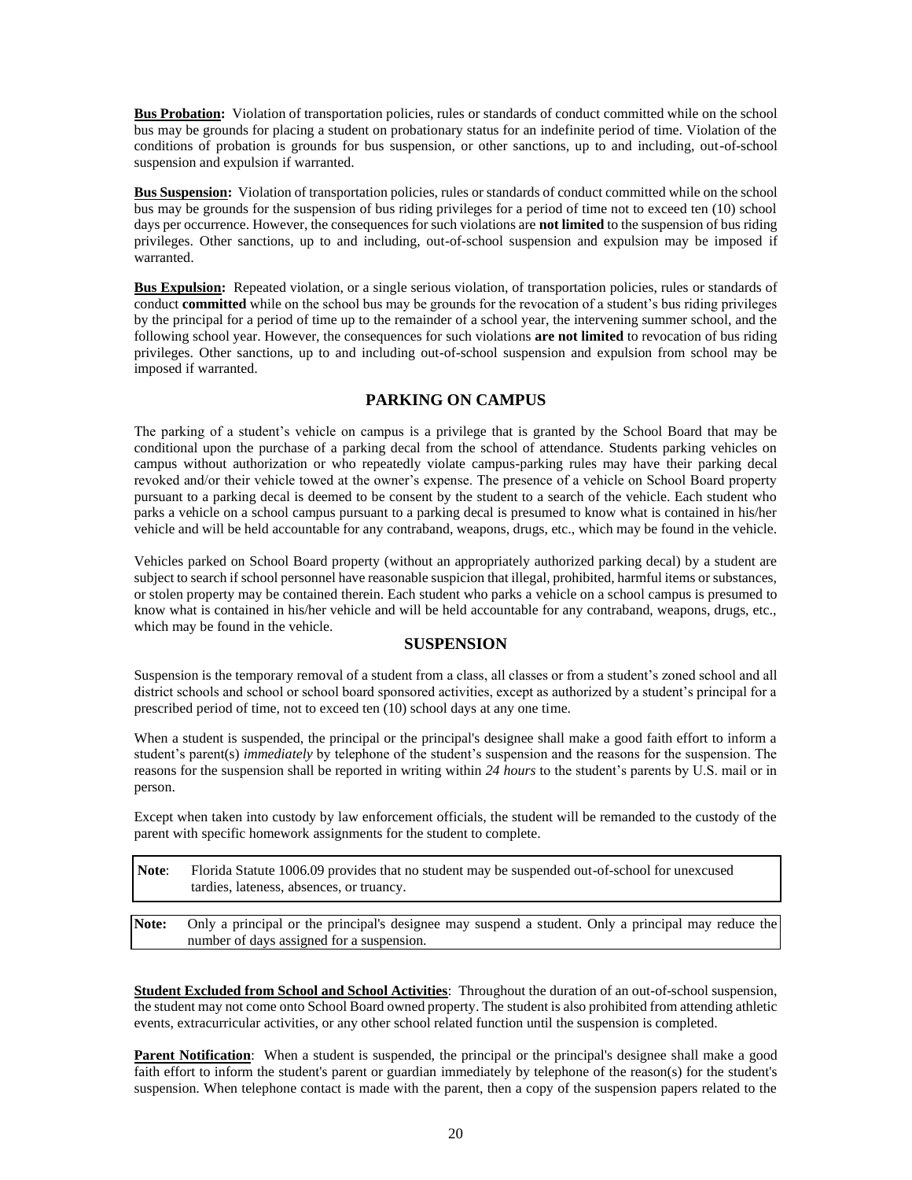**Bus Probation:** Violation of transportation policies, rules or standards of conduct committed while on the school bus may be grounds for placing a student on probationary status for an indefinite period of time. Violation of the conditions of probation is grounds for bus suspension, or other sanctions, up to and including, out-of-school suspension and expulsion if warranted.

**Bus Suspension:** Violation of transportation policies, rules or standards of conduct committed while on the school bus may be grounds for the suspension of bus riding privileges for a period of time not to exceed ten (10) school days per occurrence. However, the consequences for such violations are **not limited** to the suspension of bus riding privileges. Other sanctions, up to and including, out-of-school suspension and expulsion may be imposed if warranted.

**Bus Expulsion:** Repeated violation, or a single serious violation, of transportation policies, rules or standards of conduct **committed** while on the school bus may be grounds for the revocation of a student's bus riding privileges by the principal for a period of time up to the remainder of a school year, the intervening summer school, and the following school year. However, the consequences for such violations **are not limited** to revocation of bus riding privileges. Other sanctions, up to and including out-of-school suspension and expulsion from school may be imposed if warranted.

## PARKING ON CAMPUS

The parking of a student's vehicle on campus is a privilege that is granted by the School Board that may be conditional upon the purchase of a parking decal from the school of attendance. Students parking vehicles on campus without authorization or who repeatedly violate campus-parking rules may have their parking decal revoked and/or their vehicle towed at the owner's expense. The presence of a vehicle on School Board property pursuant to a parking decal is deemed to be consent by the student to a search of the vehicle. Each student who parks a vehicle on a school campus pursuant to a parking decal is presumed to know what is contained in his/her vehicle and will be held accountable for any contraband, weapons, drugs, etc., which may be found in the vehicle.

Vehicles parked on School Board property (without an appropriately authorized parking decal) by a student are subject to search if school personnel have reasonable suspicion that illegal, prohibited, harmful items or substances, or stolen property may be contained therein. Each student who parks a vehicle on a school campus is presumed to know what is contained in his/her vehicle and will be held accountable for any contraband, weapons, drugs, etc., which may be found in the vehicle.

## SUSPENSION

Suspension is the temporary removal of a student from a class, all classes or from a student's zoned school and all district schools and school or school board sponsored activities, except as authorized by a student's principal for a prescribed period of time, not to exceed ten (10) school days at any one time.

When a student is suspended, the principal or the principal's designee shall make a good faith effort to inform a student's parent(s) *immediately* by telephone of the student's suspension and the reasons for the suspension. The reasons for the suspension shall be reported in writing within *24 hours* to the student's parents by U.S. mail or in person.

Except when taken into custody by law enforcement officials, the student will be remanded to the custody of the parent with specific homework assignments for the student to complete.

> **Note**: Florida Statute 1006.09 provides that no student may be suspended out-of-school for unexcused tardies, lateness, absences, or truancy.

> **Note:** Only a principal or the principal's designee may suspend a student. Only a principal may reduce the number of days assigned for a suspension.

**Student Excluded from School and School Activities**: Throughout the duration of an out-of-school suspension, the student may not come onto School Board owned property. The student is also prohibited from attending athletic events, extracurricular activities, or any other school related function until the suspension is completed.

**Parent Notification**: When a student is suspended, the principal or the principal's designee shall make a good faith effort to inform the student's parent or guardian immediately by telephone of the reason(s) for the student's suspension. When telephone contact is made with the parent, then a copy of the suspension papers related to the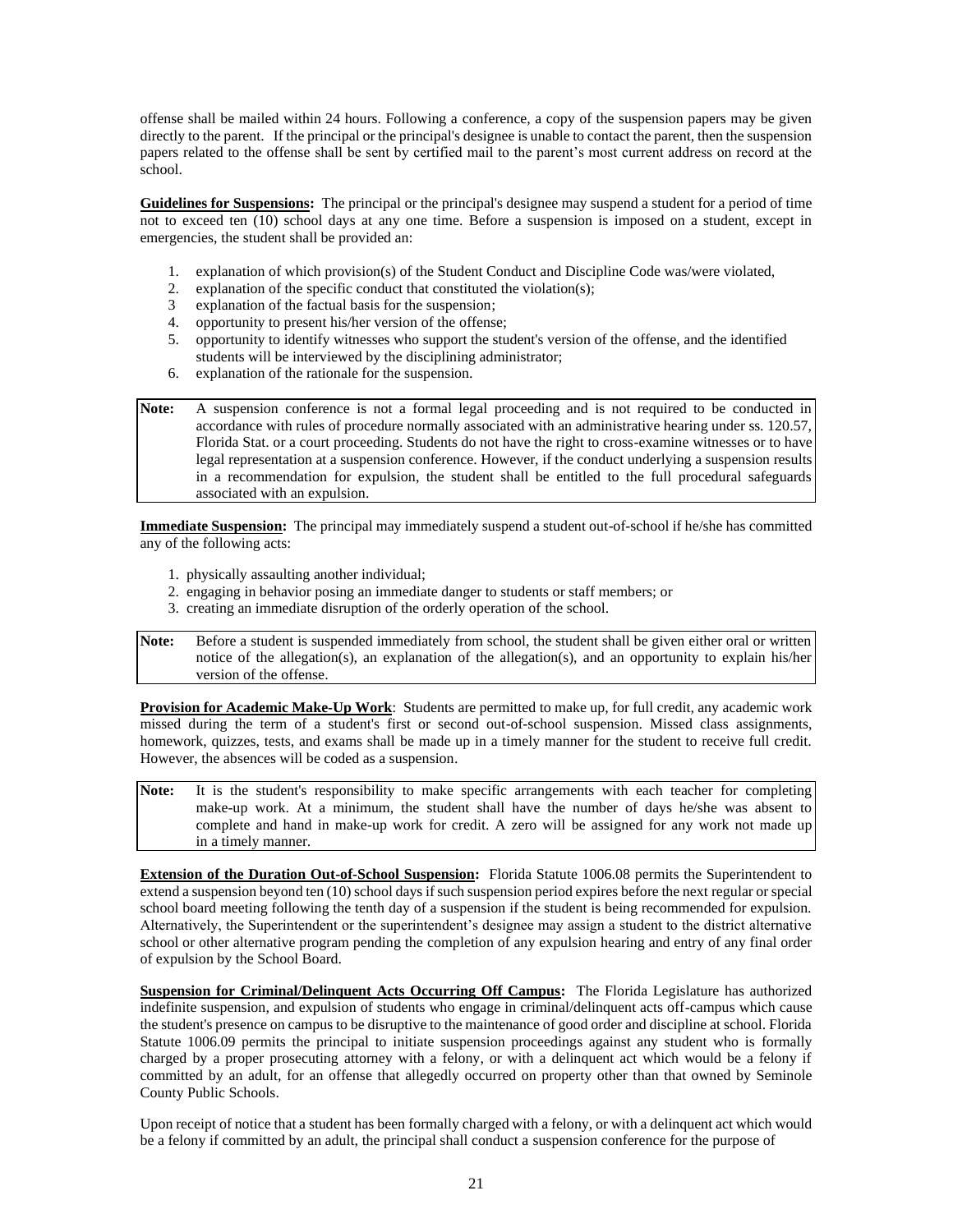offense shall be mailed within 24 hours. Following a conference, a copy of the suspension papers may be given directly to the parent. If the principal or the principal's designee is unable to contact the parent, then the suspension papers related to the offense shall be sent by certified mail to the parent's most current address on record at the school.

**Guidelines for Suspensions:** The principal or the principal's designee may suspend a student for a period of time not to exceed ten (10) school days at any one time. Before a suspension is imposed on a student, except in emergencies, the student shall be provided an:

1. explanation of which provision(s) of the Student Conduct and Discipline Code was/were violated,
2. explanation of the specific conduct that constituted the violation(s);
3. explanation of the factual basis for the suspension;
4. opportunity to present his/her version of the offense;
5. opportunity to identify witnesses who support the student's version of the offense, and the identified students will be interviewed by the disciplining administrator;
6. explanation of the rationale for the suspension.

**Note:** A suspension conference is not a formal legal proceeding and is not required to be conducted in accordance with rules of procedure normally associated with an administrative hearing under ss. 120.57, Florida Stat. or a court proceeding. Students do not have the right to cross-examine witnesses or to have legal representation at a suspension conference. However, if the conduct underlying a suspension results in a recommendation for expulsion, the student shall be entitled to the full procedural safeguards associated with an expulsion.

**Immediate Suspension:** The principal may immediately suspend a student out-of-school if he/she has committed any of the following acts:

1. physically assaulting another individual;
2. engaging in behavior posing an immediate danger to students or staff members; or
3. creating an immediate disruption of the orderly operation of the school.

**Note:** Before a student is suspended immediately from school, the student shall be given either oral or written notice of the allegation(s), an explanation of the allegation(s), and an opportunity to explain his/her version of the offense.

**Provision for Academic Make-Up Work**: Students are permitted to make up, for full credit, any academic work missed during the term of a student's first or second out-of-school suspension. Missed class assignments, homework, quizzes, tests, and exams shall be made up in a timely manner for the student to receive full credit. However, the absences will be coded as a suspension.

**Note:** It is the student's responsibility to make specific arrangements with each teacher for completing make-up work. At a minimum, the student shall have the number of days he/she was absent to complete and hand in make-up work for credit. A zero will be assigned for any work not made up in a timely manner.

**Extension of the Duration Out-of-School Suspension:** Florida Statute 1006.08 permits the Superintendent to extend a suspension beyond ten (10) school days if such suspension period expires before the next regular or special school board meeting following the tenth day of a suspension if the student is being recommended for expulsion. Alternatively, the Superintendent or the superintendent's designee may assign a student to the district alternative school or other alternative program pending the completion of any expulsion hearing and entry of any final order of expulsion by the School Board.

**Suspension for Criminal/Delinquent Acts Occurring Off Campus:** The Florida Legislature has authorized indefinite suspension, and expulsion of students who engage in criminal/delinquent acts off-campus which cause the student's presence on campus to be disruptive to the maintenance of good order and discipline at school. Florida Statute 1006.09 permits the principal to initiate suspension proceedings against any student who is formally charged by a proper prosecuting attorney with a felony, or with a delinquent act which would be a felony if committed by an adult, for an offense that allegedly occurred on property other than that owned by Seminole County Public Schools.

Upon receipt of notice that a student has been formally charged with a felony, or with a delinquent act which would be a felony if committed by an adult, the principal shall conduct a suspension conference for the purpose of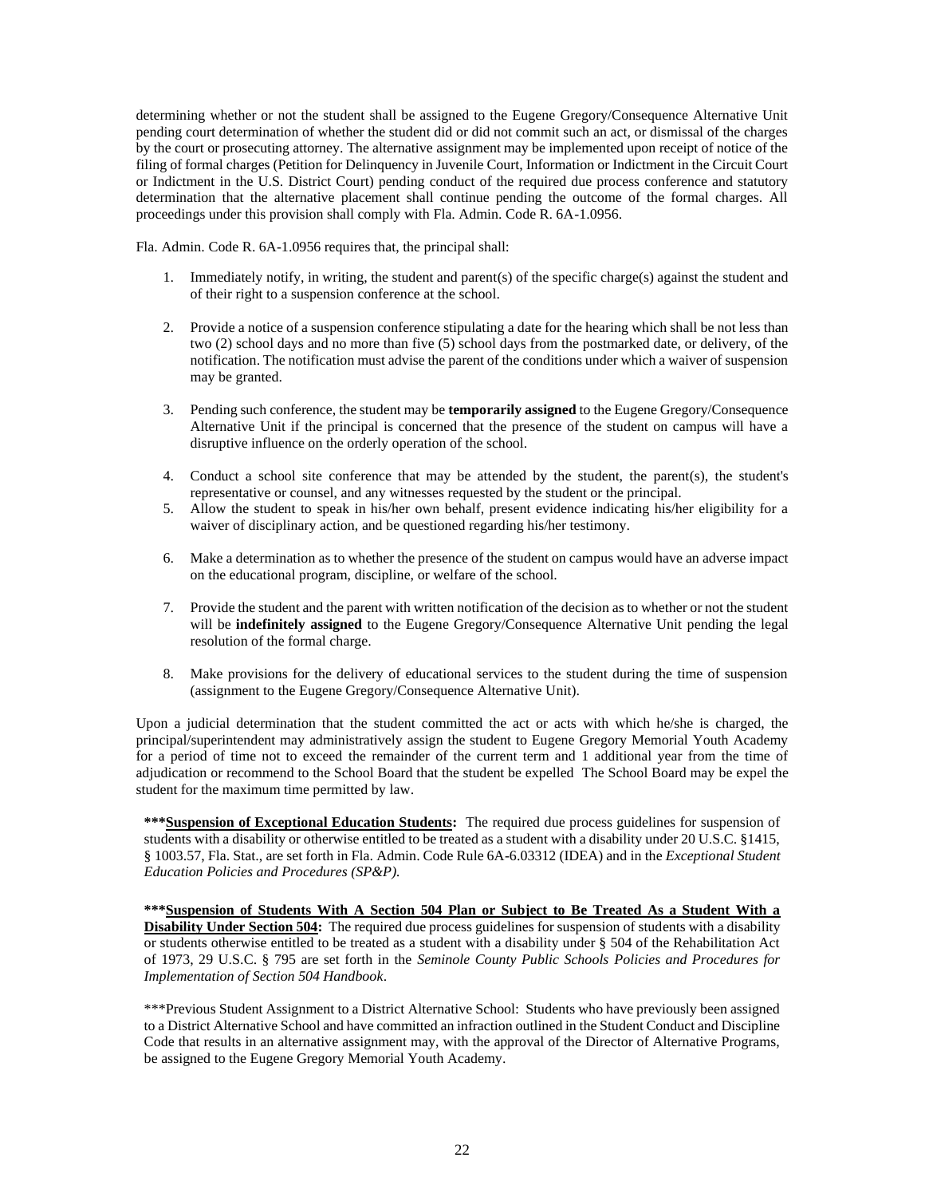determining whether or not the student shall be assigned to the Eugene Gregory/Consequence Alternative Unit pending court determination of whether the student did or did not commit such an act, or dismissal of the charges by the court or prosecuting attorney. The alternative assignment may be implemented upon receipt of notice of the filing of formal charges (Petition for Delinquency in Juvenile Court, Information or Indictment in the Circuit Court or Indictment in the U.S. District Court) pending conduct of the required due process conference and statutory determination that the alternative placement shall continue pending the outcome of the formal charges. All proceedings under this provision shall comply with Fla. Admin. Code R. 6A-1.0956.

Fla. Admin. Code R. 6A-1.0956 requires that, the principal shall:

1. Immediately notify, in writing, the student and parent(s) of the specific charge(s) against the student and of their right to a suspension conference at the school.

2. Provide a notice of a suspension conference stipulating a date for the hearing which shall be not less than two (2) school days and no more than five (5) school days from the postmarked date, or delivery, of the notification. The notification must advise the parent of the conditions under which a waiver of suspension may be granted.

3. Pending such conference, the student may be **temporarily assigned** to the Eugene Gregory/Consequence Alternative Unit if the principal is concerned that the presence of the student on campus will have a disruptive influence on the orderly operation of the school.

4. Conduct a school site conference that may be attended by the student, the parent(s), the student's representative or counsel, and any witnesses requested by the student or the principal.

5. Allow the student to speak in his/her own behalf, present evidence indicating his/her eligibility for a waiver of disciplinary action, and be questioned regarding his/her testimony.

6. Make a determination as to whether the presence of the student on campus would have an adverse impact on the educational program, discipline, or welfare of the school.

7. Provide the student and the parent with written notification of the decision as to whether or not the student will be **indefinitely assigned** to the Eugene Gregory/Consequence Alternative Unit pending the legal resolution of the formal charge.

8. Make provisions for the delivery of educational services to the student during the time of suspension (assignment to the Eugene Gregory/Consequence Alternative Unit).

Upon a judicial determination that the student committed the act or acts with which he/she is charged, the principal/superintendent may administratively assign the student to Eugene Gregory Memorial Youth Academy for a period of time not to exceed the remainder of the current term and 1 additional year from the time of adjudication or recommend to the School Board that the student be expelled The School Board may be expel the student for the maximum time permitted by law.

***<u>**Suspension of Exceptional Education Students:**</u> The required due process guidelines for suspension of students with a disability or otherwise entitled to be treated as a student with a disability under 20 U.S.C. §1415, § 1003.57, Fla. Stat., are set forth in Fla. Admin. Code Rule 6A-6.03312 (IDEA) and in the *Exceptional Student Education Policies and Procedures (SP&P).*

***<u>**Suspension of Students With A Section 504 Plan or Subject to Be Treated As a Student With a Disability Under Section 504:**</u> The required due process guidelines for suspension of students with a disability or students otherwise entitled to be treated as a student with a disability under § 504 of the Rehabilitation Act of 1973, 29 U.S.C. § 795 are set forth in the *Seminole County Public Schools Policies and Procedures for Implementation of Section 504 Handbook*.

***Previous Student Assignment to a District Alternative School: Students who have previously been assigned to a District Alternative School and have committed an infraction outlined in the Student Conduct and Discipline Code that results in an alternative assignment may, with the approval of the Director of Alternative Programs, be assigned to the Eugene Gregory Memorial Youth Academy.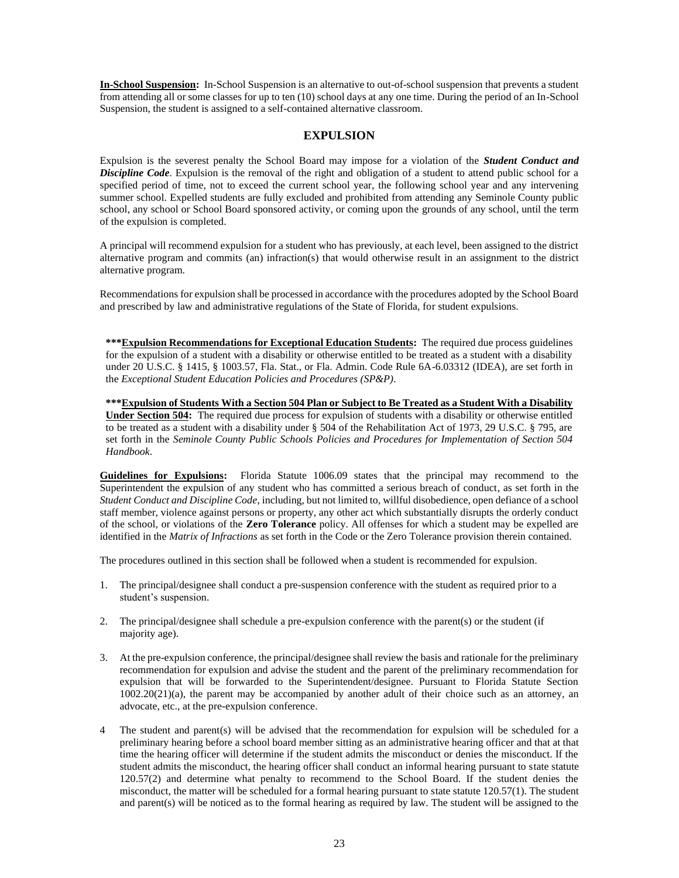**In-School Suspension:** In-School Suspension is an alternative to out-of-school suspension that prevents a student from attending all or some classes for up to ten (10) school days at any one time. During the period of an In-School Suspension, the student is assigned to a self-contained alternative classroom.

## EXPULSION

Expulsion is the severest penalty the School Board may impose for a violation of the ***Student Conduct and Discipline Code***. Expulsion is the removal of the right and obligation of a student to attend public school for a specified period of time, not to exceed the current school year, the following school year and any intervening summer school. Expelled students are fully excluded and prohibited from attending any Seminole County public school, any school or School Board sponsored activity, or coming upon the grounds of any school, until the term of the expulsion is completed.

A principal will recommend expulsion for a student who has previously, at each level, been assigned to the district alternative program and commits (an) infraction(s) that would otherwise result in an assignment to the district alternative program.

Recommendations for expulsion shall be processed in accordance with the procedures adopted by the School Board and prescribed by law and administrative regulations of the State of Florida, for student expulsions.

> **\*\*\*Expulsion Recommendations for Exceptional Education Students:** The required due process guidelines for the expulsion of a student with a disability or otherwise entitled to be treated as a student with a disability under 20 U.S.C. § 1415, § 1003.57, Fla. Stat., or Fla. Admin. Code Rule 6A-6.03312 (IDEA), are set forth in the *Exceptional Student Education Policies and Procedures (SP&P)*.
>
> **\*\*\*Expulsion of Students With a Section 504 Plan or Subject to Be Treated as a Student With a Disability Under Section 504:** The required due process for expulsion of students with a disability or otherwise entitled to be treated as a student with a disability under § 504 of the Rehabilitation Act of 1973, 29 U.S.C. § 795, are set forth in the *Seminole County Public Schools Policies and Procedures for Implementation of Section 504 Handbook*.

**Guidelines for Expulsions:** Florida Statute 1006.09 states that the principal may recommend to the Superintendent the expulsion of any student who has committed a serious breach of conduct, as set forth in the *Student Conduct and Discipline Code*, including, but not limited to, willful disobedience, open defiance of a school staff member, violence against persons or property, any other act which substantially disrupts the orderly conduct of the school, or violations of the **Zero Tolerance** policy. All offenses for which a student may be expelled are identified in the *Matrix of Infractions* as set forth in the Code or the Zero Tolerance provision therein contained.

The procedures outlined in this section shall be followed when a student is recommended for expulsion.

1. The principal/designee shall conduct a pre-suspension conference with the student as required prior to a student's suspension.

2. The principal/designee shall schedule a pre-expulsion conference with the parent(s) or the student (if majority age).

3. At the pre-expulsion conference, the principal/designee shall review the basis and rationale for the preliminary recommendation for expulsion and advise the student and the parent of the preliminary recommendation for expulsion that will be forwarded to the Superintendent/designee. Pursuant to Florida Statute Section 1002.20(21)(a), the parent may be accompanied by another adult of their choice such as an attorney, an advocate, etc., at the pre-expulsion conference.

4. The student and parent(s) will be advised that the recommendation for expulsion will be scheduled for a preliminary hearing before a school board member sitting as an administrative hearing officer and that at that time the hearing officer will determine if the student admits the misconduct or denies the misconduct. If the student admits the misconduct, the hearing officer shall conduct an informal hearing pursuant to state statute 120.57(2) and determine what penalty to recommend to the School Board. If the student denies the misconduct, the matter will be scheduled for a formal hearing pursuant to state statute 120.57(1). The student and parent(s) will be noticed as to the formal hearing as required by law. The student will be assigned to the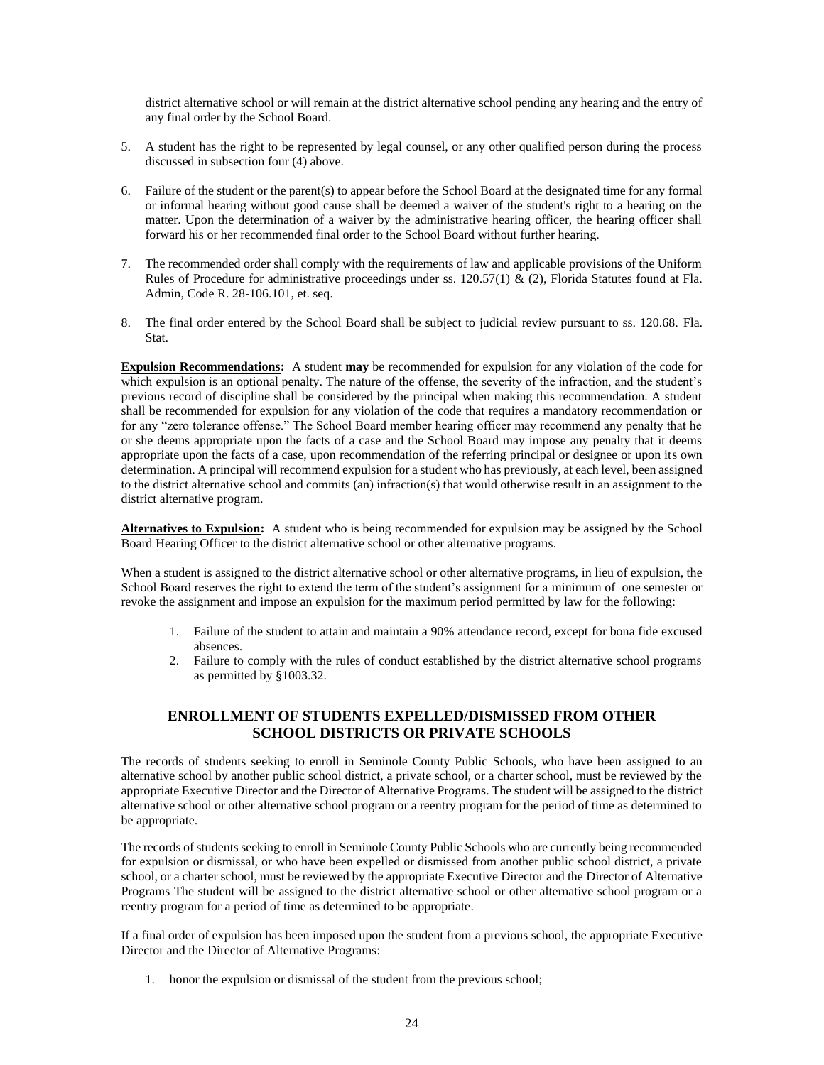district alternative school or will remain at the district alternative school pending any hearing and the entry of any final order by the School Board.

5. A student has the right to be represented by legal counsel, or any other qualified person during the process discussed in subsection four (4) above.

6. Failure of the student or the parent(s) to appear before the School Board at the designated time for any formal or informal hearing without good cause shall be deemed a waiver of the student's right to a hearing on the matter. Upon the determination of a waiver by the administrative hearing officer, the hearing officer shall forward his or her recommended final order to the School Board without further hearing.

7. The recommended order shall comply with the requirements of law and applicable provisions of the Uniform Rules of Procedure for administrative proceedings under ss. 120.57(1) & (2), Florida Statutes found at Fla. Admin, Code R. 28-106.101, et. seq.

8. The final order entered by the School Board shall be subject to judicial review pursuant to ss. 120.68. Fla. Stat.

**<u>Expulsion Recommendations</u>:** A student **may** be recommended for expulsion for any violation of the code for which expulsion is an optional penalty. The nature of the offense, the severity of the infraction, and the student's previous record of discipline shall be considered by the principal when making this recommendation. A student shall be recommended for expulsion for any violation of the code that requires a mandatory recommendation or for any "zero tolerance offense." The School Board member hearing officer may recommend any penalty that he or she deems appropriate upon the facts of a case and the School Board may impose any penalty that it deems appropriate upon the facts of a case, upon recommendation of the referring principal or designee or upon its own determination. A principal will recommend expulsion for a student who has previously, at each level, been assigned to the district alternative school and commits (an) infraction(s) that would otherwise result in an assignment to the district alternative program.

**<u>Alternatives to Expulsion</u>:** A student who is being recommended for expulsion may be assigned by the School Board Hearing Officer to the district alternative school or other alternative programs.

When a student is assigned to the district alternative school or other alternative programs, in lieu of expulsion, the School Board reserves the right to extend the term of the student's assignment for a minimum of one semester or revoke the assignment and impose an expulsion for the maximum period permitted by law for the following:

1. Failure of the student to attain and maintain a 90% attendance record, except for bona fide excused absences.
2. Failure to comply with the rules of conduct established by the district alternative school programs as permitted by §1003.32.

## ENROLLMENT OF STUDENTS EXPELLED/DISMISSED FROM OTHER SCHOOL DISTRICTS OR PRIVATE SCHOOLS

The records of students seeking to enroll in Seminole County Public Schools, who have been assigned to an alternative school by another public school district, a private school, or a charter school, must be reviewed by the appropriate Executive Director and the Director of Alternative Programs. The student will be assigned to the district alternative school or other alternative school program or a reentry program for the period of time as determined to be appropriate.

The records of students seeking to enroll in Seminole County Public Schools who are currently being recommended for expulsion or dismissal, or who have been expelled or dismissed from another public school district, a private school, or a charter school, must be reviewed by the appropriate Executive Director and the Director of Alternative Programs The student will be assigned to the district alternative school or other alternative school program or a reentry program for a period of time as determined to be appropriate.

If a final order of expulsion has been imposed upon the student from a previous school, the appropriate Executive Director and the Director of Alternative Programs:

1. honor the expulsion or dismissal of the student from the previous school;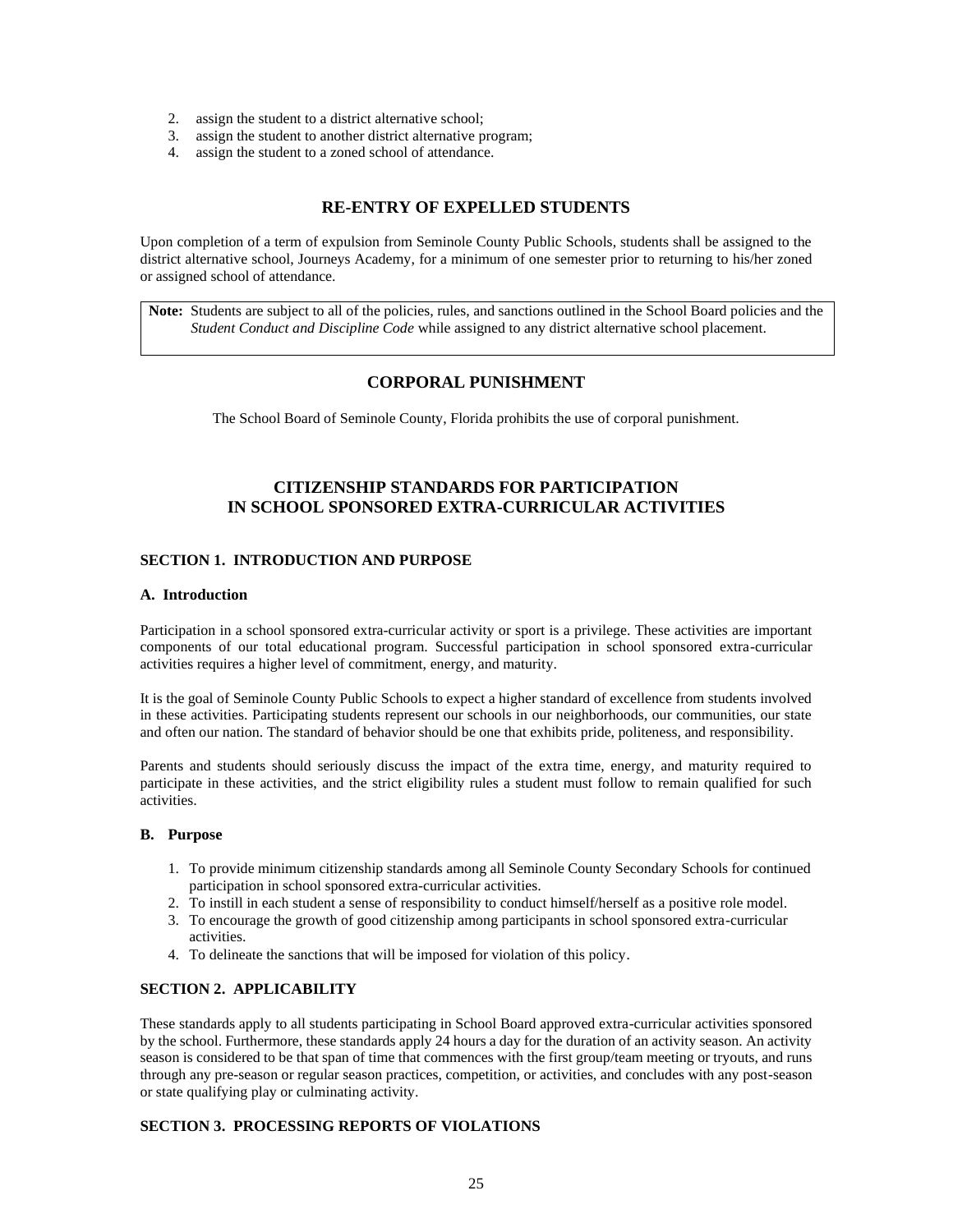2. assign the student to a district alternative school;
3. assign the student to another district alternative program;
4. assign the student to a zoned school of attendance.

## RE-ENTRY OF EXPELLED STUDENTS

Upon completion of a term of expulsion from Seminole County Public Schools, students shall be assigned to the district alternative school, Journeys Academy, for a minimum of one semester prior to returning to his/her zoned or assigned school of attendance.

> **Note:** Students are subject to all of the policies, rules, and sanctions outlined in the School Board policies and the *Student Conduct and Discipline Code* while assigned to any district alternative school placement.

## CORPORAL PUNISHMENT

The School Board of Seminole County, Florida prohibits the use of corporal punishment.

## CITIZENSHIP STANDARDS FOR PARTICIPATION IN SCHOOL SPONSORED EXTRA-CURRICULAR ACTIVITIES

### SECTION 1. INTRODUCTION AND PURPOSE

#### A. Introduction

Participation in a school sponsored extra-curricular activity or sport is a privilege. These activities are important components of our total educational program. Successful participation in school sponsored extra-curricular activities requires a higher level of commitment, energy, and maturity.

It is the goal of Seminole County Public Schools to expect a higher standard of excellence from students involved in these activities. Participating students represent our schools in our neighborhoods, our communities, our state and often our nation. The standard of behavior should be one that exhibits pride, politeness, and responsibility.

Parents and students should seriously discuss the impact of the extra time, energy, and maturity required to participate in these activities, and the strict eligibility rules a student must follow to remain qualified for such activities.

#### B. Purpose

1. To provide minimum citizenship standards among all Seminole County Secondary Schools for continued participation in school sponsored extra-curricular activities.
2. To instill in each student a sense of responsibility to conduct himself/herself as a positive role model.
3. To encourage the growth of good citizenship among participants in school sponsored extra-curricular activities.
4. To delineate the sanctions that will be imposed for violation of this policy.

### SECTION 2. APPLICABILITY

These standards apply to all students participating in School Board approved extra-curricular activities sponsored by the school. Furthermore, these standards apply 24 hours a day for the duration of an activity season. An activity season is considered to be that span of time that commences with the first group/team meeting or tryouts, and runs through any pre-season or regular season practices, competition, or activities, and concludes with any post-season or state qualifying play or culminating activity.

### SECTION 3. PROCESSING REPORTS OF VIOLATIONS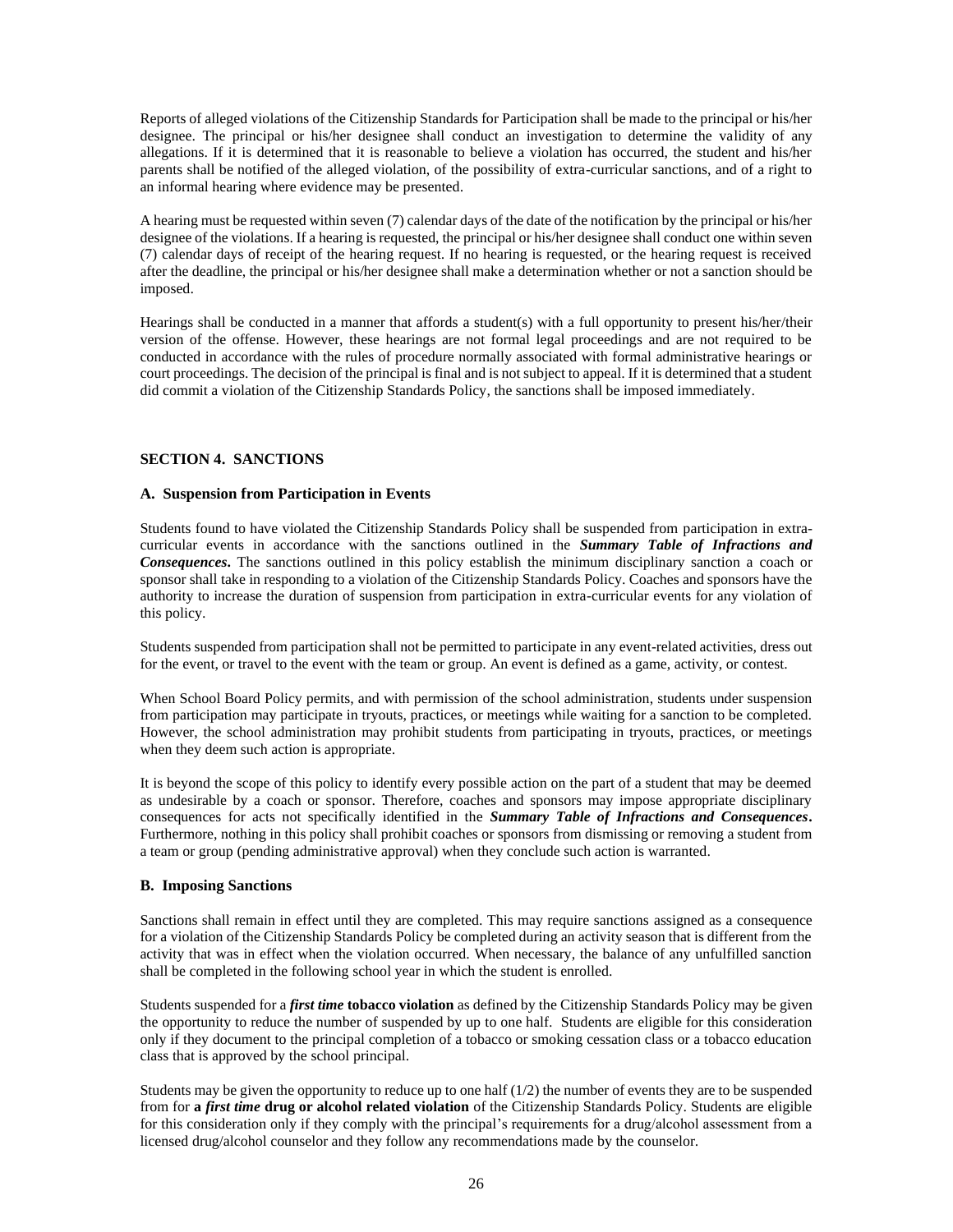Reports of alleged violations of the Citizenship Standards for Participation shall be made to the principal or his/her designee. The principal or his/her designee shall conduct an investigation to determine the validity of any allegations. If it is determined that it is reasonable to believe a violation has occurred, the student and his/her parents shall be notified of the alleged violation, of the possibility of extra-curricular sanctions, and of a right to an informal hearing where evidence may be presented.

A hearing must be requested within seven (7) calendar days of the date of the notification by the principal or his/her designee of the violations. If a hearing is requested, the principal or his/her designee shall conduct one within seven (7) calendar days of receipt of the hearing request. If no hearing is requested, or the hearing request is received after the deadline, the principal or his/her designee shall make a determination whether or not a sanction should be imposed.

Hearings shall be conducted in a manner that affords a student(s) with a full opportunity to present his/her/their version of the offense. However, these hearings are not formal legal proceedings and are not required to be conducted in accordance with the rules of procedure normally associated with formal administrative hearings or court proceedings. The decision of the principal is final and is not subject to appeal. If it is determined that a student did commit a violation of the Citizenship Standards Policy, the sanctions shall be imposed immediately.

## SECTION 4. SANCTIONS

### A. Suspension from Participation in Events

Students found to have violated the Citizenship Standards Policy shall be suspended from participation in extra-curricular events in accordance with the sanctions outlined in the ***Summary Table of Infractions and Consequences***. The sanctions outlined in this policy establish the minimum disciplinary sanction a coach or sponsor shall take in responding to a violation of the Citizenship Standards Policy. Coaches and sponsors have the authority to increase the duration of suspension from participation in extra-curricular events for any violation of this policy.

Students suspended from participation shall not be permitted to participate in any event-related activities, dress out for the event, or travel to the event with the team or group. An event is defined as a game, activity, or contest.

When School Board Policy permits, and with permission of the school administration, students under suspension from participation may participate in tryouts, practices, or meetings while waiting for a sanction to be completed. However, the school administration may prohibit students from participating in tryouts, practices, or meetings when they deem such action is appropriate.

It is beyond the scope of this policy to identify every possible action on the part of a student that may be deemed as undesirable by a coach or sponsor. Therefore, coaches and sponsors may impose appropriate disciplinary consequences for acts not specifically identified in the ***Summary Table of Infractions and Consequences***. Furthermore, nothing in this policy shall prohibit coaches or sponsors from dismissing or removing a student from a team or group (pending administrative approval) when they conclude such action is warranted.

### B. Imposing Sanctions

Sanctions shall remain in effect until they are completed. This may require sanctions assigned as a consequence for a violation of the Citizenship Standards Policy be completed during an activity season that is different from the activity that was in effect when the violation occurred. When necessary, the balance of any unfulfilled sanction shall be completed in the following school year in which the student is enrolled.

Students suspended for a ***first time*** **tobacco violation** as defined by the Citizenship Standards Policy may be given the opportunity to reduce the number of suspended by up to one half. Students are eligible for this consideration only if they document to the principal completion of a tobacco or smoking cessation class or a tobacco education class that is approved by the school principal.

Students may be given the opportunity to reduce up to one half (1/2) the number of events they are to be suspended from for **a *first time* drug or alcohol related violation** of the Citizenship Standards Policy. Students are eligible for this consideration only if they comply with the principal's requirements for a drug/alcohol assessment from a licensed drug/alcohol counselor and they follow any recommendations made by the counselor.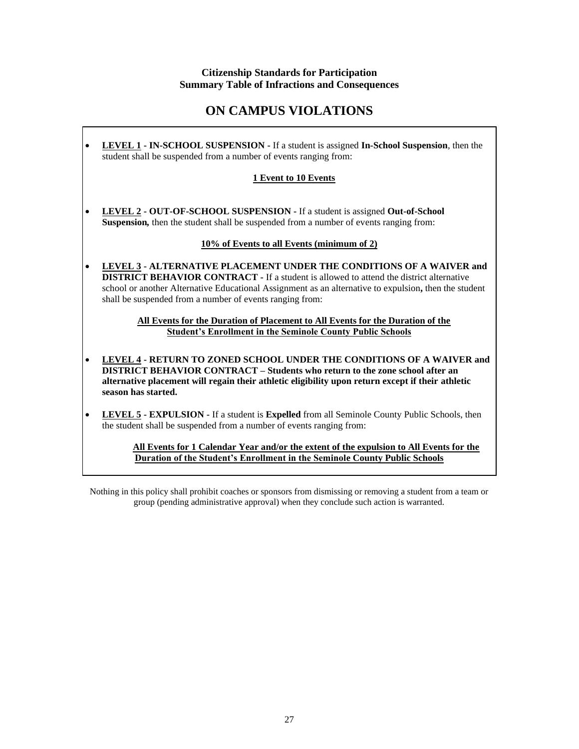**Citizenship Standards for Participation**
**Summary Table of Infractions and Consequences**

# ON CAMPUS VIOLATIONS

- **LEVEL 1 - IN-SCHOOL SUSPENSION -** If a student is assigned **In-School Suspension**, then the student shall be suspended from a number of events ranging from:

  **1 Event to 10 Events**

- **LEVEL 2 - OUT-OF-SCHOOL SUSPENSION -** If a student is assigned **Out-of-School Suspension,** then the student shall be suspended from a number of events ranging from:

  **10% of Events to all Events (minimum of 2)**

- **LEVEL 3 - ALTERNATIVE PLACEMENT UNDER THE CONDITIONS OF A WAIVER and DISTRICT BEHAVIOR CONTRACT -** If a student is allowed to attend the district alternative school or another Alternative Educational Assignment as an alternative to expulsion**,** then the student shall be suspended from a number of events ranging from:

  **All Events for the Duration of Placement to All Events for the Duration of the Student's Enrollment in the Seminole County Public Schools**

- **LEVEL 4 - RETURN TO ZONED SCHOOL UNDER THE CONDITIONS OF A WAIVER and DISTRICT BEHAVIOR CONTRACT – Students who return to the zone school after an alternative placement will regain their athletic eligibility upon return except if their athletic season has started.**

- **LEVEL 5 - EXPULSION -** If a student is **Expelled** from all Seminole County Public Schools, then the student shall be suspended from a number of events ranging from:

  **All Events for 1 Calendar Year and/or the extent of the expulsion to All Events for the Duration of the Student's Enrollment in the Seminole County Public Schools**

Nothing in this policy shall prohibit coaches or sponsors from dismissing or removing a student from a team or group (pending administrative approval) when they conclude such action is warranted.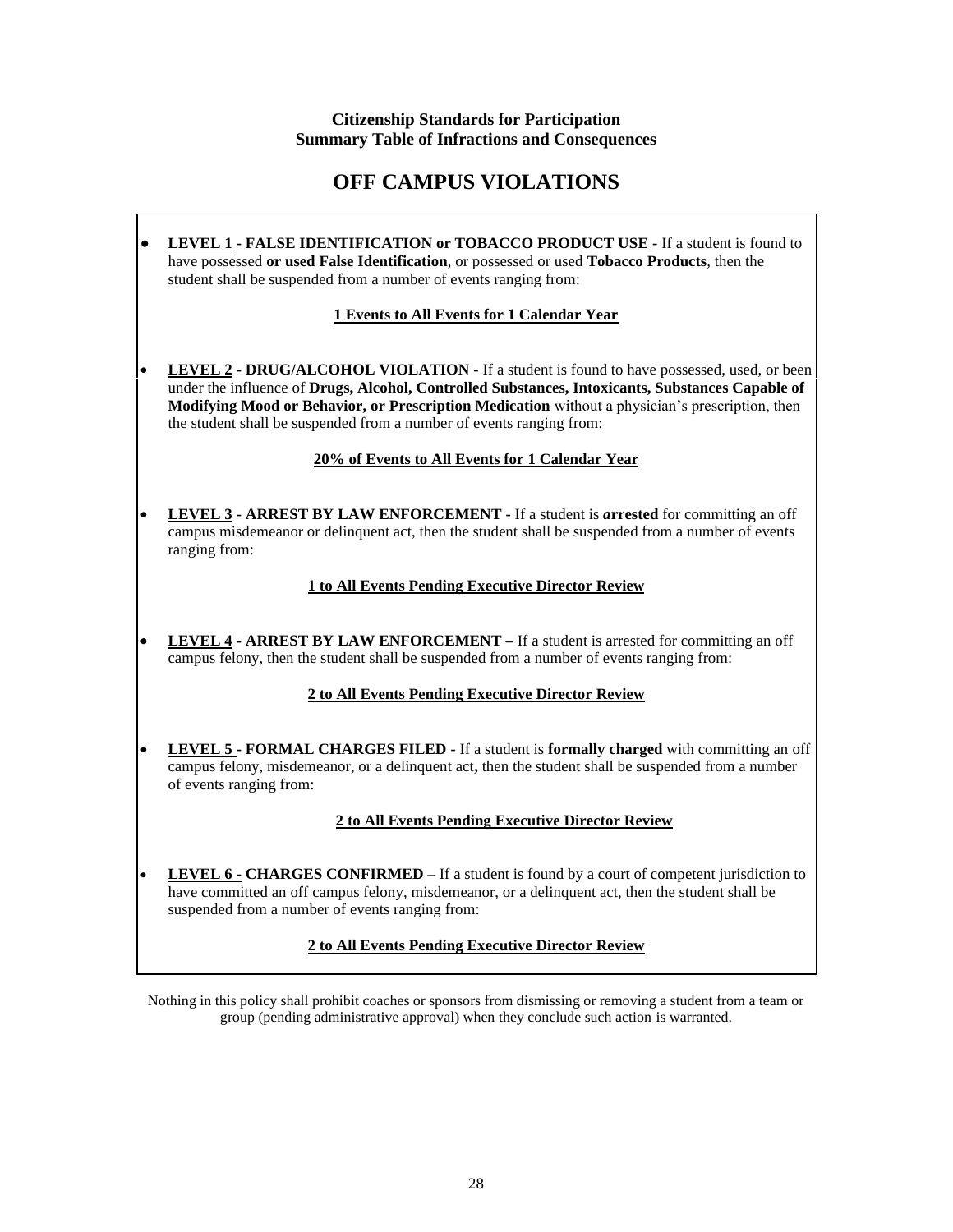**Citizenship Standards for Participation**
**Summary Table of Infractions and Consequences**

# OFF CAMPUS VIOLATIONS

- **LEVEL 1 - FALSE IDENTIFICATION or TOBACCO PRODUCT USE -** If a student is found to have possessed **or used False Identification**, or possessed or used **Tobacco Products**, then the student shall be suspended from a number of events ranging from:

  **1 Events to All Events for 1 Calendar Year**

- **LEVEL 2 - DRUG/ALCOHOL VIOLATION -** If a student is found to have possessed, used, or been under the influence of **Drugs, Alcohol, Controlled Substances, Intoxicants, Substances Capable of Modifying Mood or Behavior, or Prescription Medication** without a physician's prescription, then the student shall be suspended from a number of events ranging from:

  **20% of Events to All Events for 1 Calendar Year**

- **LEVEL 3 - ARREST BY LAW ENFORCEMENT -** If a student is ***a*rrested** for committing an off campus misdemeanor or delinquent act, then the student shall be suspended from a number of events ranging from:

  **1 to All Events Pending Executive Director Review**

- **LEVEL 4 - ARREST BY LAW ENFORCEMENT –** If a student is arrested for committing an off campus felony, then the student shall be suspended from a number of events ranging from:

  **2 to All Events Pending Executive Director Review**

- **LEVEL 5 - FORMAL CHARGES FILED -** If a student is **formally charged** with committing an off campus felony, misdemeanor, or a delinquent act**,** then the student shall be suspended from a number of events ranging from:

  **2 to All Events Pending Executive Director Review**

- **LEVEL 6 - CHARGES CONFIRMED** – If a student is found by a court of competent jurisdiction to have committed an off campus felony, misdemeanor, or a delinquent act, then the student shall be suspended from a number of events ranging from:

  **2 to All Events Pending Executive Director Review**

Nothing in this policy shall prohibit coaches or sponsors from dismissing or removing a student from a team or group (pending administrative approval) when they conclude such action is warranted.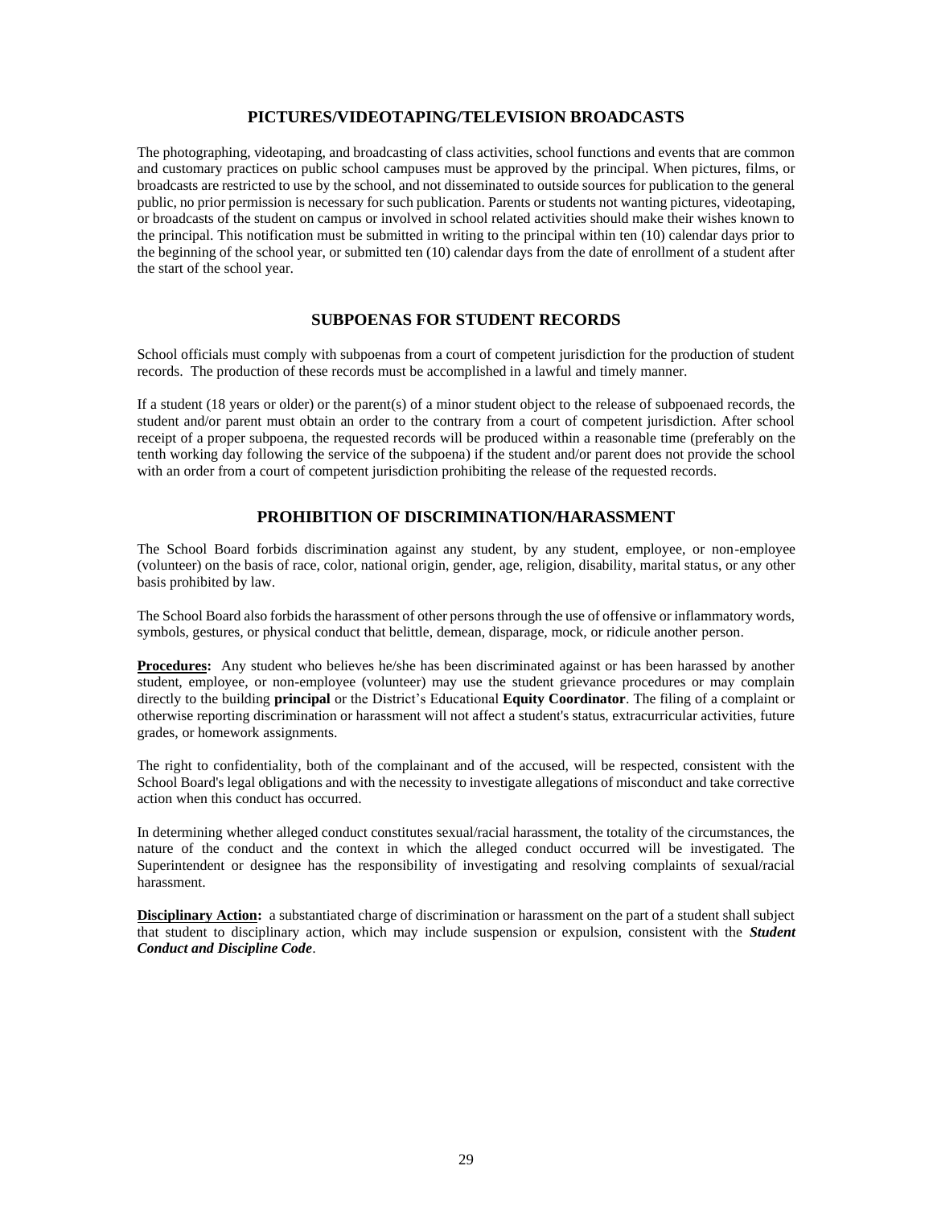## PICTURES/VIDEOTAPING/TELEVISION BROADCASTS

The photographing, videotaping, and broadcasting of class activities, school functions and events that are common and customary practices on public school campuses must be approved by the principal. When pictures, films, or broadcasts are restricted to use by the school, and not disseminated to outside sources for publication to the general public, no prior permission is necessary for such publication. Parents or students not wanting pictures, videotaping, or broadcasts of the student on campus or involved in school related activities should make their wishes known to the principal. This notification must be submitted in writing to the principal within ten (10) calendar days prior to the beginning of the school year, or submitted ten (10) calendar days from the date of enrollment of a student after the start of the school year.

## SUBPOENAS FOR STUDENT RECORDS

School officials must comply with subpoenas from a court of competent jurisdiction for the production of student records. The production of these records must be accomplished in a lawful and timely manner.

If a student (18 years or older) or the parent(s) of a minor student object to the release of subpoenaed records, the student and/or parent must obtain an order to the contrary from a court of competent jurisdiction. After school receipt of a proper subpoena, the requested records will be produced within a reasonable time (preferably on the tenth working day following the service of the subpoena) if the student and/or parent does not provide the school with an order from a court of competent jurisdiction prohibiting the release of the requested records.

## PROHIBITION OF DISCRIMINATION/HARASSMENT

The School Board forbids discrimination against any student, by any student, employee, or non-employee (volunteer) on the basis of race, color, national origin, gender, age, religion, disability, marital status, or any other basis prohibited by law.

The School Board also forbids the harassment of other persons through the use of offensive or inflammatory words, symbols, gestures, or physical conduct that belittle, demean, disparage, mock, or ridicule another person.

**Procedures:** Any student who believes he/she has been discriminated against or has been harassed by another student, employee, or non-employee (volunteer) may use the student grievance procedures or may complain directly to the building **principal** or the District's Educational **Equity Coordinator**. The filing of a complaint or otherwise reporting discrimination or harassment will not affect a student's status, extracurricular activities, future grades, or homework assignments.

The right to confidentiality, both of the complainant and of the accused, will be respected, consistent with the School Board's legal obligations and with the necessity to investigate allegations of misconduct and take corrective action when this conduct has occurred.

In determining whether alleged conduct constitutes sexual/racial harassment, the totality of the circumstances, the nature of the conduct and the context in which the alleged conduct occurred will be investigated. The Superintendent or designee has the responsibility of investigating and resolving complaints of sexual/racial harassment.

**Disciplinary Action:** a substantiated charge of discrimination or harassment on the part of a student shall subject that student to disciplinary action, which may include suspension or expulsion, consistent with the ***Student Conduct and Discipline Code***.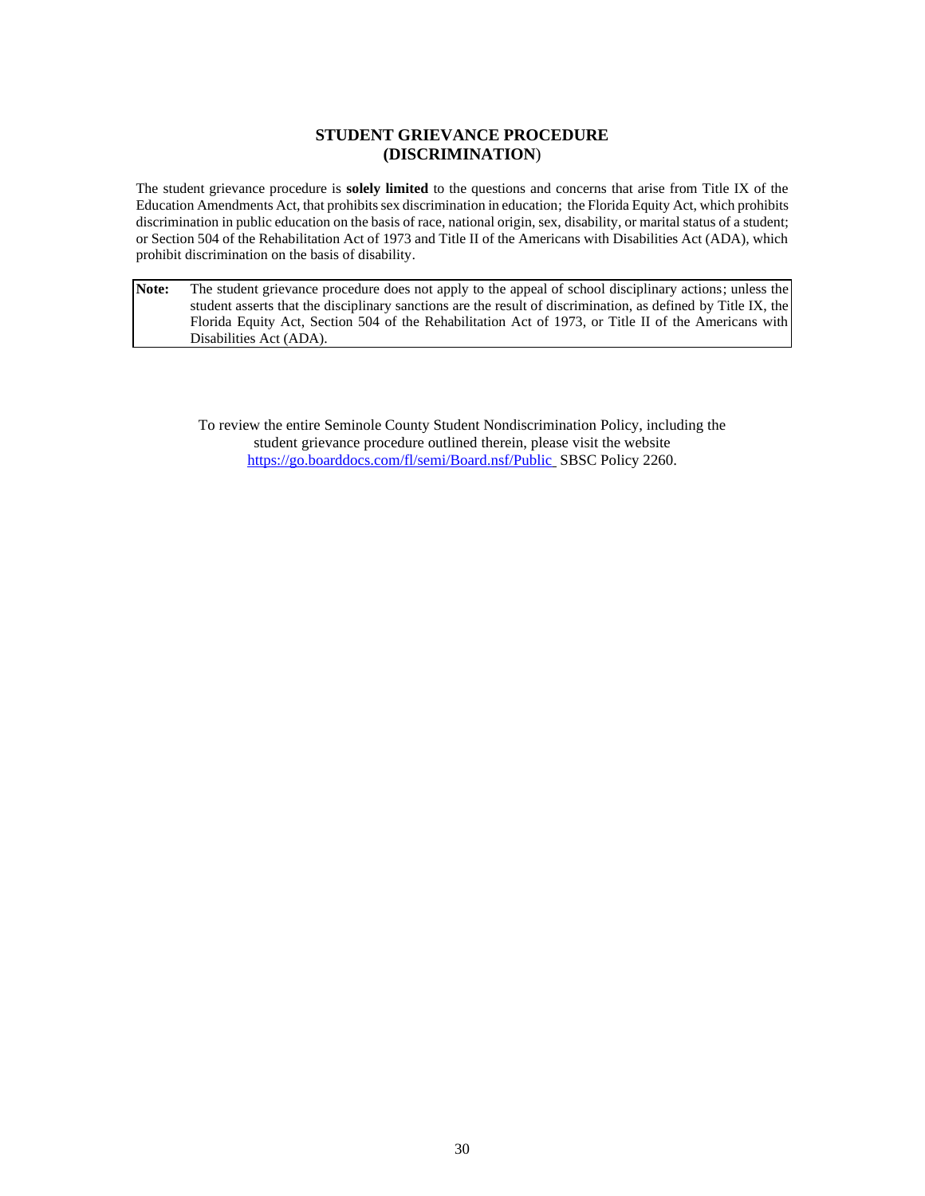# STUDENT GRIEVANCE PROCEDURE (DISCRIMINATION)

The student grievance procedure is **solely limited** to the questions and concerns that arise from Title IX of the Education Amendments Act, that prohibits sex discrimination in education; the Florida Equity Act, which prohibits discrimination in public education on the basis of race, national origin, sex, disability, or marital status of a student; or Section 504 of the Rehabilitation Act of 1973 and Title II of the Americans with Disabilities Act (ADA), which prohibit discrimination on the basis of disability.

| **Note:** | The student grievance procedure does not apply to the appeal of school disciplinary actions; unless the student asserts that the disciplinary sanctions are the result of discrimination, as defined by Title IX, the Florida Equity Act, Section 504 of the Rehabilitation Act of 1973, or Title II of the Americans with Disabilities Act (ADA). |
|---|---|

To review the entire Seminole County Student Nondiscrimination Policy, including the student grievance procedure outlined therein, please visit the website [https://go.boarddocs.com/fl/semi/Board.nsf/Public](https://go.boarddocs.com/fl/semi/Board.nsf/Public) SBSC Policy 2260.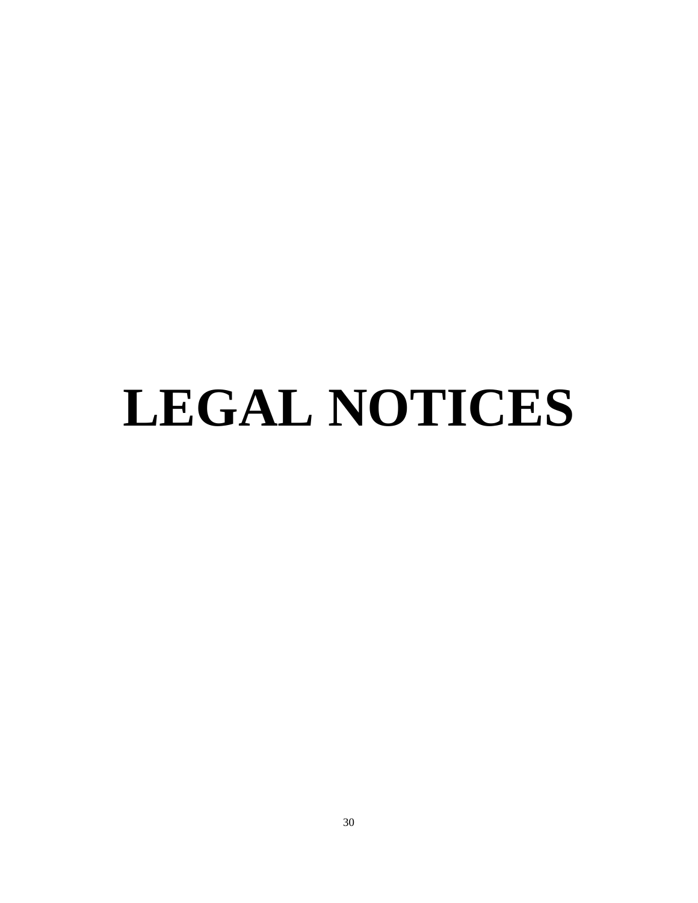# LEGAL NOTICES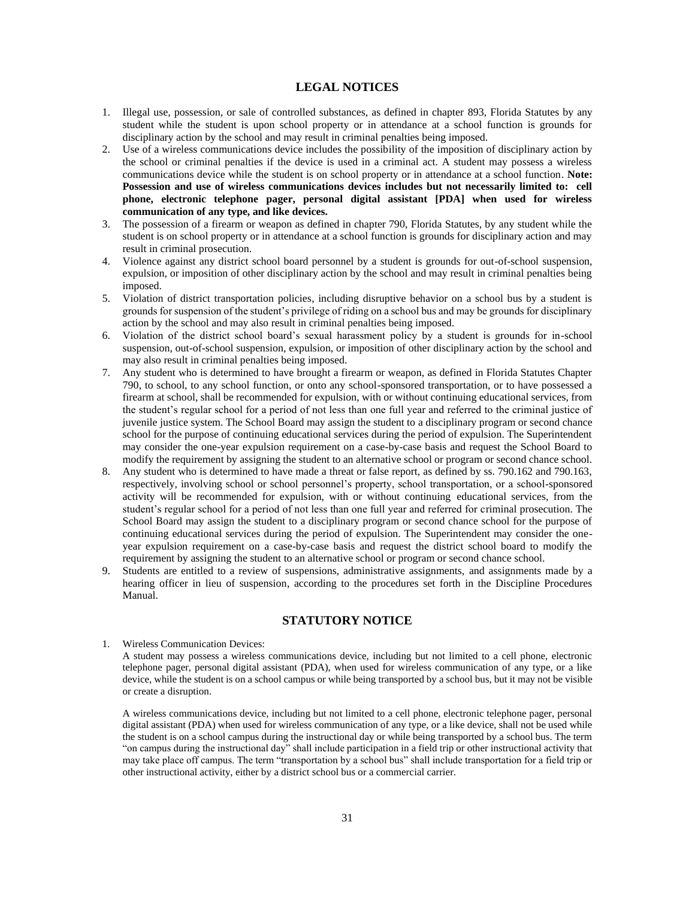## LEGAL NOTICES

1. Illegal use, possession, or sale of controlled substances, as defined in chapter 893, Florida Statutes by any student while the student is upon school property or in attendance at a school function is grounds for disciplinary action by the school and may result in criminal penalties being imposed.
2. Use of a wireless communications device includes the possibility of the imposition of disciplinary action by the school or criminal penalties if the device is used in a criminal act. A student may possess a wireless communications device while the student is on school property or in attendance at a school function. **Note: Possession and use of wireless communications devices includes but not necessarily limited to: cell phone, electronic telephone pager, personal digital assistant [PDA] when used for wireless communication of any type, and like devices.**
3. The possession of a firearm or weapon as defined in chapter 790, Florida Statutes, by any student while the student is on school property or in attendance at a school function is grounds for disciplinary action and may result in criminal prosecution.
4. Violence against any district school board personnel by a student is grounds for out-of-school suspension, expulsion, or imposition of other disciplinary action by the school and may result in criminal penalties being imposed.
5. Violation of district transportation policies, including disruptive behavior on a school bus by a student is grounds for suspension of the student's privilege of riding on a school bus and may be grounds for disciplinary action by the school and may also result in criminal penalties being imposed.
6. Violation of the district school board's sexual harassment policy by a student is grounds for in-school suspension, out-of-school suspension, expulsion, or imposition of other disciplinary action by the school and may also result in criminal penalties being imposed.
7. Any student who is determined to have brought a firearm or weapon, as defined in Florida Statutes Chapter 790, to school, to any school function, or onto any school-sponsored transportation, or to have possessed a firearm at school, shall be recommended for expulsion, with or without continuing educational services, from the student's regular school for a period of not less than one full year and referred to the criminal justice of juvenile justice system. The School Board may assign the student to a disciplinary program or second chance school for the purpose of continuing educational services during the period of expulsion. The Superintendent may consider the one-year expulsion requirement on a case-by-case basis and request the School Board to modify the requirement by assigning the student to an alternative school or program or second chance school.
8. Any student who is determined to have made a threat or false report, as defined by ss. 790.162 and 790.163, respectively, involving school or school personnel's property, school transportation, or a school-sponsored activity will be recommended for expulsion, with or without continuing educational services, from the student's regular school for a period of not less than one full year and referred for criminal prosecution. The School Board may assign the student to a disciplinary program or second chance school for the purpose of continuing educational services during the period of expulsion. The Superintendent may consider the one-year expulsion requirement on a case-by-case basis and request the district school board to modify the requirement by assigning the student to an alternative school or program or second chance school.
9. Students are entitled to a review of suspensions, administrative assignments, and assignments made by a hearing officer in lieu of suspension, according to the procedures set forth in the Discipline Procedures Manual.

## STATUTORY NOTICE

1. Wireless Communication Devices:

   A student may possess a wireless communications device, including but not limited to a cell phone, electronic telephone pager, personal digital assistant (PDA), when used for wireless communication of any type, or a like device, while the student is on a school campus or while being transported by a school bus, but it may not be visible or create a disruption.

   A wireless communications device, including but not limited to a cell phone, electronic telephone pager, personal digital assistant (PDA) when used for wireless communication of any type, or a like device, shall not be used while the student is on a school campus during the instructional day or while being transported by a school bus. The term "on campus during the instructional day" shall include participation in a field trip or other instructional activity that may take place off campus. The term "transportation by a school bus" shall include transportation for a field trip or other instructional activity, either by a district school bus or a commercial carrier.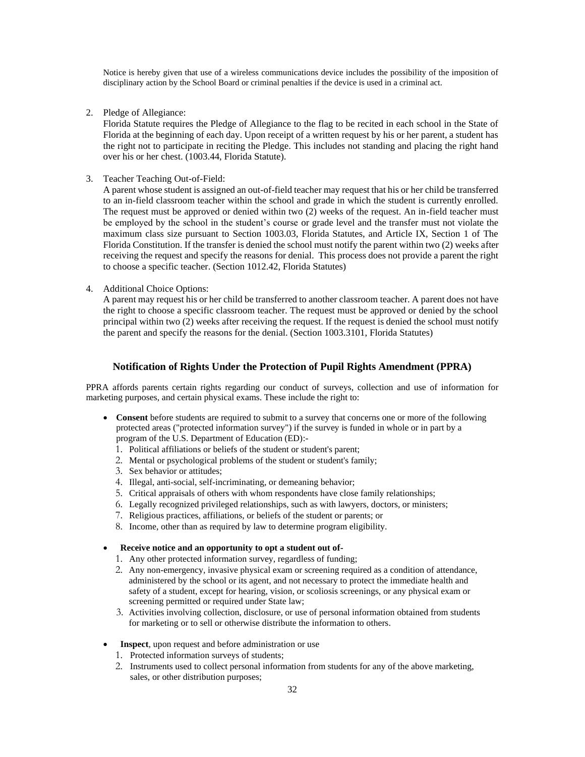Notice is hereby given that use of a wireless communications device includes the possibility of the imposition of disciplinary action by the School Board or criminal penalties if the device is used in a criminal act.

2. Pledge of Allegiance:
   Florida Statute requires the Pledge of Allegiance to the flag to be recited in each school in the State of Florida at the beginning of each day. Upon receipt of a written request by his or her parent, a student has the right not to participate in reciting the Pledge. This includes not standing and placing the right hand over his or her chest. (1003.44, Florida Statute).

3. Teacher Teaching Out-of-Field:
   A parent whose student is assigned an out-of-field teacher may request that his or her child be transferred to an in-field classroom teacher within the school and grade in which the student is currently enrolled. The request must be approved or denied within two (2) weeks of the request. An in-field teacher must be employed by the school in the student's course or grade level and the transfer must not violate the maximum class size pursuant to Section 1003.03, Florida Statutes, and Article IX, Section 1 of The Florida Constitution. If the transfer is denied the school must notify the parent within two (2) weeks after receiving the request and specify the reasons for denial. This process does not provide a parent the right to choose a specific teacher. (Section 1012.42, Florida Statutes)

4. Additional Choice Options:
   A parent may request his or her child be transferred to another classroom teacher. A parent does not have the right to choose a specific classroom teacher. The request must be approved or denied by the school principal within two (2) weeks after receiving the request. If the request is denied the school must notify the parent and specify the reasons for the denial. (Section 1003.3101, Florida Statutes)

## Notification of Rights Under the Protection of Pupil Rights Amendment (PPRA)

PPRA affords parents certain rights regarding our conduct of surveys, collection and use of information for marketing purposes, and certain physical exams. These include the right to:

- **Consent** before students are required to submit to a survey that concerns one or more of the following protected areas ("protected information survey") if the survey is funded in whole or in part by a program of the U.S. Department of Education (ED):-
  1. Political affiliations or beliefs of the student or student's parent;
  2. Mental or psychological problems of the student or student's family;
  3. Sex behavior or attitudes;
  4. Illegal, anti-social, self-incriminating, or demeaning behavior;
  5. Critical appraisals of others with whom respondents have close family relationships;
  6. Legally recognized privileged relationships, such as with lawyers, doctors, or ministers;
  7. Religious practices, affiliations, or beliefs of the student or parents; or
  8. Income, other than as required by law to determine program eligibility.

- **Receive notice and an opportunity to opt a student out of-**
  1. Any other protected information survey, regardless of funding;
  2. Any non-emergency, invasive physical exam or screening required as a condition of attendance, administered by the school or its agent, and not necessary to protect the immediate health and safety of a student, except for hearing, vision, or scoliosis screenings, or any physical exam or screening permitted or required under State law;
  3. Activities involving collection, disclosure, or use of personal information obtained from students for marketing or to sell or otherwise distribute the information to others.

- **Inspect**, upon request and before administration or use
  1. Protected information surveys of students;
  2. Instruments used to collect personal information from students for any of the above marketing, sales, or other distribution purposes;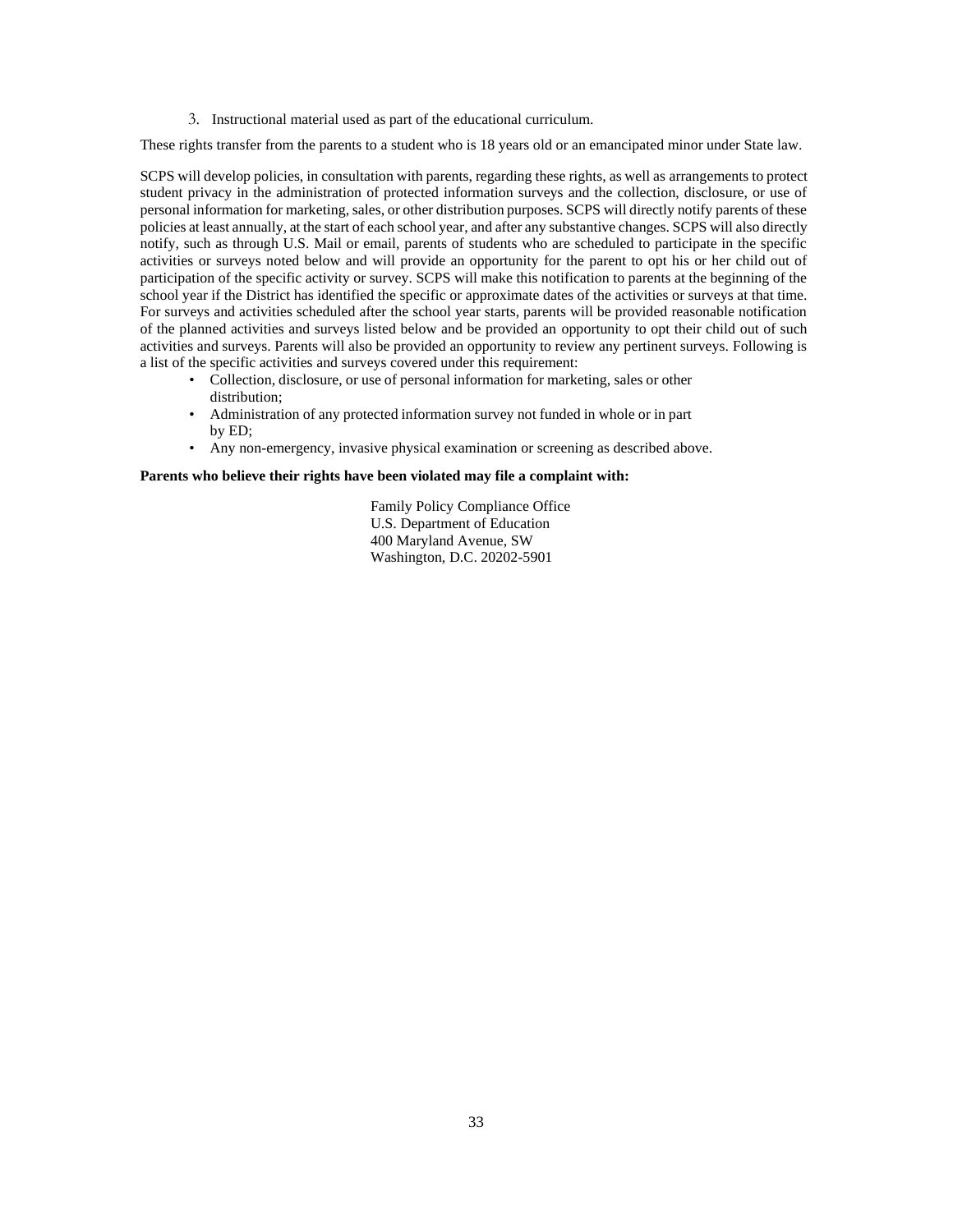3. Instructional material used as part of the educational curriculum.

These rights transfer from the parents to a student who is 18 years old or an emancipated minor under State law.

SCPS will develop policies, in consultation with parents, regarding these rights, as well as arrangements to protect student privacy in the administration of protected information surveys and the collection, disclosure, or use of personal information for marketing, sales, or other distribution purposes. SCPS will directly notify parents of these policies at least annually, at the start of each school year, and after any substantive changes. SCPS will also directly notify, such as through U.S. Mail or email, parents of students who are scheduled to participate in the specific activities or surveys noted below and will provide an opportunity for the parent to opt his or her child out of participation of the specific activity or survey. SCPS will make this notification to parents at the beginning of the school year if the District has identified the specific or approximate dates of the activities or surveys at that time. For surveys and activities scheduled after the school year starts, parents will be provided reasonable notification of the planned activities and surveys listed below and be provided an opportunity to opt their child out of such activities and surveys. Parents will also be provided an opportunity to review any pertinent surveys. Following is a list of the specific activities and surveys covered under this requirement:

- Collection, disclosure, or use of personal information for marketing, sales or other distribution;
- Administration of any protected information survey not funded in whole or in part by ED;
- Any non-emergency, invasive physical examination or screening as described above.

**Parents who believe their rights have been violated may file a complaint with:**

Family Policy Compliance Office
U.S. Department of Education
400 Maryland Avenue, SW
Washington, D.C. 20202-5901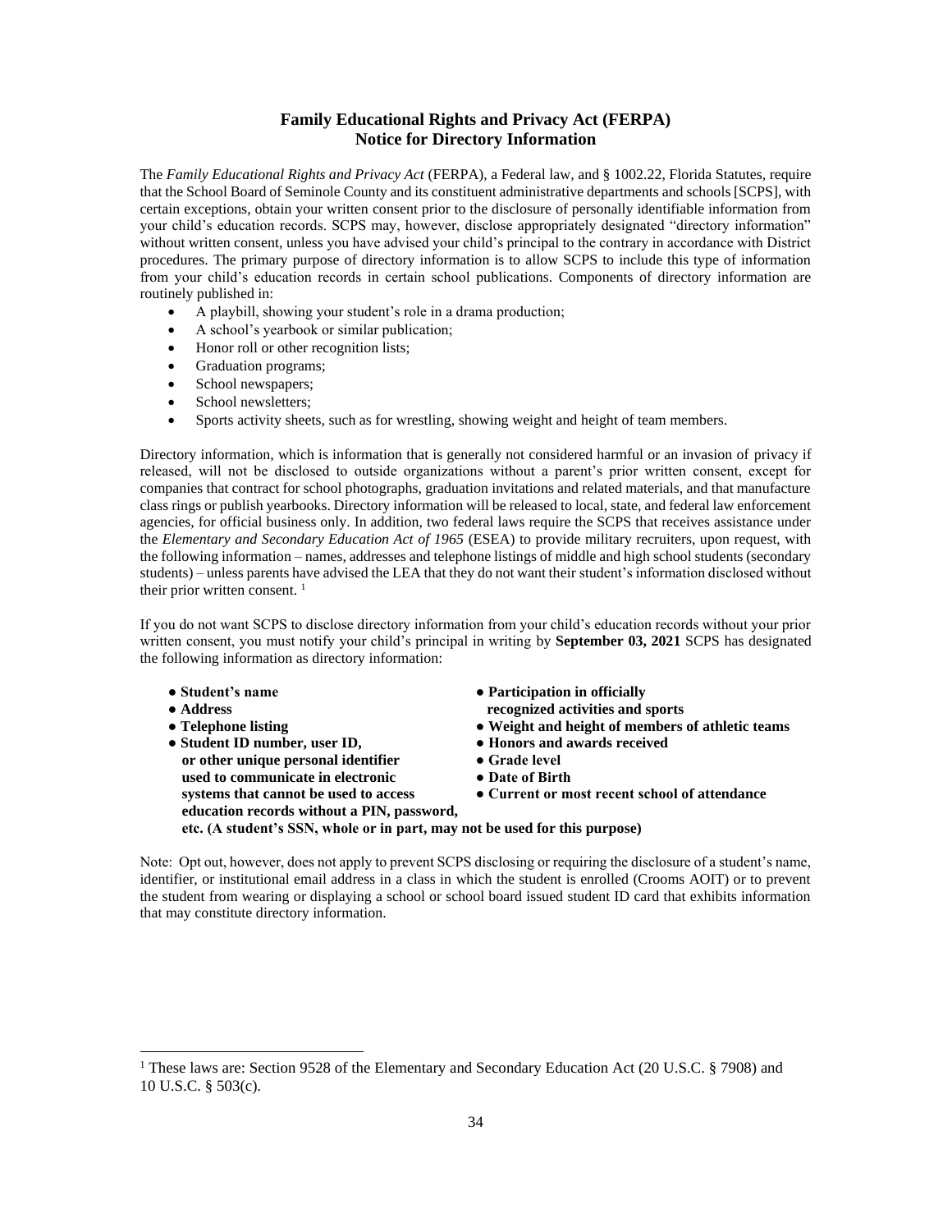## Family Educational Rights and Privacy Act (FERPA) Notice for Directory Information

The *Family Educational Rights and Privacy Act* (FERPA), a Federal law, and § 1002.22, Florida Statutes, require that the School Board of Seminole County and its constituent administrative departments and schools [SCPS], with certain exceptions, obtain your written consent prior to the disclosure of personally identifiable information from your child's education records. SCPS may, however, disclose appropriately designated "directory information" without written consent, unless you have advised your child's principal to the contrary in accordance with District procedures. The primary purpose of directory information is to allow SCPS to include this type of information from your child's education records in certain school publications. Components of directory information are routinely published in:

- A playbill, showing your student's role in a drama production;
- A school's yearbook or similar publication;
- Honor roll or other recognition lists;
- Graduation programs;
- School newspapers;
- School newsletters;
- Sports activity sheets, such as for wrestling, showing weight and height of team members.

Directory information, which is information that is generally not considered harmful or an invasion of privacy if released, will not be disclosed to outside organizations without a parent's prior written consent, except for companies that contract for school photographs, graduation invitations and related materials, and that manufacture class rings or publish yearbooks. Directory information will be released to local, state, and federal law enforcement agencies, for official business only. In addition, two federal laws require the SCPS that receives assistance under the *Elementary and Secondary Education Act of 1965* (ESEA) to provide military recruiters, upon request, with the following information – names, addresses and telephone listings of middle and high school students (secondary students) – unless parents have advised the LEA that they do not want their student's information disclosed without their prior written consent. [1]

If you do not want SCPS to disclose directory information from your child's education records without your prior written consent, you must notify your child's principal in writing by **September 03, 2021** SCPS has designated the following information as directory information:

- **Student's name**
- **Address**
- **Telephone listing**
- **Student ID number, user ID, or other unique personal identifier used to communicate in electronic systems that cannot be used to access education records without a PIN, password, etc. (A student's SSN, whole or in part, may not be used for this purpose)**
- **Participation in officially recognized activities and sports**
- **Weight and height of members of athletic teams**
- **Honors and awards received**
- **Grade level**
- **Date of Birth**
- **Current or most recent school of attendance**

Note: Opt out, however, does not apply to prevent SCPS disclosing or requiring the disclosure of a student's name, identifier, or institutional email address in a class in which the student is enrolled (Crooms AOIT) or to prevent the student from wearing or displaying a school or school board issued student ID card that exhibits information that may constitute directory information.

---

[1] These laws are: Section 9528 of the Elementary and Secondary Education Act (20 U.S.C. § 7908) and 10 U.S.C. § 503(c).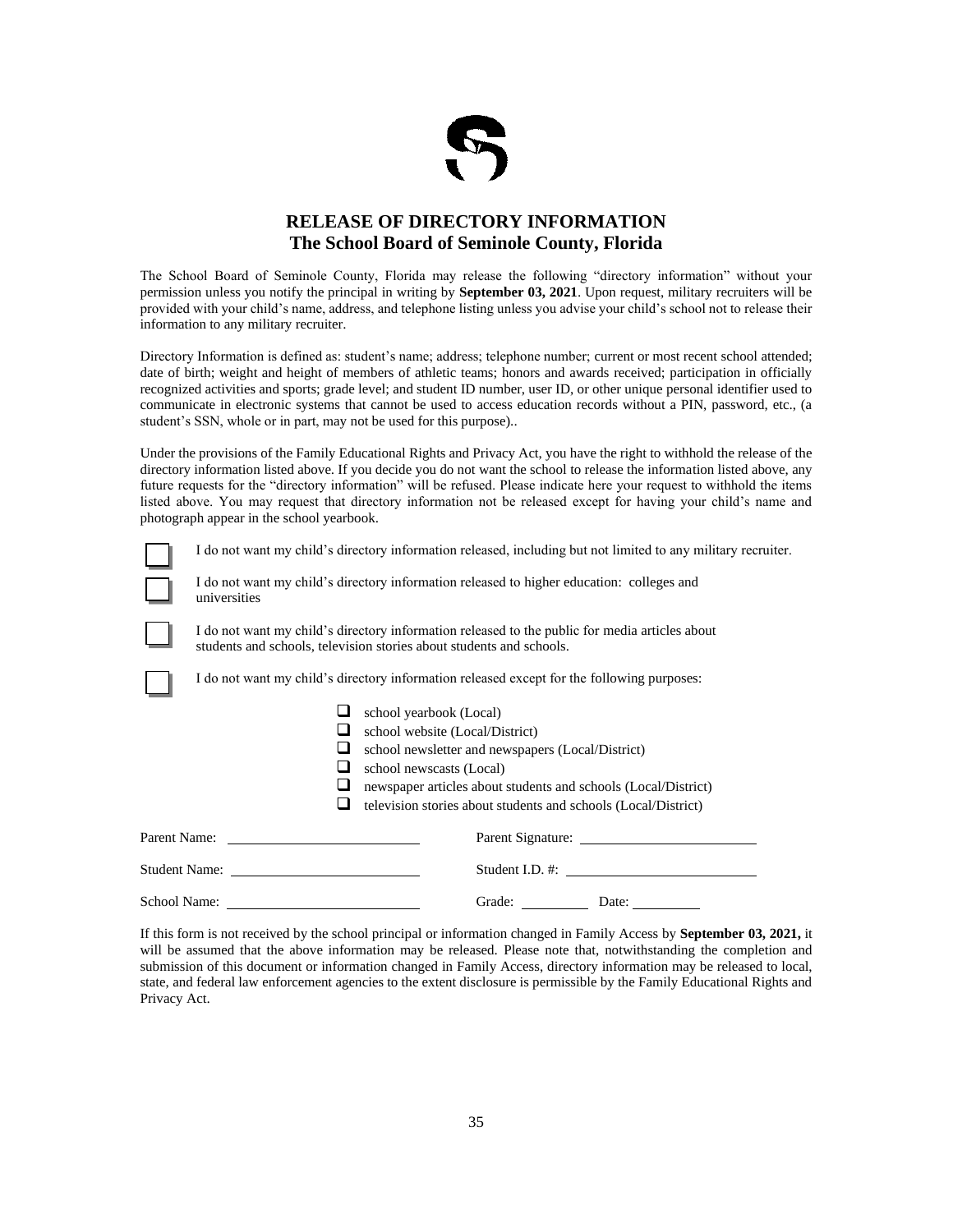# RELEASE OF DIRECTORY INFORMATION
## The School Board of Seminole County, Florida

The School Board of Seminole County, Florida may release the following "directory information" without your permission unless you notify the principal in writing by **September 03, 2021**. Upon request, military recruiters will be provided with your child's name, address, and telephone listing unless you advise your child's school not to release their information to any military recruiter.

Directory Information is defined as: student's name; address; telephone number; current or most recent school attended; date of birth; weight and height of members of athletic teams; honors and awards received; participation in officially recognized activities and sports; grade level; and student ID number, user ID, or other unique personal identifier used to communicate in electronic systems that cannot be used to access education records without a PIN, password, etc., (a student's SSN, whole or in part, may not be used for this purpose)..

Under the provisions of the Family Educational Rights and Privacy Act, you have the right to withhold the release of the directory information listed above. If you decide you do not want the school to release the information listed above, any future requests for the "directory information" will be refused. Please indicate here your request to withhold the items listed above. You may request that directory information not be released except for having your child's name and photograph appear in the school yearbook.

☐ I do not want my child's directory information released, including but not limited to any military recruiter.

☐ I do not want my child's directory information released to higher education: colleges and universities

☐ I do not want my child's directory information released to the public for media articles about students and schools, television stories about students and schools.

☐ I do not want my child's directory information released except for the following purposes:

- ☐ school yearbook (Local)
- ☐ school website (Local/District)
- ☐ school newsletter and newspapers (Local/District)
- ☐ school newscasts (Local)
- ☐ newspaper articles about students and schools (Local/District)
- ☐ television stories about students and schools (Local/District)

Parent Name: ______________________ Parent Signature: ______________________

Student Name: ______________________ Student I.D. #: ______________________

School Name: ______________________ Grade: __________ Date: __________

If this form is not received by the school principal or information changed in Family Access by **September 03, 2021,** it will be assumed that the above information may be released. Please note that, notwithstanding the completion and submission of this document or information changed in Family Access, directory information may be released to local, state, and federal law enforcement agencies to the extent disclosure is permissible by the Family Educational Rights and Privacy Act.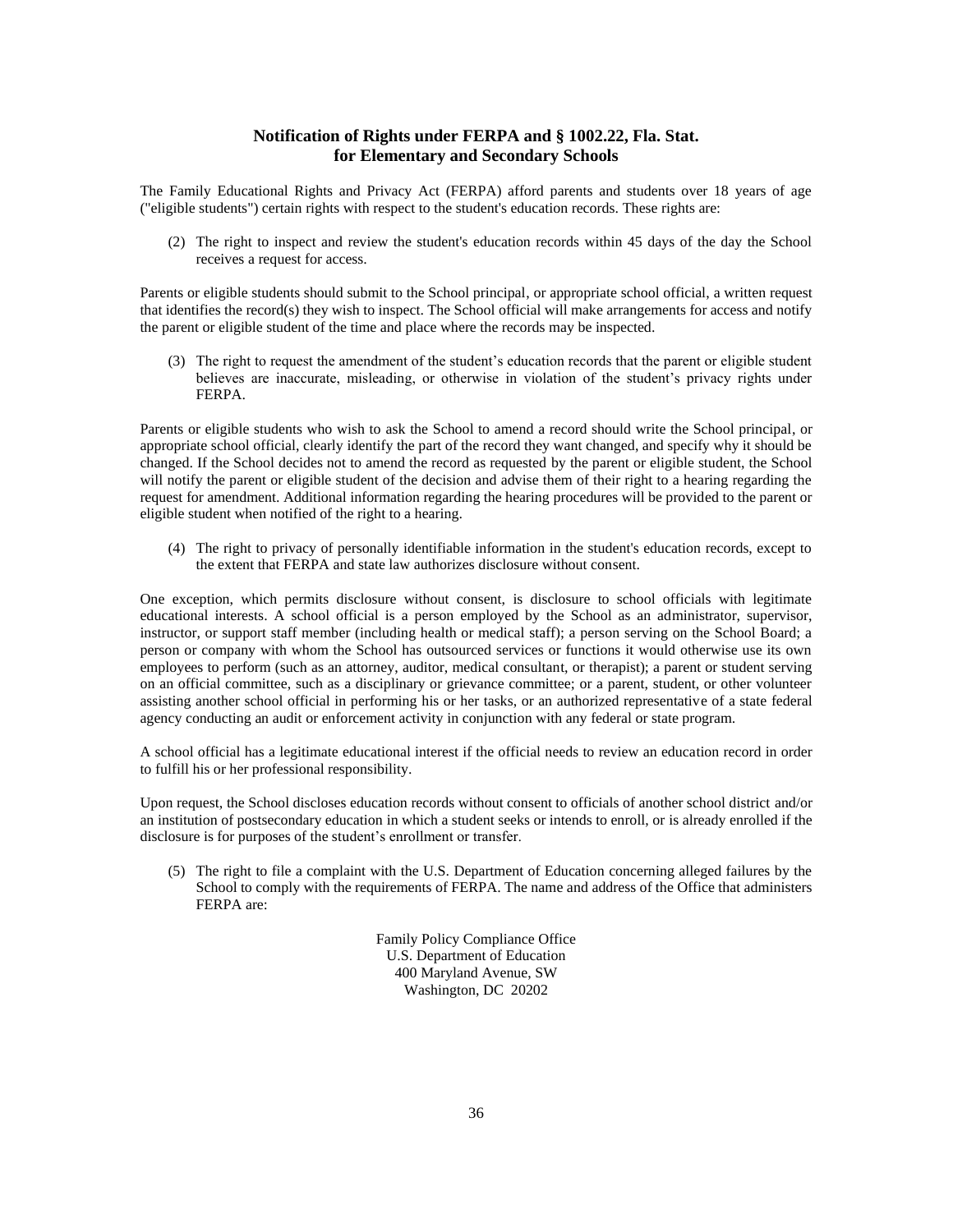## Notification of Rights under FERPA and § 1002.22, Fla. Stat. for Elementary and Secondary Schools

The Family Educational Rights and Privacy Act (FERPA) afford parents and students over 18 years of age ("eligible students") certain rights with respect to the student's education records. These rights are:

(2) The right to inspect and review the student's education records within 45 days of the day the School receives a request for access.

Parents or eligible students should submit to the School principal, or appropriate school official, a written request that identifies the record(s) they wish to inspect. The School official will make arrangements for access and notify the parent or eligible student of the time and place where the records may be inspected.

(3) The right to request the amendment of the student's education records that the parent or eligible student believes are inaccurate, misleading, or otherwise in violation of the student's privacy rights under FERPA.

Parents or eligible students who wish to ask the School to amend a record should write the School principal, or appropriate school official, clearly identify the part of the record they want changed, and specify why it should be changed. If the School decides not to amend the record as requested by the parent or eligible student, the School will notify the parent or eligible student of the decision and advise them of their right to a hearing regarding the request for amendment. Additional information regarding the hearing procedures will be provided to the parent or eligible student when notified of the right to a hearing.

(4) The right to privacy of personally identifiable information in the student's education records, except to the extent that FERPA and state law authorizes disclosure without consent.

One exception, which permits disclosure without consent, is disclosure to school officials with legitimate educational interests. A school official is a person employed by the School as an administrator, supervisor, instructor, or support staff member (including health or medical staff); a person serving on the School Board; a person or company with whom the School has outsourced services or functions it would otherwise use its own employees to perform (such as an attorney, auditor, medical consultant, or therapist); a parent or student serving on an official committee, such as a disciplinary or grievance committee; or a parent, student, or other volunteer assisting another school official in performing his or her tasks, or an authorized representative of a state federal agency conducting an audit or enforcement activity in conjunction with any federal or state program.

A school official has a legitimate educational interest if the official needs to review an education record in order to fulfill his or her professional responsibility.

Upon request, the School discloses education records without consent to officials of another school district and/or an institution of postsecondary education in which a student seeks or intends to enroll, or is already enrolled if the disclosure is for purposes of the student's enrollment or transfer.

(5) The right to file a complaint with the U.S. Department of Education concerning alleged failures by the School to comply with the requirements of FERPA. The name and address of the Office that administers FERPA are:

Family Policy Compliance Office
U.S. Department of Education
400 Maryland Avenue, SW
Washington, DC 20202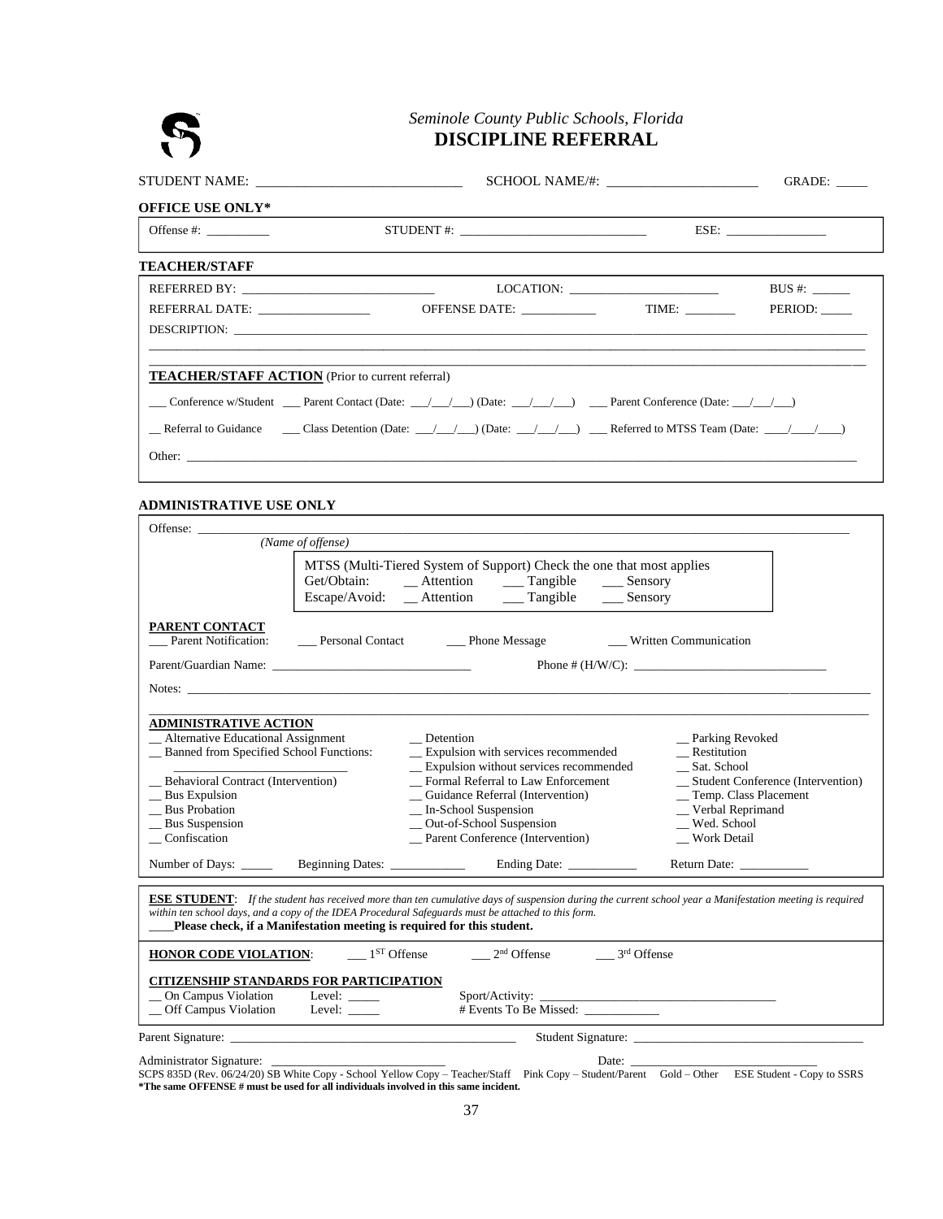*Seminole County Public Schools, Florida*

# DISCIPLINE REFERRAL

STUDENT NAME: ______________________________ SCHOOL NAME/#: ______________________ GRADE: _____

**OFFICE USE ONLY***

Offense #: __________ STUDENT #: ______________________________ ESE: ________________

**TEACHER/STAFF**

REFERRED BY: ______________________________ LOCATION: ________________________ BUS #: ______

REFERRAL DATE: _________________ OFFENSE DATE: ___________ TIME: ________ PERIOD: _____

DESCRIPTION: ____________________________________________________________________________________

____________________________________________________________________________________________________

____________________________________________________________________________________________________

**TEACHER/STAFF ACTION** (Prior to current referral)

___ Conference w/Student ___ Parent Contact (Date: ___/___/___) (Date: ___/___/___) ___ Parent Conference (Date: ___/___/___)

__ Referral to Guidance ___ Class Detention (Date: ___/___/___) (Date: ___/___/___) ___ Referred to MTSS Team (Date: ____/____/____)

Other: ______________________________________________________________________________________________

**ADMINISTRATIVE USE ONLY**

Offense: ____________________________________________________________________________________________
*(Name of offense)*

MTSS (Multi-Tiered System of Support) Check the one that most applies
Get/Obtain: __ Attention ___ Tangible ___ Sensory
Escape/Avoid: __ Attention ___ Tangible ___ Sensory

**PARENT CONTACT**
___ Parent Notification: ___ Personal Contact ___ Phone Message ___ Written Communication

Parent/Guardian Name: ________________________________ Phone # (H/W/C): ______________________________

Notes: ______________________________________________________________________________________________

____________________________________________________________________________________________________

**ADMINISTRATIVE ACTION**

__ Alternative Educational Assignment
__ Banned from Specified School Functions: ___________________________
__ Behavioral Contract (Intervention)
__ Bus Expulsion
__ Bus Probation
__ Bus Suspension
__ Confiscation
__ Detention
__ Expulsion with services recommended
__ Expulsion without services recommended
__ Formal Referral to Law Enforcement
__ Guidance Referral (Intervention)
__ In-School Suspension
__ Out-of-School Suspension
__ Parent Conference (Intervention)
__ Parking Revoked
__ Restitution
__ Sat. School
__ Student Conference (Intervention)
__ Temp. Class Placement
__ Verbal Reprimand
__ Wed. School
__ Work Detail

Number of Days: _____ Beginning Dates: ____________ Ending Date: ___________ Return Date: ___________

**ESE STUDENT**: *If the student has received more than ten cumulative days of suspension during the current school year a Manifestation meeting is required within ten school days, and a copy of the IDEA Procedural Safeguards must be attached to this form.*
____**Please check, if a Manifestation meeting is required for this student.**

**HONOR CODE VIOLATION**: ___ 1ST Offense ___ 2nd Offense ___ 3rd Offense

**CITIZENSHIP STANDARDS FOR PARTICIPATION**
__ On Campus Violation Level: _____ Sport/Activity: ______________________________________
__ Off Campus Violation Level: _____ # Events To Be Missed: ____________

Parent Signature: ________________________________________________ Student Signature: ____________________________________

Administrator Signature: ____________________________ Date: ____________________________

SCPS 835D (Rev. 06/24/20) SB White Copy - School Yellow Copy – Teacher/Staff Pink Copy – Student/Parent Gold – Other ESE Student - Copy to SSRS
**\*The same OFFENSE # must be used for all individuals involved in this same incident.**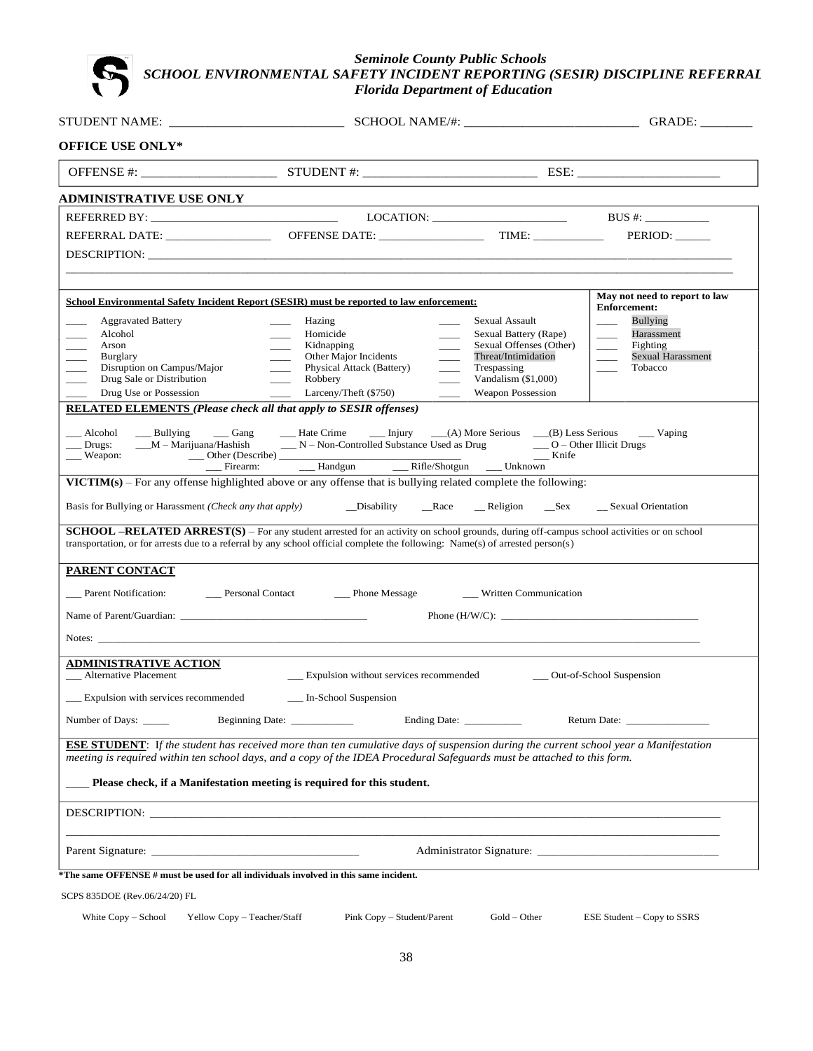# Seminole County Public Schools
## SCHOOL ENVIRONMENTAL SAFETY INCIDENT REPORTING (SESIR) DISCIPLINE REFERRAL
### Florida Department of Education

STUDENT NAME: __________________________ SCHOOL NAME/#: __________________________ GRADE: ________

**OFFICE USE ONLY***

OFFENSE #: ____________________ STUDENT #: ___________________________ ESE: ______________________

**ADMINISTRATIVE USE ONLY**

REFERRED BY: ________________________________ LOCATION: ______________________ BUS #: ___________

REFERRAL DATE: _________________ OFFENSE DATE: _________________ TIME: ___________ PERIOD: ______

DESCRIPTION: ___________________________________________________________________________________

_______________________________________________________________________________________________

| **School Environmental Safety Incident Report (SESIR) must be reported to law enforcement:** | | | **May not need to report to law Enforcement:** |
|---|---|---|---|
| ____ Aggravated Battery | ____ Hazing | ____ Sexual Assault | ____ Bullying |
| ____ Alcohol | ____ Homicide | ____ Sexual Battery (Rape) | ____ Harassment |
| ____ Arson | ____ Kidnapping | ____ Sexual Offenses (Other) | ____ Fighting |
| ____ Burglary | ____ Other Major Incidents | ____ Threat/Intimidation | ____ Sexual Harassment |
| ____ Disruption on Campus/Major | ____ Physical Attack (Battery) | ____ Trespassing | ____ Tobacco |
| ____ Drug Sale or Distribution | ____ Robbery | ____ Vandalism ($1,000) | |
| ____ Drug Use or Possession | ____ Larceny/Theft ($750) | ____ Weapon Possession | |

**RELATED ELEMENTS** ***(Please check all that apply to SESIR offenses)***

___ Alcohol ___ Bullying ___ Gang ___ Hate Crime ___ Injury ___(A) More Serious ___(B) Less Serious ___ Vaping
___ Drugs: ___M – Marijuana/Hashish ___ N – Non-Controlled Substance Used as Drug ___ O – Other Illicit Drugs
___ Weapon: ___ Other (Describe) ______________________________ ___ Knife
___ Firearm: ___ Handgun ___ Rifle/Shotgun ___ Unknown

**VICTIM(s)** – For any offense highlighted above or any offense that is bullying related complete the following:

Basis for Bullying or Harassment *(Check any that apply)* __Disability __Race __ Religion __Sex __ Sexual Orientation

**SCHOOL –RELATED ARREST(S)** – For any student arrested for an activity on school grounds, during off-campus school activities or on school transportation, or for arrests due to a referral by any school official complete the following: Name(s) of arrested person(s)

**PARENT CONTACT**

___ Parent Notification: ___ Personal Contact ___ Phone Message ___ Written Communication

Name of Parent/Guardian: ___________________________________ Phone (H/W/C): ____________________________________

Notes: ________________________________________________________________________________________________

**ADMINISTRATIVE ACTION**

___ Alternative Placement ___ Expulsion without services recommended ___ Out-of-School Suspension

___ Expulsion with services recommended ___ In-School Suspension

Number of Days: _____ Beginning Date: ___________ Ending Date: __________ Return Date: _______________

**ESE STUDENT**: I*f the student has received more than ten cumulative days of suspension during the current school year a Manifestation meeting is required within ten school days, and a copy of the IDEA Procedural Safeguards must be attached to this form.*

____ **Please check, if a Manifestation meeting is required for this student.**

DESCRIPTION: ___________________________________________________________________________________

_______________________________________________________________________________________________

Parent Signature: __________________________________ Administrator Signature: ______________________________

**\*The same OFFENSE # must be used for all individuals involved in this same incident.**

SCPS 835DOE (Rev.06/24/20) FL

White Copy – School Yellow Copy – Teacher/Staff Pink Copy – Student/Parent Gold – Other ESE Student – Copy to SSRS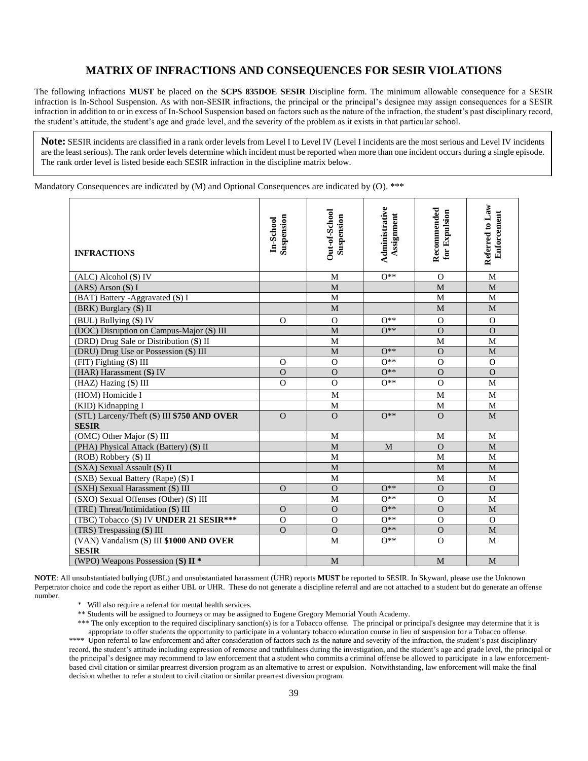# MATRIX OF INFRACTIONS AND CONSEQUENCES FOR SESIR VIOLATIONS

The following infractions **MUST** be placed on the **SCPS 835DOE SESIR** Discipline form. The minimum allowable consequence for a SESIR infraction is In-School Suspension. As with non-SESIR infractions, the principal or the principal's designee may assign consequences for a SESIR infraction in addition to or in excess of In-School Suspension based on factors such as the nature of the infraction, the student's past disciplinary record, the student's attitude, the student's age and grade level, and the severity of the problem as it exists in that particular school.

**Note:** SESIR incidents are classified in a rank order levels from Level I to Level IV (Level I incidents are the most serious and Level IV incidents are the least serious). The rank order levels determine which incident must be reported when more than one incident occurs during a single episode. The rank order level is listed beside each SESIR infraction in the discipline matrix below.

Mandatory Consequences are indicated by (M) and Optional Consequences are indicated by (O). ***

| INFRACTIONS | In-School Suspension | Out-of-School Suspension | Administrative Assignment | Recommended for Expulsion | Referred to Law Enforcement |
|---|---|---|---|---|---|
| (ALC) Alcohol (**S**) IV | | M | O** | O | M |
| (ARS) Arson (**S**) I | | M | | M | M |
| (BAT) Battery -Aggravated (**S**) I | | M | | M | M |
| (BRK) Burglary (**S**) II | | M | | M | M |
| (BUL) Bullying (**S**) IV | O | O | O** | O | O |
| (DOC) Disruption on Campus-Major (**S**) III | | M | O** | O | O |
| (DRD) Drug Sale or Distribution (**S**) II | | M | | M | M |
| (DRU) Drug Use or Possession (**S**) III | | M | O** | O | M |
| (FIT) Fighting (**S**) III | O | O | O** | O | O |
| (HAR) Harassment (**S**) IV | O | O | O** | O | O |
| (HAZ) Hazing (**S**) III | O | O | O** | O | M |
| (HOM) Homicide I | | M | | M | M |
| (KID) Kidnapping I | | M | | M | M |
| (STL) Larceny/Theft (**S**) III **$750 AND OVER SESIR** | O | O | O** | O | M |
| (OMC) Other Major (**S**) III | | M | | M | M |
| (PHA) Physical Attack (Battery) (**S**) II | | M | M | O | M |
| (ROB) Robbery (**S**) II | | M | | M | M |
| (SXA) Sexual Assault (**S**) II | | M | | M | M |
| (SXB) Sexual Battery (Rape) (**S**) I | | M | | M | M |
| (SXH) Sexual Harassment (**S**) III | O | O | O** | O | O |
| (SXO) Sexual Offenses (Other) (**S**) III | | M | O** | O | M |
| (TRE) Threat/Intimidation (**S**) III | O | O | O** | O | M |
| (TBC) Tobacco (**S**) IV **UNDER 21 SESIR*** ** | O | O | O** | O | O |
| (TRS) Trespassing (**S**) III | O | O | O** | O | M |
| (VAN) Vandalism (**S**) III **$1000 AND OVER SESIR** | | M | O** | O | M |
| (WPO) Weapons Possession (**S**) **II *** | | M | | M | M |

**NOTE**: All unsubstantiated bullying (UBL) and unsubstantiated harassment (UHR) reports **MUST** be reported to SESIR. In Skyward, please use the Unknown Perpetrator choice and code the report as either UBL or UHR. These do not generate a discipline referral and are not attached to a student but do generate an offense number.

\* Will also require a referral for mental health services.

\** Students will be assigned to Journeys or may be assigned to Eugene Gregory Memorial Youth Academy.

\*** The only exception to the required disciplinary sanction(s) is for a Tobacco offense. The principal or principal's designee may determine that it is appropriate to offer students the opportunity to participate in a voluntary tobacco education course in lieu of suspension for a Tobacco offense.

\**** Upon referral to law enforcement and after consideration of factors such as the nature and severity of the infraction, the student's past disciplinary record, the student's attitude including expression of remorse and truthfulness during the investigation, and the student's age and grade level, the principal or the principal's designee may recommend to law enforcement that a student who commits a criminal offense be allowed to participate in a law enforcement-based civil citation or similar prearrest diversion program as an alternative to arrest or expulsion. Notwithstanding, law enforcement will make the final decision whether to refer a student to civil citation or similar prearrest diversion program.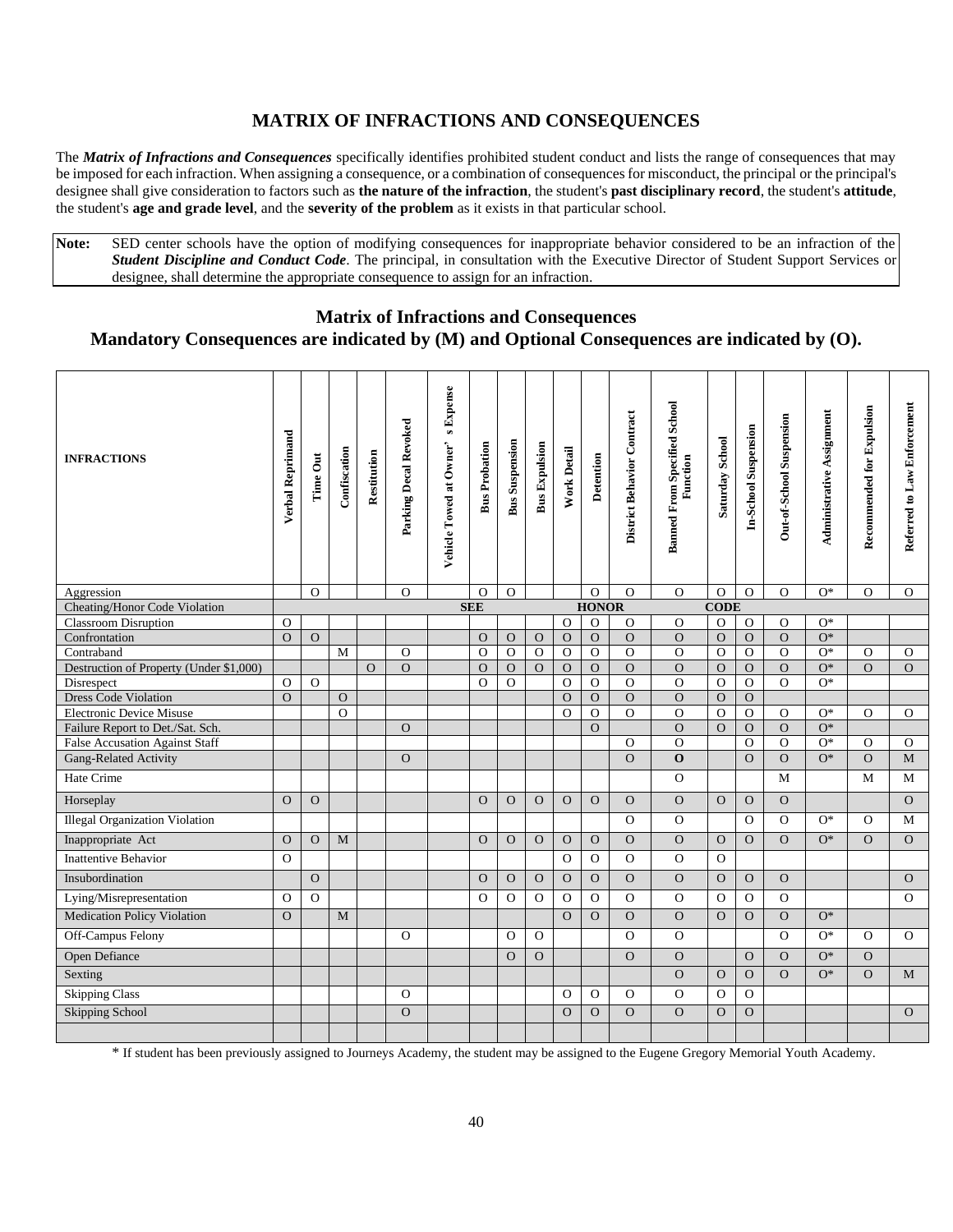## MATRIX OF INFRACTIONS AND CONSEQUENCES

The ***Matrix of Infractions and Consequences*** specifically identifies prohibited student conduct and lists the range of consequences that may be imposed for each infraction. When assigning a consequence, or a combination of consequences for misconduct, the principal or the principal's designee shall give consideration to factors such as **the nature of the infraction**, the student's **past disciplinary record**, the student's **attitude**, the student's **age and grade level**, and the **severity of the problem** as it exists in that particular school.

**Note:** SED center schools have the option of modifying consequences for inappropriate behavior considered to be an infraction of the ***Student Discipline and Conduct Code***. The principal, in consultation with the Executive Director of Student Support Services or designee, shall determine the appropriate consequence to assign for an infraction.

### Matrix of Infractions and Consequences
### Mandatory Consequences are indicated by (M) and Optional Consequences are indicated by (O).

| INFRACTIONS | Verbal Reprimand | Time Out | Confiscation | Restitution | Parking Decal Revoked | Vehicle Towed at Owner's Expense | Bus Probation | Bus Suspension | Bus Expulsion | Work Detail | Detention | District Behavior Contract | Banned From Specified School Function | Saturday School | In-School Suspension | Out-of-School Suspension | Administrative Assignment | Recommended for Expulsion | Referred to Law Enforcement |
|---|---|---|---|---|---|---|---|---|---|---|---|---|---|---|---|---|---|---|---|
| Aggression | | O | | | O | | O | O | | | O | O | O | O | O | O | O* | O | O |
| Cheating/Honor Code Violation | | | | | | | SEE | | | | HONOR | | | CODE | | | | | |
| Classroom Disruption | O | | | | | | | | | O | O | O | O | O | O | O | O* | | |
| Confrontation | O | O | | | | | O | O | O | O | O | O | O | O | O | O | O* | | |
| Contraband | | | M | | O | | O | O | O | O | O | O | O | O | O | O | O* | O | O |
| Destruction of Property (Under $1,000) | | | | O | O | | O | O | O | O | O | O | O | O | O | O | O* | O | O |
| Disrespect | O | O | | | | | O | O | | O | O | O | O | O | O | O | O* | | |
| Dress Code Violation | O | | O | | | | | | | O | O | O | O | O | O | | | | |
| Electronic Device Misuse | | | O | | | | | | | O | O | O | O | O | O | O | O* | O | O |
| Failure Report to Det./Sat. Sch. | | | | | O | | | | | | O | | O | O | O | O | O* | | |
| False Accusation Against Staff | | | | | | | | | | | | O | O | | O | O | O* | O | O |
| Gang-Related Activity | | | | | O | | | | | | | O | **O** | | O | O | O* | O | M |
| Hate Crime | | | | | | | | | | | | | O | | | M | | M | M |
| Horseplay | O | O | | | | | O | O | O | O | O | O | O | O | O | O | | | O |
| Illegal Organization Violation | | | | | | | | | | | | O | O | | O | O | O* | O | M |
| Inappropriate Act | O | O | M | | | | O | O | O | O | O | O | O | O | O | O | O* | O | O |
| Inattentive Behavior | O | | | | | | | | | O | O | O | O | O | | | | | |
| Insubordination | | O | | | | | O | O | O | O | O | O | O | O | O | O | | | O |
| Lying/Misrepresentation | O | O | | | | | O | O | O | O | O | O | O | O | O | O | | | O |
| Medication Policy Violation | O | | M | | | | | | | O | O | O | O | O | O | O | O* | | |
| Off-Campus Felony | | | | | O | | | O | O | | | O | O | | | O | O* | O | O |
| Open Defiance | | | | | | | | O | O | | | O | O | | O | O | O* | O | |
| Sexting | | | | | | | | | | | | | O | O | O | O | O* | O | M |
| Skipping Class | | | | | O | | | | | O | O | O | O | O | O | | | | |
| Skipping School | | | | | O | | | | | O | O | O | O | O | O | | | | O |
| | | | | | | | | | | | | | | | | | | | |

\* If student has been previously assigned to Journeys Academy, the student may be assigned to the Eugene Gregory Memorial Youth Academy.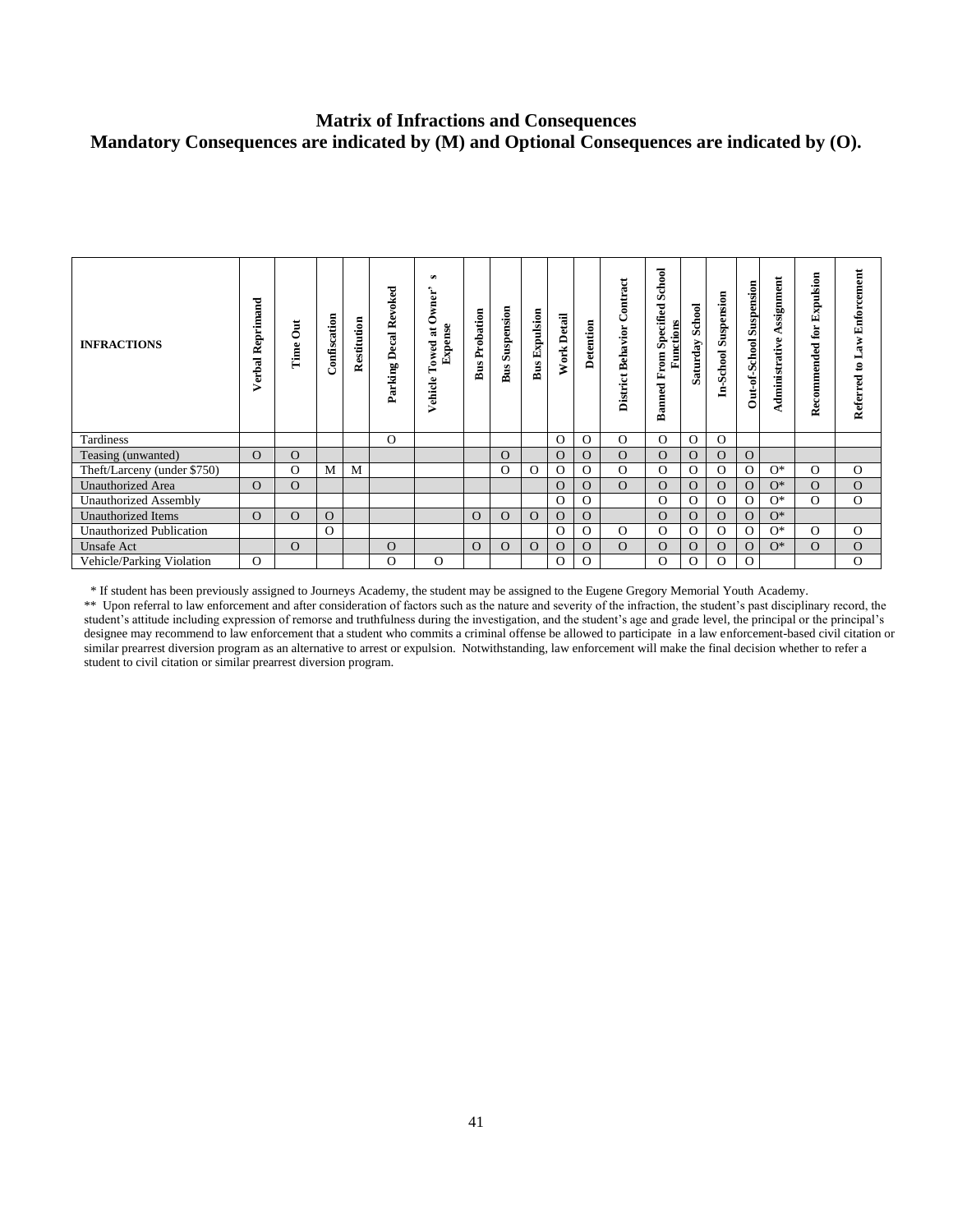## Matrix of Infractions and Consequences

## Mandatory Consequences are indicated by (M) and Optional Consequences are indicated by (O).

| INFRACTIONS | Verbal Reprimand | Time Out | Confiscation | Restitution | Parking Decal Revoked | Vehicle Towed at Owner's Expense | Bus Probation | Bus Suspension | Bus Expulsion | Work Detail | Detention | District Behavior Contract | Banned From Specified School Functions | Saturday School | In-School Suspension | Out-of-School Suspension | Administrative Assignment | Recommended for Expulsion | Referred to Law Enforcement |
|---|---|---|---|---|---|---|---|---|---|---|---|---|---|---|---|---|---|---|---|
| Tardiness | | | | | O | | | | | O | O | O | O | O | O | | | | |
| Teasing (unwanted) | O | O | | | | | | O | | O | O | O | O | O | O | O | | | |
| Theft/Larceny (under $750) | | O | M | M | | | | O | O | O | O | O | O | O | O | O | O* | O | O |
| Unauthorized Area | O | O | | | | | | | | O | O | O | O | O | O | O | O* | O | O |
| Unauthorized Assembly | | | | | | | | | | O | O | | O | O | O | O | O* | O | O |
| Unauthorized Items | O | O | O | | | | O | O | O | O | O | | O | O | O | O | O* | | |
| Unauthorized Publication | | | O | | | | | | | O | O | O | O | O | O | O | O* | O | O |
| Unsafe Act | | O | | | O | | O | O | O | O | O | O | O | O | O | O | O* | O | O |
| Vehicle/Parking Violation | O | | | | O | O | | | | O | O | | O | O | O | O | | | O |

\* If student has been previously assigned to Journeys Academy, the student may be assigned to the Eugene Gregory Memorial Youth Academy.

\*\* Upon referral to law enforcement and after consideration of factors such as the nature and severity of the infraction, the student's past disciplinary record, the student's attitude including expression of remorse and truthfulness during the investigation, and the student's age and grade level, the principal or the principal's designee may recommend to law enforcement that a student who commits a criminal offense be allowed to participate in a law enforcement-based civil citation or similar prearrest diversion program as an alternative to arrest or expulsion. Notwithstanding, law enforcement will make the final decision whether to refer a student to civil citation or similar prearrest diversion program.